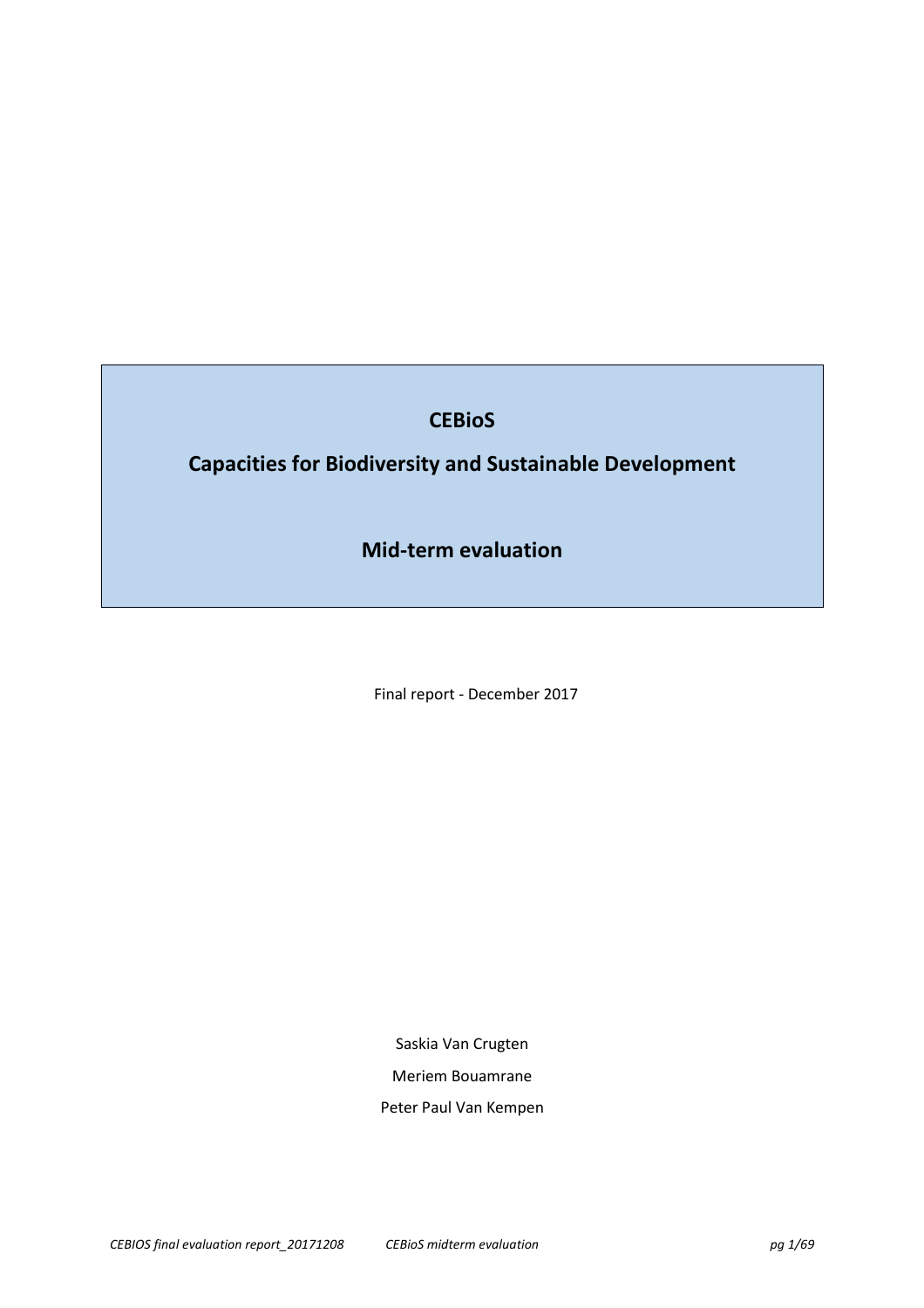# CEBioS

## Capacities for Biodiversity and Sustainable Development

## Mid-term evaluation

Final report - December 2017

Saskia Van Crugten

Meriem Bouamrane

Peter Paul Van Kempen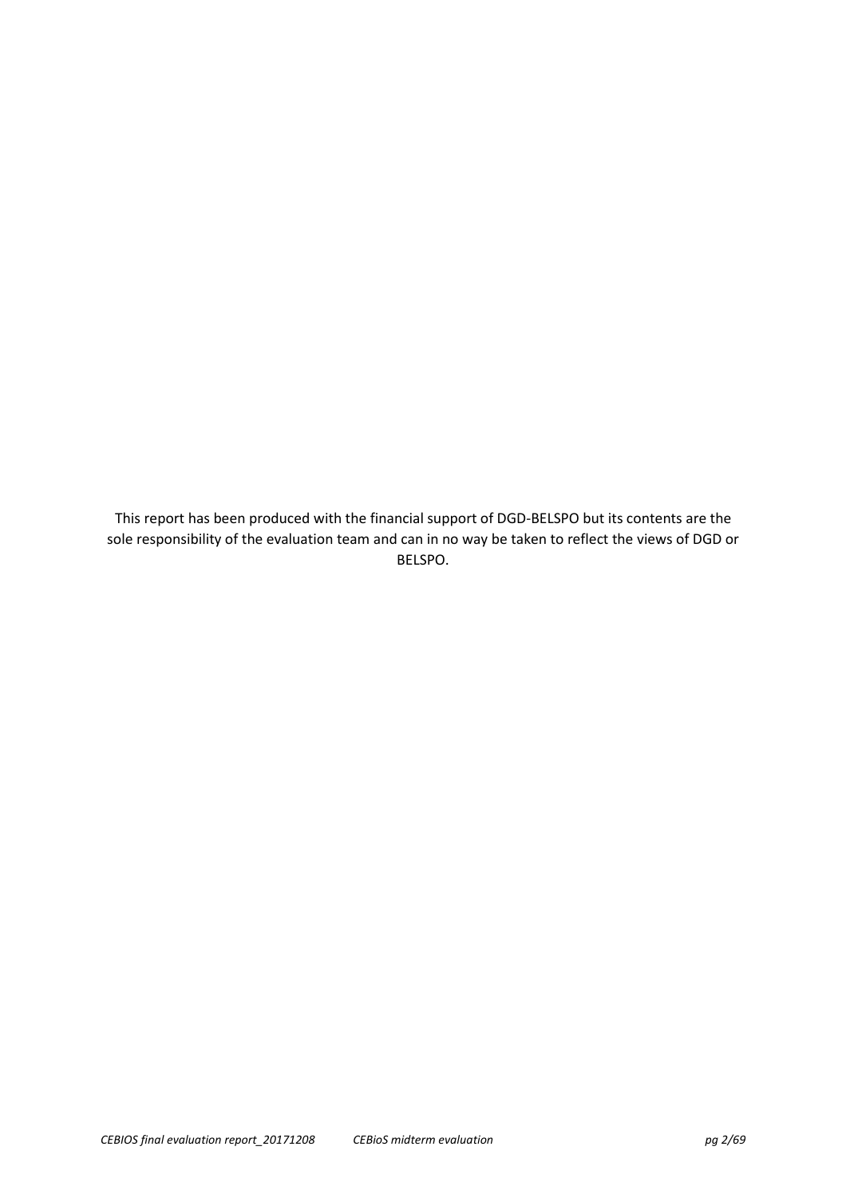This report has been produced with the financial support of DGD-BELSPO but its contents are the sole responsibility of the evaluation team and can in no way be taken to reflect the views of DGD or BELSPO.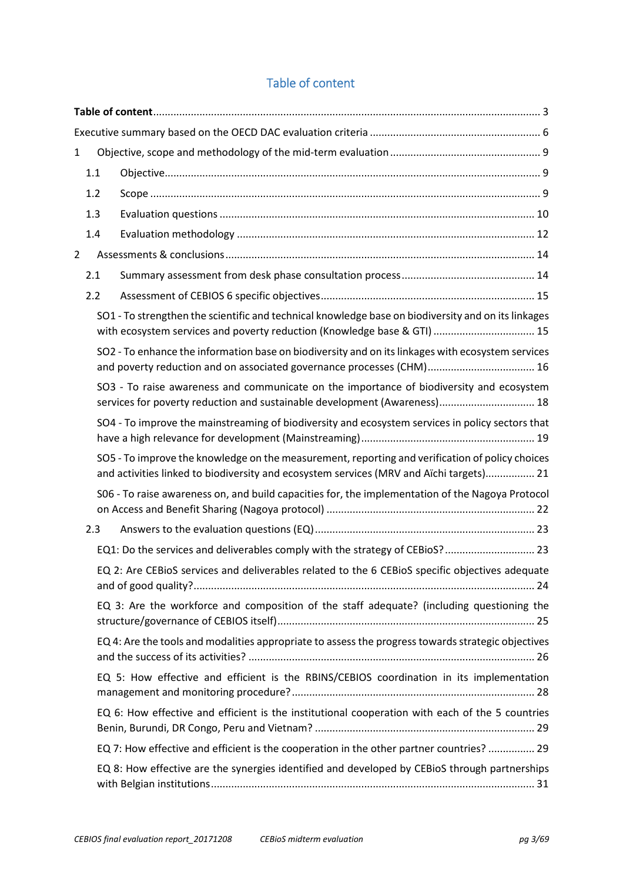# Table of content

**Table of content** .......... 3

Executive summary based on the OECD DAC evaluation criteria .......... 6

1 Objective, scope and methodology of the mid-term evaluation .......... 9

- 1.1 Objective .......... 9
- 1.2 Scope .......... 9
- 1.3 Evaluation questions .......... 10
- 1.4 Evaluation methodology .......... 12

2 Assessments & conclusions .......... 14

- 2.1 Summary assessment from desk phase consultation process .......... 14
- 2.2 Assessment of CEBIOS 6 specific objectives .......... 15
  - SO1 - To strengthen the scientific and technical knowledge base on biodiversity and on its linkages with ecosystem services and poverty reduction (Knowledge base & GTI) .......... 15
  - SO2 - To enhance the information base on biodiversity and on its linkages with ecosystem services and poverty reduction and on associated governance processes (CHM) .......... 16
  - SO3 - To raise awareness and communicate on the importance of biodiversity and ecosystem services for poverty reduction and sustainable development (Awareness) .......... 18
  - SO4 - To improve the mainstreaming of biodiversity and ecosystem services in policy sectors that have a high relevance for development (Mainstreaming) .......... 19
  - SO5 - To improve the knowledge on the measurement, reporting and verification of policy choices and activities linked to biodiversity and ecosystem services (MRV and Aïchi targets) .......... 21
  - S06 - To raise awareness on, and build capacities for, the implementation of the Nagoya Protocol on Access and Benefit Sharing (Nagoya protocol) .......... 22
- 2.3 Answers to the evaluation questions (EQ) .......... 23
  - EQ1: Do the services and deliverables comply with the strategy of CEBioS? .......... 23
  - EQ 2: Are CEBioS services and deliverables related to the 6 CEBioS specific objectives adequate and of good quality? .......... 24
  - EQ 3: Are the workforce and composition of the staff adequate? (including questioning the structure/governance of CEBIOS itself) .......... 25
  - EQ 4: Are the tools and modalities appropriate to assess the progress towards strategic objectives and the success of its activities? .......... 26
  - EQ 5: How effective and efficient is the RBINS/CEBIOS coordination in its implementation management and monitoring procedure? .......... 28
  - EQ 6: How effective and efficient is the institutional cooperation with each of the 5 countries Benin, Burundi, DR Congo, Peru and Vietnam? .......... 29
  - EQ 7: How effective and efficient is the cooperation in the other partner countries? .......... 29
  - EQ 8: How effective are the synergies identified and developed by CEBioS through partnerships with Belgian institutions .......... 31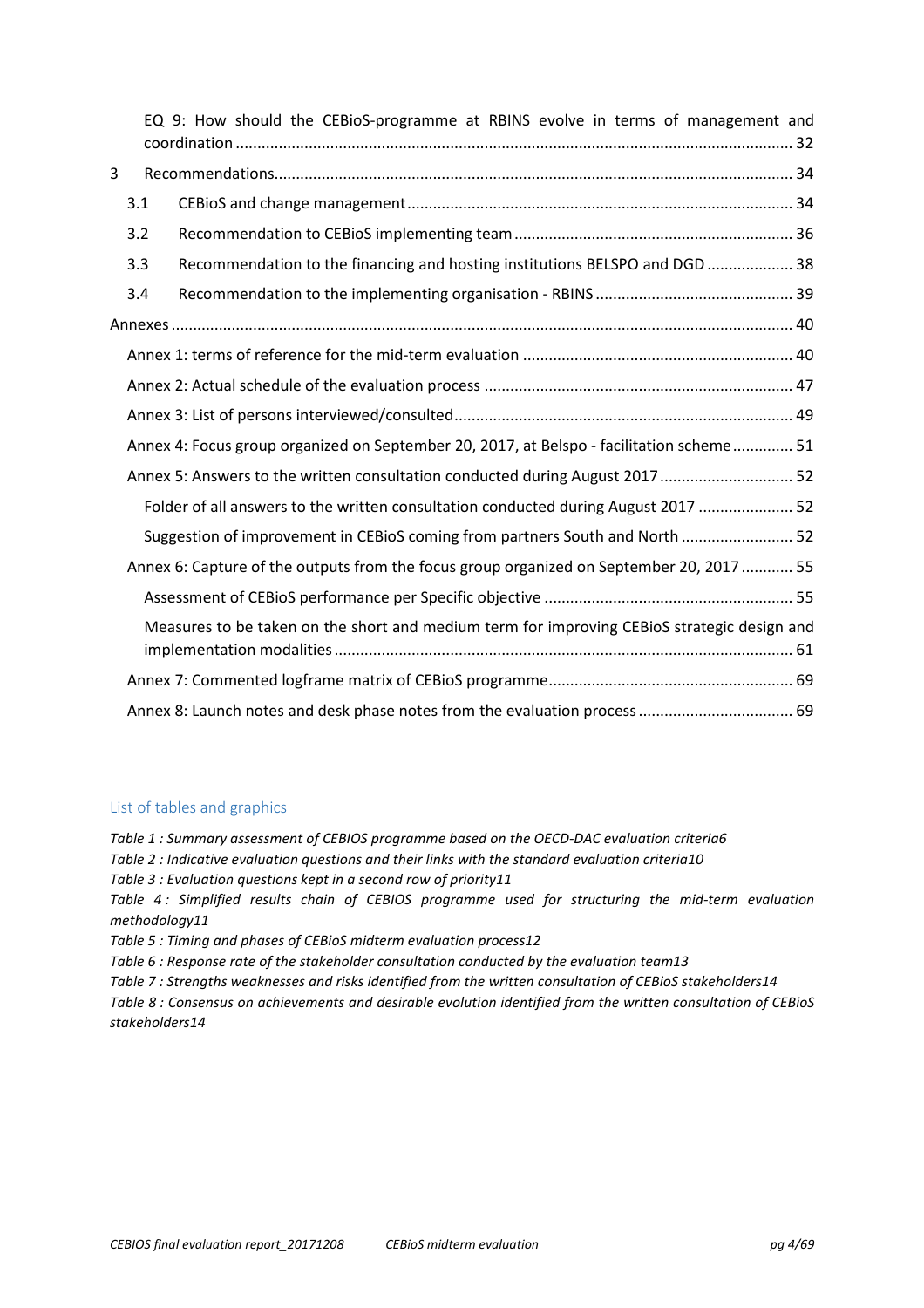EQ 9: How should the CEBioS-programme at RBINS evolve in terms of management and coordination ........ 32

3 Recommendations ........ 34

3.1 CEBioS and change management ........ 34

3.2 Recommendation to CEBioS implementing team ........ 36

3.3 Recommendation to the financing and hosting institutions BELSPO and DGD ........ 38

3.4 Recommendation to the implementing organisation - RBINS ........ 39

Annexes ........ 40

Annex 1: terms of reference for the mid-term evaluation ........ 40

Annex 2: Actual schedule of the evaluation process ........ 47

Annex 3: List of persons interviewed/consulted ........ 49

Annex 4: Focus group organized on September 20, 2017, at Belspo - facilitation scheme ........ 51

Annex 5: Answers to the written consultation conducted during August 2017 ........ 52

Folder of all answers to the written consultation conducted during August 2017 ........ 52

Suggestion of improvement in CEBioS coming from partners South and North ........ 52

Annex 6: Capture of the outputs from the focus group organized on September 20, 2017 ........ 55

Assessment of CEBioS performance per Specific objective ........ 55

Measures to be taken on the short and medium term for improving CEBioS strategic design and implementation modalities ........ 61

Annex 7: Commented logframe matrix of CEBioS programme ........ 69

Annex 8: Launch notes and desk phase notes from the evaluation process ........ 69

## List of tables and graphics

*Table 1 : Summary assessment of CEBIOS programme based on the OECD-DAC evaluation criteria6*

*Table 2 : Indicative evaluation questions and their links with the standard evaluation criteria10*

*Table 3 : Evaluation questions kept in a second row of priority11*

*Table 4 : Simplified results chain of CEBIOS programme used for structuring the mid-term evaluation methodology11*

*Table 5 : Timing and phases of CEBioS midterm evaluation process12*

*Table 6 : Response rate of the stakeholder consultation conducted by the evaluation team13*

*Table 7 : Strengths weaknesses and risks identified from the written consultation of CEBioS stakeholders14*

*Table 8 : Consensus on achievements and desirable evolution identified from the written consultation of CEBioS stakeholders14*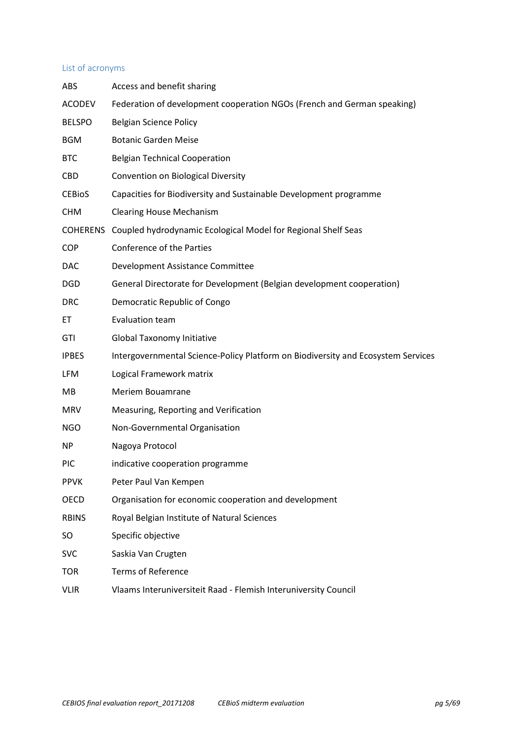## List of acronyms

| | |
|---|---|
| ABS | Access and benefit sharing |
| ACODEV | Federation of development cooperation NGOs (French and German speaking) |
| BELSPO | Belgian Science Policy |
| BGM | Botanic Garden Meise |
| BTC | Belgian Technical Cooperation |
| CBD | Convention on Biological Diversity |
| CEBioS | Capacities for Biodiversity and Sustainable Development programme |
| CHM | Clearing House Mechanism |
| COHERENS | Coupled hydrodynamic Ecological Model for Regional Shelf Seas |
| COP | Conference of the Parties |
| DAC | Development Assistance Committee |
| DGD | General Directorate for Development (Belgian development cooperation) |
| DRC | Democratic Republic of Congo |
| ET | Evaluation team |
| GTI | Global Taxonomy Initiative |
| IPBES | Intergovernmental Science-Policy Platform on Biodiversity and Ecosystem Services |
| LFM | Logical Framework matrix |
| MB | Meriem Bouamrane |
| MRV | Measuring, Reporting and Verification |
| NGO | Non-Governmental Organisation |
| NP | Nagoya Protocol |
| PIC | indicative cooperation programme |
| PPVK | Peter Paul Van Kempen |
| OECD | Organisation for economic cooperation and development |
| RBINS | Royal Belgian Institute of Natural Sciences |
| SO | Specific objective |
| SVC | Saskia Van Crugten |
| TOR | Terms of Reference |
| VLIR | Vlaams Interuniversiteit Raad - Flemish Interuniversity Council |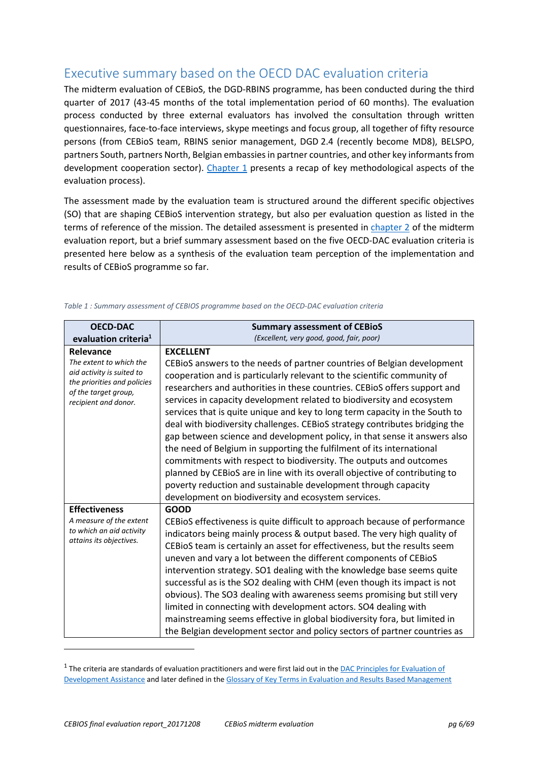## Executive summary based on the OECD DAC evaluation criteria

The midterm evaluation of CEBioS, the DGD-RBINS programme, has been conducted during the third quarter of 2017 (43-45 months of the total implementation period of 60 months). The evaluation process conducted by three external evaluators has involved the consultation through written questionnaires, face-to-face interviews, skype meetings and focus group, all together of fifty resource persons (from CEBioS team, RBINS senior management, DGD 2.4 (recently become MD8), BELSPO, partners South, partners North, Belgian embassies in partner countries, and other key informants from development cooperation sector). Chapter 1 presents a recap of key methodological aspects of the evaluation process).

The assessment made by the evaluation team is structured around the different specific objectives (SO) that are shaping CEBioS intervention strategy, but also per evaluation question as listed in the terms of reference of the mission. The detailed assessment is presented in chapter 2 of the midterm evaluation report, but a brief summary assessment based on the five OECD-DAC evaluation criteria is presented here below as a synthesis of the evaluation team perception of the implementation and results of CEBioS programme so far.

*Table 1 : Summary assessment of CEBIOS programme based on the OECD-DAC evaluation criteria*

| OECD-DAC evaluation criteria[1] | Summary assessment of CEBioS *(Excellent, very good, good, fair, poor)* |
|---|---|
| **Relevance** *The extent to which the aid activity is suited to the priorities and policies of the target group, recipient and donor.* | **EXCELLENT** CEBioS answers to the needs of partner countries of Belgian development cooperation and is particularly relevant to the scientific community of researchers and authorities in these countries. CEBioS offers support and services in capacity development related to biodiversity and ecosystem services that is quite unique and key to long term capacity in the South to deal with biodiversity challenges. CEBioS strategy contributes bridging the gap between science and development policy, in that sense it answers also the need of Belgium in supporting the fulfilment of its international commitments with respect to biodiversity. The outputs and outcomes planned by CEBioS are in line with its overall objective of contributing to poverty reduction and sustainable development through capacity development on biodiversity and ecosystem services. |
| **Effectiveness** *A measure of the extent to which an aid activity attains its objectives.* | **GOOD** CEBioS effectiveness is quite difficult to approach because of performance indicators being mainly process & output based. The very high quality of CEBioS team is certainly an asset for effectiveness, but the results seem uneven and vary a lot between the different components of CEBioS intervention strategy. SO1 dealing with the knowledge base seems quite successful as is the SO2 dealing with CHM (even though its impact is not obvious). The SO3 dealing with awareness seems promising but still very limited in connecting with development actors. SO4 dealing with mainstreaming seems effective in global biodiversity fora, but limited in the Belgian development sector and policy sectors of partner countries as |

[1] The criteria are standards of evaluation practitioners and were first laid out in the DAC Principles for Evaluation of Development Assistance and later defined in the Glossary of Key Terms in Evaluation and Results Based Management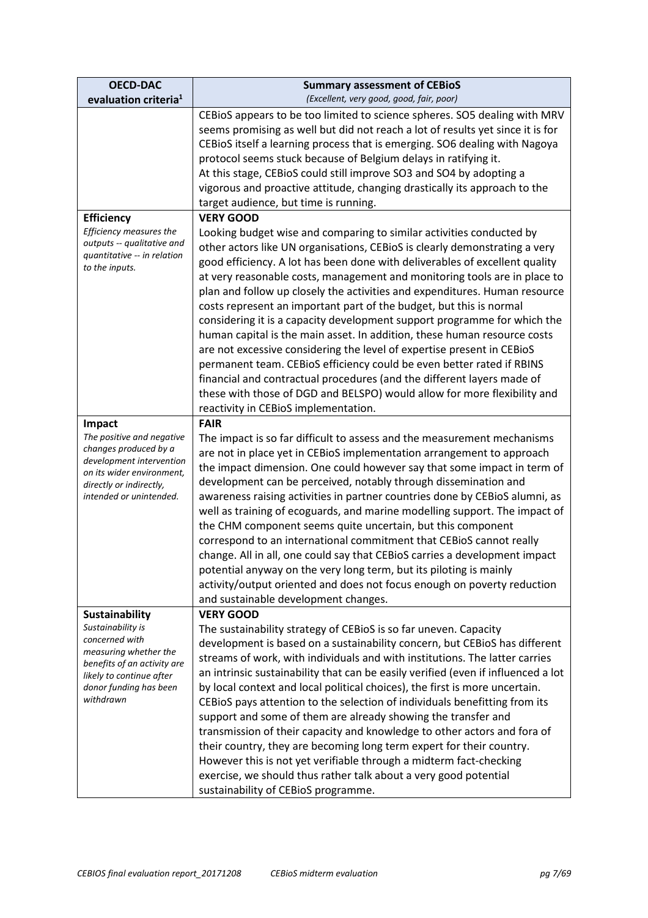| OECD-DAC evaluation criteria[1] | Summary assessment of CEBioS *(Excellent, very good, good, fair, poor)* |
|---|---|
| | CEBioS appears to be too limited to science spheres. SO5 dealing with MRV seems promising as well but did not reach a lot of results yet since it is for CEBioS itself a learning process that is emerging. SO6 dealing with Nagoya protocol seems stuck because of Belgium delays in ratifying it. At this stage, CEBioS could still improve SO3 and SO4 by adopting a vigorous and proactive attitude, changing drastically its approach to the target audience, but time is running. |
| **Efficiency** *Efficiency measures the outputs -- qualitative and quantitative -- in relation to the inputs.* | **VERY GOOD** Looking budget wise and comparing to similar activities conducted by other actors like UN organisations, CEBioS is clearly demonstrating a very good efficiency. A lot has been done with deliverables of excellent quality at very reasonable costs, management and monitoring tools are in place to plan and follow up closely the activities and expenditures. Human resource costs represent an important part of the budget, but this is normal considering it is a capacity development support programme for which the human capital is the main asset. In addition, these human resource costs are not excessive considering the level of expertise present in CEBioS permanent team. CEBioS efficiency could be even better rated if RBINS financial and contractual procedures (and the different layers made of these with those of DGD and BELSPO) would allow for more flexibility and reactivity in CEBioS implementation. |
| **Impact** *The positive and negative changes produced by a development intervention on its wider environment, directly or indirectly, intended or unintended.* | **FAIR** The impact is so far difficult to assess and the measurement mechanisms are not in place yet in CEBioS implementation arrangement to approach the impact dimension. One could however say that some impact in term of development can be perceived, notably through dissemination and awareness raising activities in partner countries done by CEBioS alumni, as well as training of ecoguards, and marine modelling support. The impact of the CHM component seems quite uncertain, but this component correspond to an international commitment that CEBioS cannot really change. All in all, one could say that CEBioS carries a development impact potential anyway on the very long term, but its piloting is mainly activity/output oriented and does not focus enough on poverty reduction and sustainable development changes. |
| **Sustainability** *Sustainability is concerned with measuring whether the benefits of an activity are likely to continue after donor funding has been withdrawn* | **VERY GOOD** The sustainability strategy of CEBioS is so far uneven. Capacity development is based on a sustainability concern, but CEBioS has different streams of work, with individuals and with institutions. The latter carries an intrinsic sustainability that can be easily verified (even if influenced a lot by local context and local political choices), the first is more uncertain. CEBioS pays attention to the selection of individuals benefitting from its support and some of them are already showing the transfer and transmission of their capacity and knowledge to other actors and fora of their country, they are becoming long term expert for their country. However this is not yet verifiable through a midterm fact-checking exercise, we should thus rather talk about a very good potential sustainability of CEBioS programme. |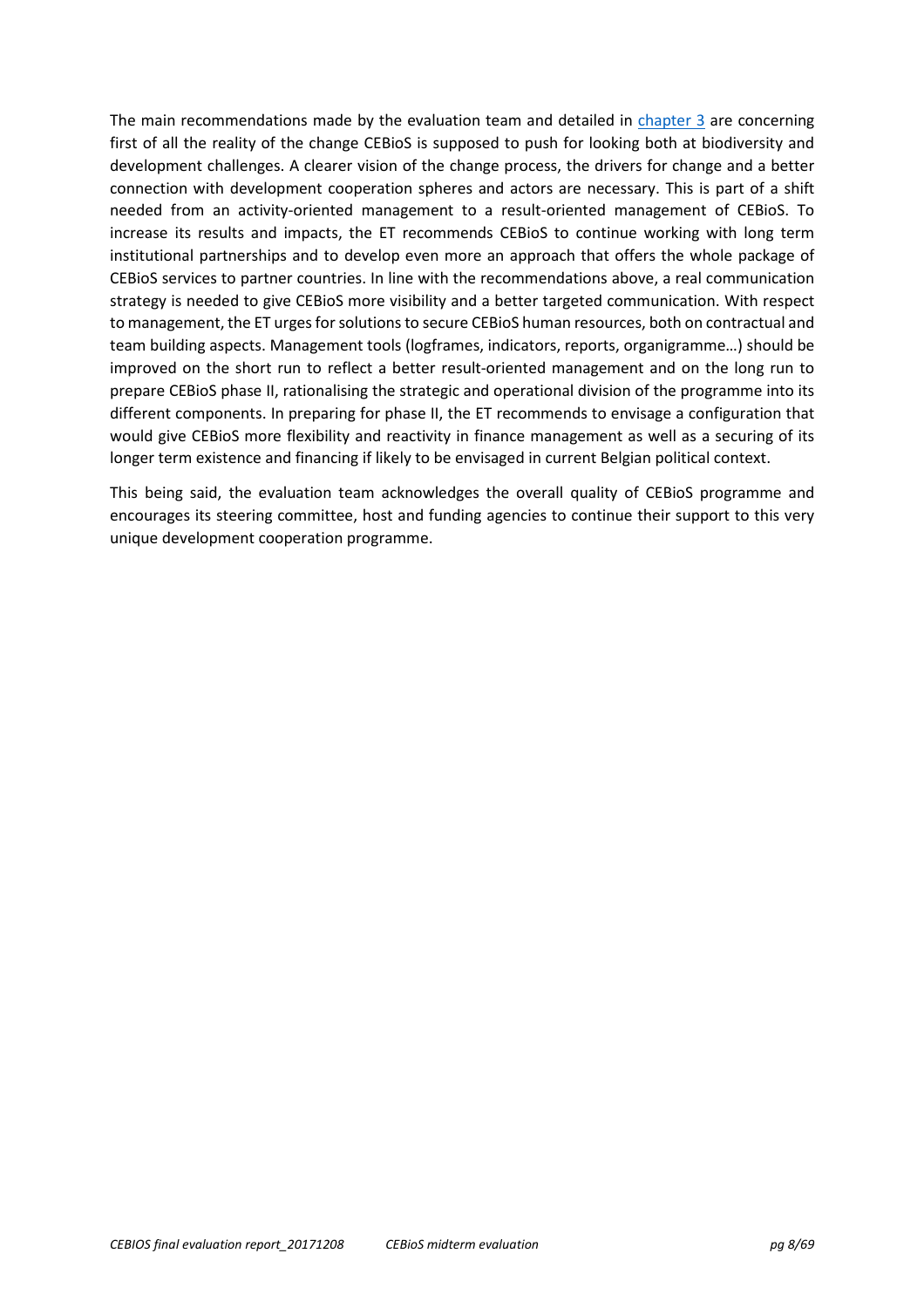The main recommendations made by the evaluation team and detailed in [chapter 3] are concerning first of all the reality of the change CEBioS is supposed to push for looking both at biodiversity and development challenges. A clearer vision of the change process, the drivers for change and a better connection with development cooperation spheres and actors are necessary. This is part of a shift needed from an activity-oriented management to a result-oriented management of CEBioS. To increase its results and impacts, the ET recommends CEBioS to continue working with long term institutional partnerships and to develop even more an approach that offers the whole package of CEBioS services to partner countries. In line with the recommendations above, a real communication strategy is needed to give CEBioS more visibility and a better targeted communication. With respect to management, the ET urges for solutions to secure CEBioS human resources, both on contractual and team building aspects. Management tools (logframes, indicators, reports, organigramme…) should be improved on the short run to reflect a better result-oriented management and on the long run to prepare CEBioS phase II, rationalising the strategic and operational division of the programme into its different components. In preparing for phase II, the ET recommends to envisage a configuration that would give CEBioS more flexibility and reactivity in finance management as well as a securing of its longer term existence and financing if likely to be envisaged in current Belgian political context.

This being said, the evaluation team acknowledges the overall quality of CEBioS programme and encourages its steering committee, host and funding agencies to continue their support to this very unique development cooperation programme.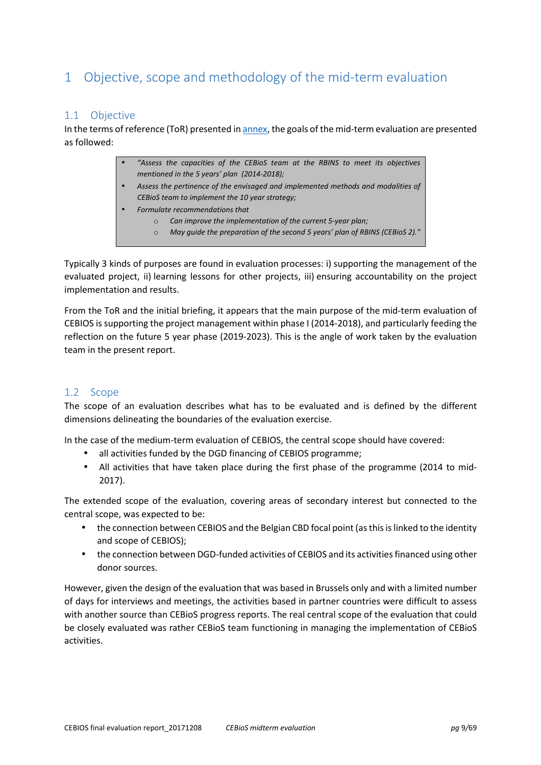# 1 Objective, scope and methodology of the mid-term evaluation

## 1.1 Objective

In the terms of reference (ToR) presented in annex, the goals of the mid-term evaluation are presented as followed:

> - *"Assess the capacities of the CEBioS team at the RBINS to meet its objectives mentioned in the 5 years' plan (2014-2018);*
> - *Assess the pertinence of the envisaged and implemented methods and modalities of CEBioS team to implement the 10 year strategy;*
> - *Formulate recommendations that*
>     - *Can improve the implementation of the current 5-year plan;*
>     - *May guide the preparation of the second 5 years' plan of RBINS (CEBioS 2)."*

Typically 3 kinds of purposes are found in evaluation processes: i) supporting the management of the evaluated project, ii) learning lessons for other projects, iii) ensuring accountability on the project implementation and results.

From the ToR and the initial briefing, it appears that the main purpose of the mid-term evaluation of CEBIOS is supporting the project management within phase I (2014-2018), and particularly feeding the reflection on the future 5 year phase (2019-2023). This is the angle of work taken by the evaluation team in the present report.

## 1.2 Scope

The scope of an evaluation describes what has to be evaluated and is defined by the different dimensions delineating the boundaries of the evaluation exercise.

In the case of the medium-term evaluation of CEBIOS, the central scope should have covered:

- all activities funded by the DGD financing of CEBIOS programme;
- All activities that have taken place during the first phase of the programme (2014 to mid-2017).

The extended scope of the evaluation, covering areas of secondary interest but connected to the central scope, was expected to be:

- the connection between CEBIOS and the Belgian CBD focal point (as this is linked to the identity and scope of CEBIOS);
- the connection between DGD-funded activities of CEBIOS and its activities financed using other donor sources.

However, given the design of the evaluation that was based in Brussels only and with a limited number of days for interviews and meetings, the activities based in partner countries were difficult to assess with another source than CEBioS progress reports. The real central scope of the evaluation that could be closely evaluated was rather CEBioS team functioning in managing the implementation of CEBioS activities.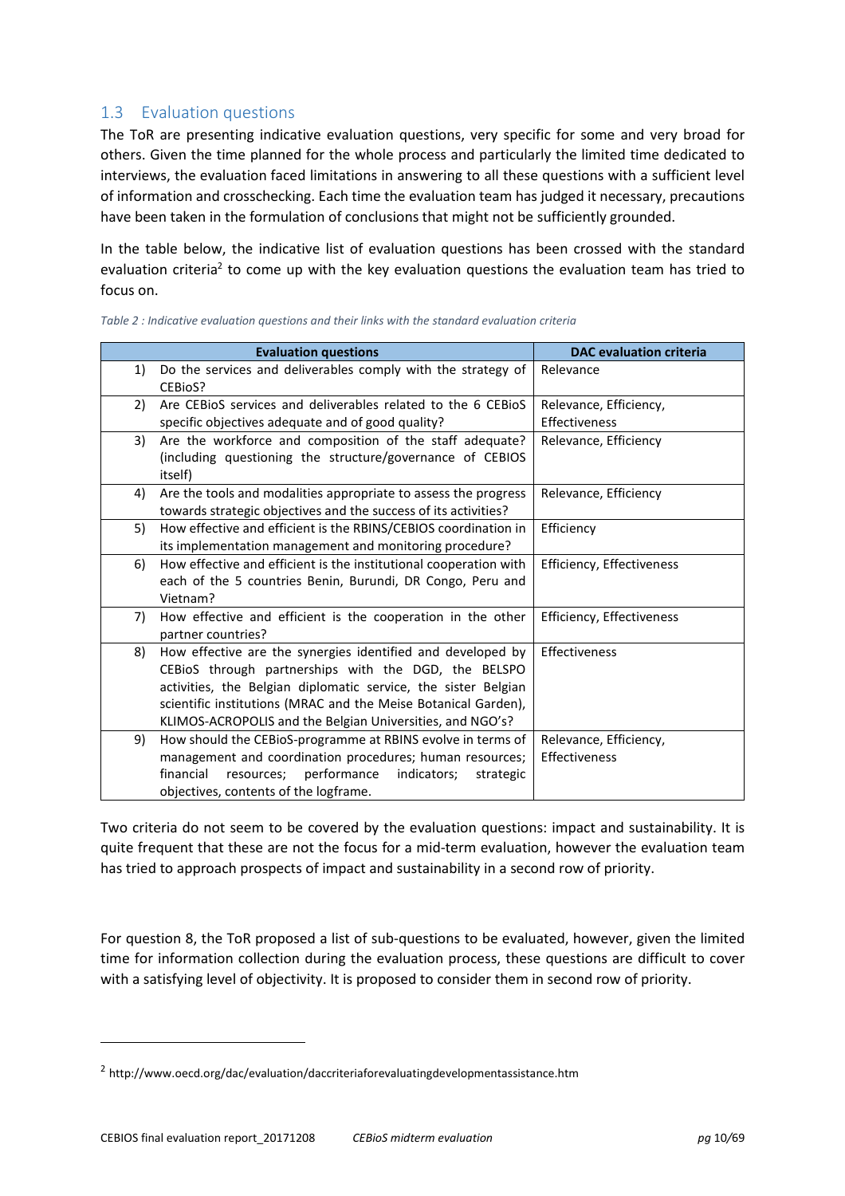## 1.3 Evaluation questions

The ToR are presenting indicative evaluation questions, very specific for some and very broad for others. Given the time planned for the whole process and particularly the limited time dedicated to interviews, the evaluation faced limitations in answering to all these questions with a sufficient level of information and crosschecking. Each time the evaluation team has judged it necessary, precautions have been taken in the formulation of conclusions that might not be sufficiently grounded.

In the table below, the indicative list of evaluation questions has been crossed with the standard evaluation criteria[2] to come up with the key evaluation questions the evaluation team has tried to focus on.

*Table 2 : Indicative evaluation questions and their links with the standard evaluation criteria*

| | Evaluation questions | DAC evaluation criteria |
|---|---|---|
| 1) | Do the services and deliverables comply with the strategy of CEBioS? | Relevance |
| 2) | Are CEBioS services and deliverables related to the 6 CEBioS specific objectives adequate and of good quality? | Relevance, Efficiency, Effectiveness |
| 3) | Are the workforce and composition of the staff adequate? (including questioning the structure/governance of CEBIOS itself) | Relevance, Efficiency |
| 4) | Are the tools and modalities appropriate to assess the progress towards strategic objectives and the success of its activities? | Relevance, Efficiency |
| 5) | How effective and efficient is the RBINS/CEBIOS coordination in its implementation management and monitoring procedure? | Efficiency |
| 6) | How effective and efficient is the institutional cooperation with each of the 5 countries Benin, Burundi, DR Congo, Peru and Vietnam? | Efficiency, Effectiveness |
| 7) | How effective and efficient is the cooperation in the other partner countries? | Efficiency, Effectiveness |
| 8) | How effective are the synergies identified and developed by CEBioS through partnerships with the DGD, the BELSPO activities, the Belgian diplomatic service, the sister Belgian scientific institutions (MRAC and the Meise Botanical Garden), KLIMOS-ACROPOLIS and the Belgian Universities, and NGO's? | Effectiveness |
| 9) | How should the CEBioS-programme at RBINS evolve in terms of management and coordination procedures; human resources; financial resources; performance indicators; strategic objectives, contents of the logframe. | Relevance, Efficiency, Effectiveness |

Two criteria do not seem to be covered by the evaluation questions: impact and sustainability. It is quite frequent that these are not the focus for a mid-term evaluation, however the evaluation team has tried to approach prospects of impact and sustainability in a second row of priority.

For question 8, the ToR proposed a list of sub-questions to be evaluated, however, given the limited time for information collection during the evaluation process, these questions are difficult to cover with a satisfying level of objectivity. It is proposed to consider them in second row of priority.

---

[2] http://www.oecd.org/dac/evaluation/daccriteriaforevaluatingdevelopmentassistance.htm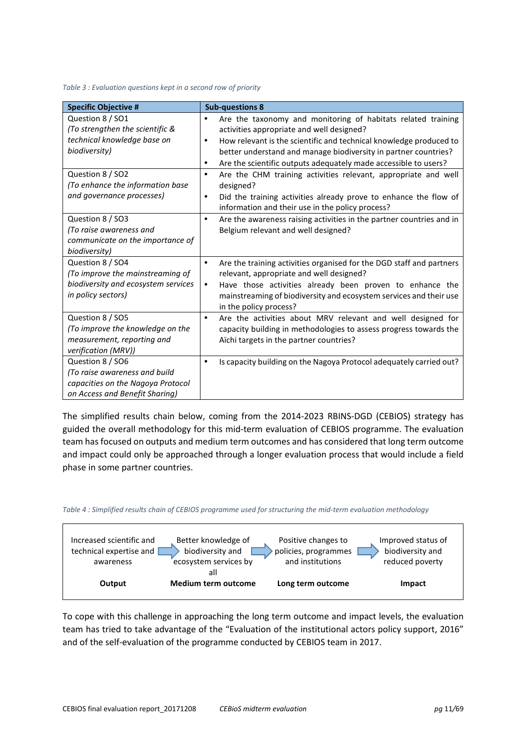*Table 3 : Evaluation questions kept in a second row of priority*

| Specific Objective # | Sub-questions 8 |
|---|---|
| Question 8 / SO1<br>*(To strengthen the scientific & technical knowledge base on biodiversity)* | • Are the taxonomy and monitoring of habitats related training activities appropriate and well designed?<br>• How relevant is the scientific and technical knowledge produced to better understand and manage biodiversity in partner countries?<br>• Are the scientific outputs adequately made accessible to users? |
| Question 8 / SO2<br>*(To enhance the information base and governance processes)* | • Are the CHM training activities relevant, appropriate and well designed?<br>• Did the training activities already prove to enhance the flow of information and their use in the policy process? |
| Question 8 / SO3<br>*(To raise awareness and communicate on the importance of biodiversity)* | • Are the awareness raising activities in the partner countries and in Belgium relevant and well designed? |
| Question 8 / SO4<br>*(To improve the mainstreaming of biodiversity and ecosystem services in policy sectors)* | • Are the training activities organised for the DGD staff and partners relevant, appropriate and well designed?<br>• Have those activities already been proven to enhance the mainstreaming of biodiversity and ecosystem services and their use in the policy process? |
| Question 8 / SO5<br>*(To improve the knowledge on the measurement, reporting and verification (MRV))* | • Are the activities about MRV relevant and well designed for capacity building in methodologies to assess progress towards the Aïchi targets in the partner countries? |
| Question 8 / SO6<br>*(To raise awareness and build capacities on the Nagoya Protocol on Access and Benefit Sharing)* | • Is capacity building on the Nagoya Protocol adequately carried out? |

The simplified results chain below, coming from the 2014-2023 RBINS-DGD (CEBIOS) strategy has guided the overall methodology for this mid-term evaluation of CEBIOS programme. The evaluation team has focused on outputs and medium term outcomes and has considered that long term outcome and impact could only be approached through a longer evaluation process that would include a field phase in some partner countries.

*Table 4 : Simplified results chain of CEBIOS programme used for structuring the mid-term evaluation methodology*

| Increased scientific and technical expertise and awareness | ➔ | Better knowledge of biodiversity and ecosystem services by all | ➔ | Positive changes to policies, programmes and institutions | ➔ | Improved status of biodiversity and reduced poverty |
|---|---|---|---|---|---|---|
| **Output** | | **Medium term outcome** | | **Long term outcome** | | **Impact** |

To cope with this challenge in approaching the long term outcome and impact levels, the evaluation team has tried to take advantage of the "Evaluation of the institutional actors policy support, 2016" and of the self-evaluation of the programme conducted by CEBIOS team in 2017.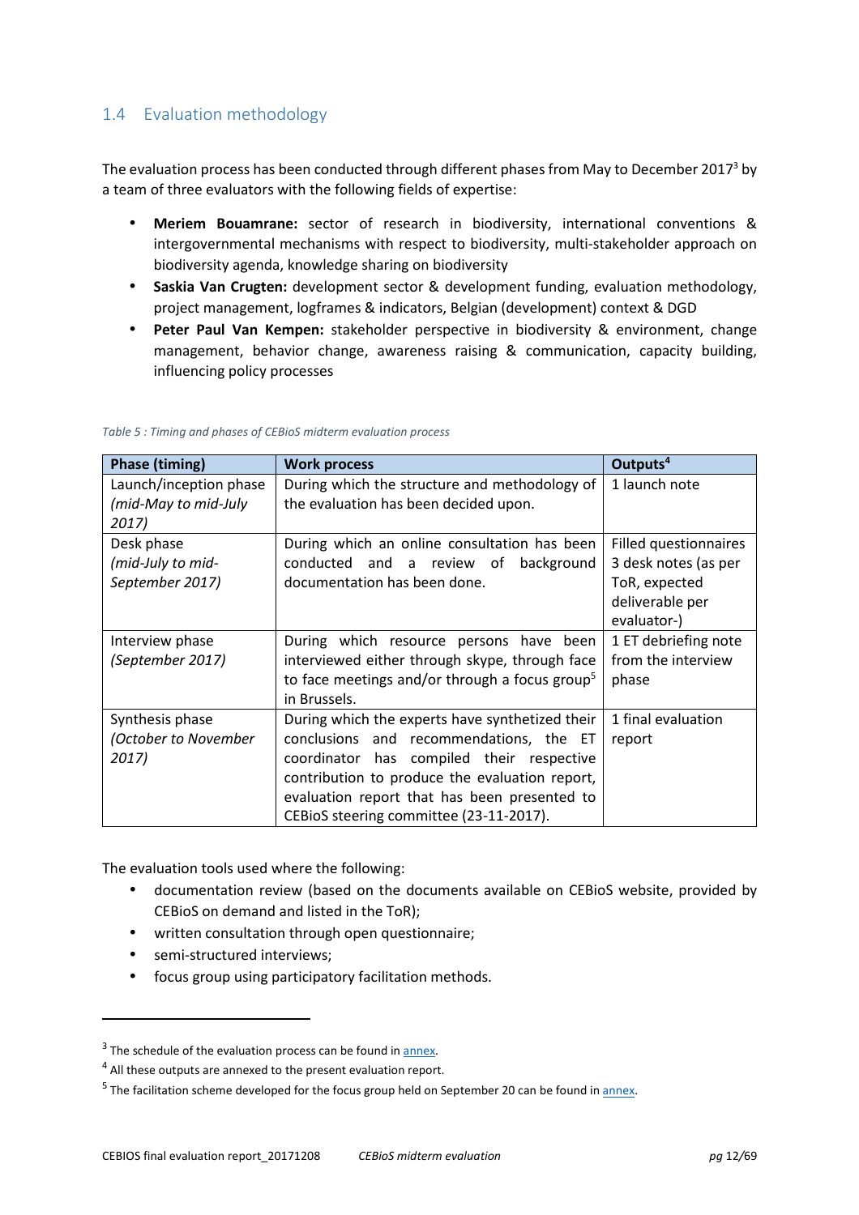## 1.4 Evaluation methodology

The evaluation process has been conducted through different phases from May to December 2017[3] by a team of three evaluators with the following fields of expertise:

- **Meriem Bouamrane:** sector of research in biodiversity, international conventions & intergovernmental mechanisms with respect to biodiversity, multi-stakeholder approach on biodiversity agenda, knowledge sharing on biodiversity
- **Saskia Van Crugten:** development sector & development funding, evaluation methodology, project management, logframes & indicators, Belgian (development) context & DGD
- **Peter Paul Van Kempen:** stakeholder perspective in biodiversity & environment, change management, behavior change, awareness raising & communication, capacity building, influencing policy processes

*Table 5 : Timing and phases of CEBioS midterm evaluation process*

| Phase (timing) | Work process | Outputs[4] |
|---|---|---|
| Launch/inception phase *(mid-May to mid-July 2017)* | During which the structure and methodology of the evaluation has been decided upon. | 1 launch note |
| Desk phase *(mid-July to mid-September 2017)* | During which an online consultation has been conducted and a review of background documentation has been done. | Filled questionnaires<br>3 desk notes (as per ToR, expected deliverable per evaluator-) |
| Interview phase *(September 2017)* | During which resource persons have been interviewed either through skype, through face to face meetings and/or through a focus group[5] in Brussels. | 1 ET debriefing note from the interview phase |
| Synthesis phase *(October to November 2017)* | During which the experts have synthetized their conclusions and recommendations, the ET coordinator has compiled their respective contribution to produce the evaluation report, evaluation report that has been presented to CEBioS steering committee (23-11-2017). | 1 final evaluation report |

The evaluation tools used where the following:

- documentation review (based on the documents available on CEBioS website, provided by CEBioS on demand and listed in the ToR);
- written consultation through open questionnaire;
- semi-structured interviews;
- focus group using participatory facilitation methods.

---

[3] The schedule of the evaluation process can be found in annex.

[4] All these outputs are annexed to the present evaluation report.

[5] The facilitation scheme developed for the focus group held on September 20 can be found in annex.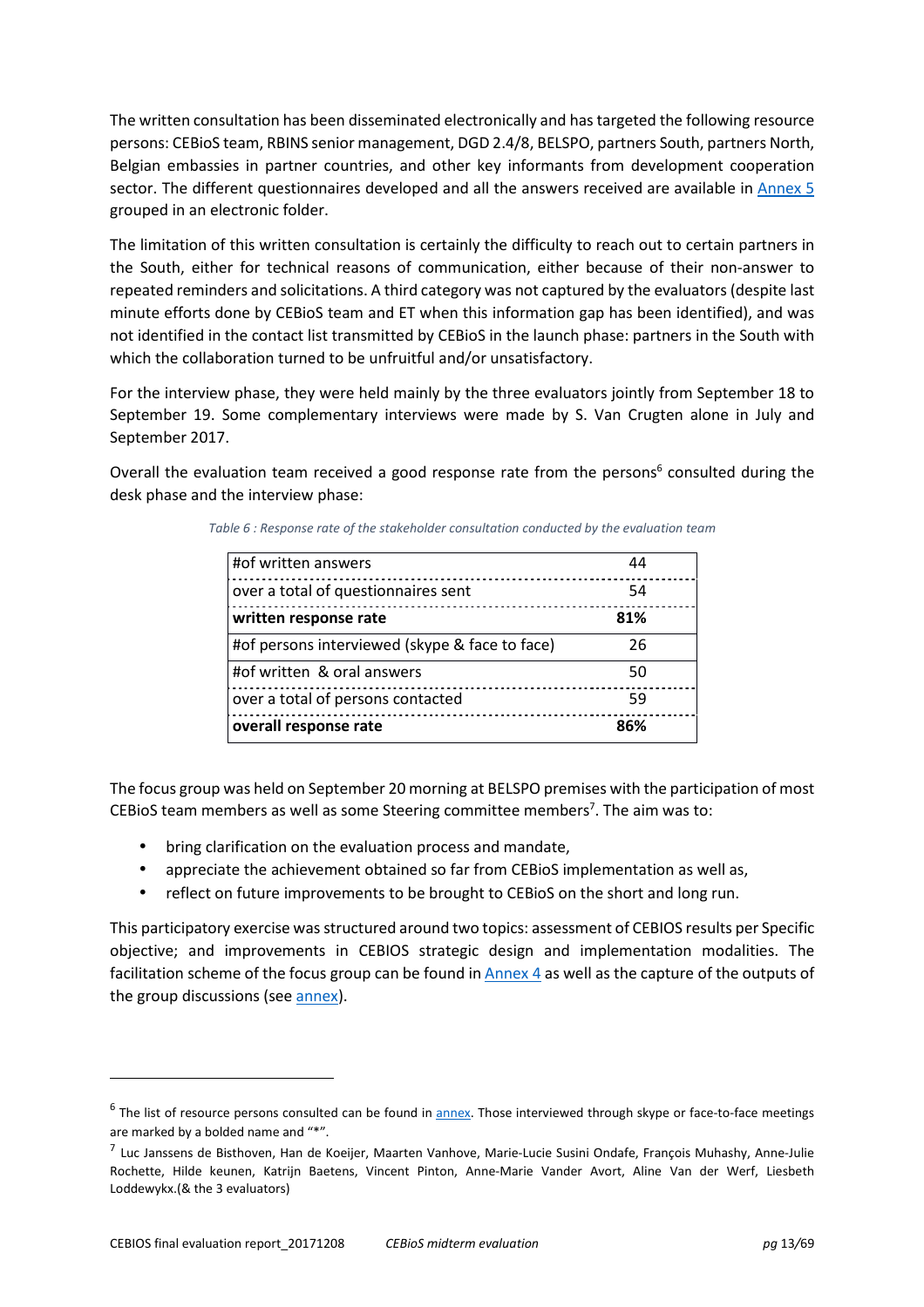The written consultation has been disseminated electronically and has targeted the following resource persons: CEBioS team, RBINS senior management, DGD 2.4/8, BELSPO, partners South, partners North, Belgian embassies in partner countries, and other key informants from development cooperation sector. The different questionnaires developed and all the answers received are available in Annex 5 grouped in an electronic folder.

The limitation of this written consultation is certainly the difficulty to reach out to certain partners in the South, either for technical reasons of communication, either because of their non-answer to repeated reminders and solicitations. A third category was not captured by the evaluators (despite last minute efforts done by CEBioS team and ET when this information gap has been identified), and was not identified in the contact list transmitted by CEBioS in the launch phase: partners in the South with which the collaboration turned to be unfruitful and/or unsatisfactory.

For the interview phase, they were held mainly by the three evaluators jointly from September 18 to September 19. Some complementary interviews were made by S. Van Crugten alone in July and September 2017.

Overall the evaluation team received a good response rate from the persons[6] consulted during the desk phase and the interview phase:

*Table 6 : Response rate of the stakeholder consultation conducted by the evaluation team*

| | |
|---|---|
| #of written answers | 44 |
| over a total of questionnaires sent | 54 |
| **written response rate** | **81%** |
| #of persons interviewed (skype & face to face) | 26 |
| #of written & oral answers | 50 |
| over a total of persons contacted | 59 |
| **overall response rate** | **86%** |

The focus group was held on September 20 morning at BELSPO premises with the participation of most CEBioS team members as well as some Steering committee members[7]. The aim was to:

- bring clarification on the evaluation process and mandate,
- appreciate the achievement obtained so far from CEBioS implementation as well as,
- reflect on future improvements to be brought to CEBioS on the short and long run.

This participatory exercise was structured around two topics: assessment of CEBIOS results per Specific objective; and improvements in CEBIOS strategic design and implementation modalities. The facilitation scheme of the focus group can be found in Annex 4 as well as the capture of the outputs of the group discussions (see annex).

---

[6] The list of resource persons consulted can be found in annex. Those interviewed through skype or face-to-face meetings are marked by a bolded name and "*".

[7] Luc Janssens de Bisthoven, Han de Koeijer, Maarten Vanhove, Marie-Lucie Susini Ondafe, François Muhashy, Anne-Julie Rochette, Hilde keunen, Katrijn Baetens, Vincent Pinton, Anne-Marie Vander Avort, Aline Van der Werf, Liesbeth Loddewykx.(& the 3 evaluators)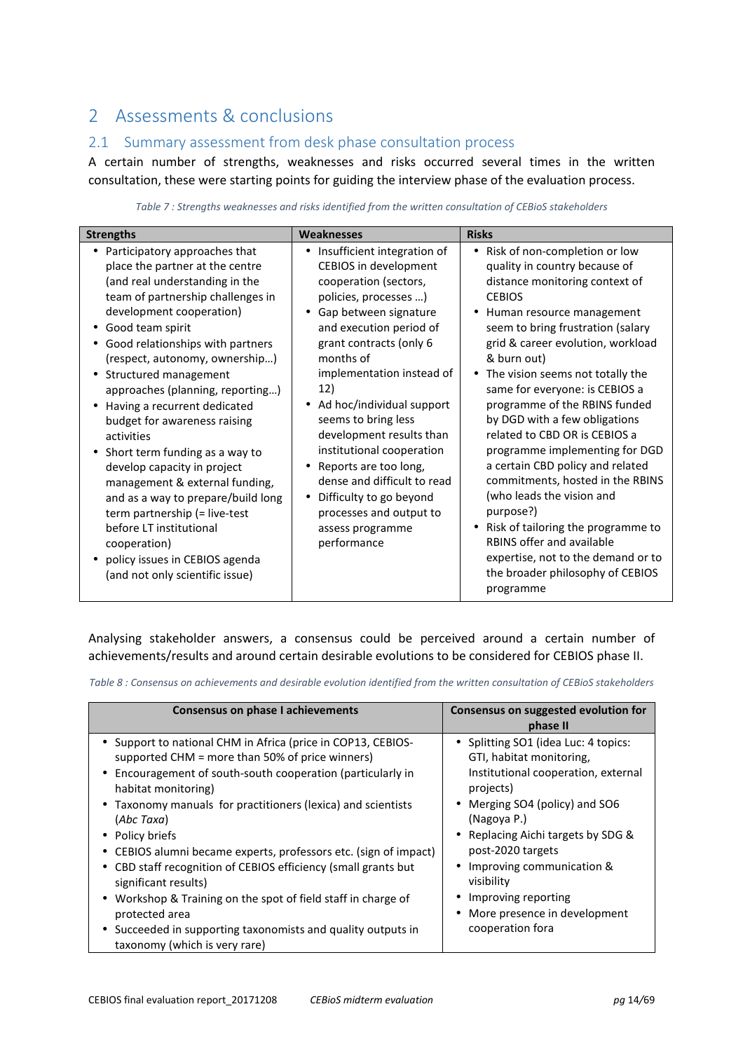# 2 Assessments & conclusions

## 2.1 Summary assessment from desk phase consultation process

A certain number of strengths, weaknesses and risks occurred several times in the written consultation, these were starting points for guiding the interview phase of the evaluation process.

*Table 7 : Strengths weaknesses and risks identified from the written consultation of CEBioS stakeholders*

| Strengths | Weaknesses | Risks |
|---|---|---|
| • Participatory approaches that place the partner at the centre (and real understanding in the team of partnership challenges in development cooperation)<br>• Good team spirit<br>• Good relationships with partners (respect, autonomy, ownership…)<br>• Structured management approaches (planning, reporting…)<br>• Having a recurrent dedicated budget for awareness raising activities<br>• Short term funding as a way to develop capacity in project management & external funding, and as a way to prepare/build long term partnership (= live-test before LT institutional cooperation)<br>• policy issues in CEBIOS agenda (and not only scientific issue) | • Insufficient integration of CEBIOS in development cooperation (sectors, policies, processes …)<br>• Gap between signature and execution period of grant contracts (only 6 months of implementation instead of 12)<br>• Ad hoc/individual support seems to bring less development results than institutional cooperation<br>• Reports are too long, dense and difficult to read<br>• Difficulty to go beyond processes and output to assess programme performance | • Risk of non-completion or low quality in country because of distance monitoring context of CEBIOS<br>• Human resource management seem to bring frustration (salary grid & career evolution, workload & burn out)<br>• The vision seems not totally the same for everyone: is CEBIOS a programme of the RBINS funded by DGD with a few obligations related to CBD OR is CEBIOS a programme implementing for DGD a certain CBD policy and related commitments, hosted in the RBINS (who leads the vision and purpose?)<br>• Risk of tailoring the programme to RBINS offer and available expertise, not to the demand or to the broader philosophy of CEBIOS programme |

Analysing stakeholder answers, a consensus could be perceived around a certain number of achievements/results and around certain desirable evolutions to be considered for CEBIOS phase II.

*Table 8 : Consensus on achievements and desirable evolution identified from the written consultation of CEBioS stakeholders*

| Consensus on phase I achievements | Consensus on suggested evolution for phase II |
|---|---|
| • Support to national CHM in Africa (price in COP13, CEBIOS-supported CHM = more than 50% of price winners)<br>• Encouragement of south-south cooperation (particularly in habitat monitoring)<br>• Taxonomy manuals for practitioners (lexica) and scientists (*Abc Taxa*)<br>• Policy briefs<br>• CEBIOS alumni became experts, professors etc. (sign of impact)<br>• CBD staff recognition of CEBIOS efficiency (small grants but significant results)<br>• Workshop & Training on the spot of field staff in charge of protected area<br>• Succeeded in supporting taxonomists and quality outputs in taxonomy (which is very rare) | • Splitting SO1 (idea Luc: 4 topics: GTI, habitat monitoring, Institutional cooperation, external projects)<br>• Merging SO4 (policy) and SO6 (Nagoya P.)<br>• Replacing Aichi targets by SDG & post-2020 targets<br>• Improving communication & visibility<br>• Improving reporting<br>• More presence in development cooperation fora |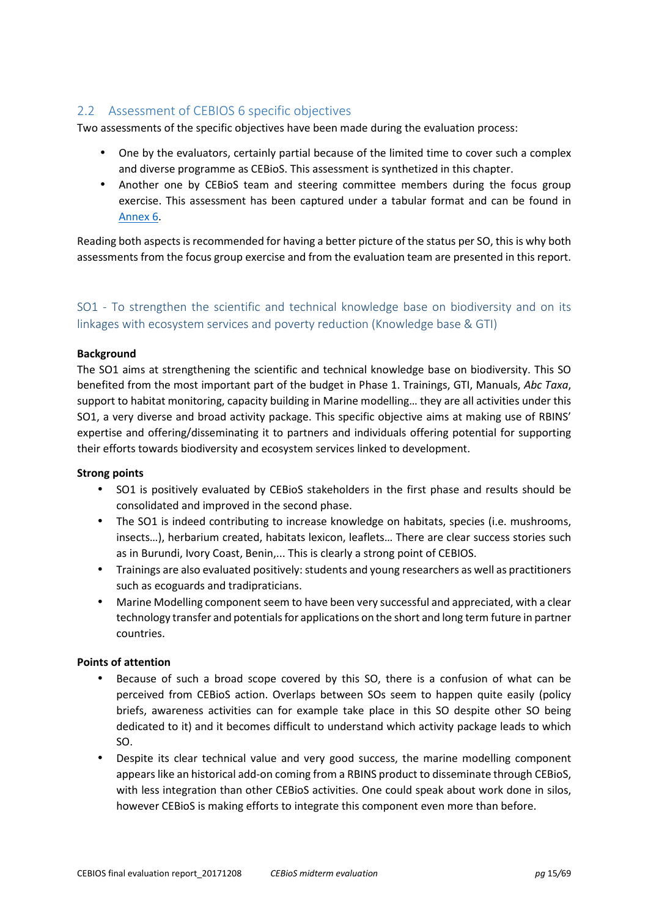## 2.2 Assessment of CEBIOS 6 specific objectives

Two assessments of the specific objectives have been made during the evaluation process:

- One by the evaluators, certainly partial because of the limited time to cover such a complex and diverse programme as CEBioS. This assessment is synthetized in this chapter.
- Another one by CEBioS team and steering committee members during the focus group exercise. This assessment has been captured under a tabular format and can be found in Annex 6.

Reading both aspects is recommended for having a better picture of the status per SO, this is why both assessments from the focus group exercise and from the evaluation team are presented in this report.

### SO1 - To strengthen the scientific and technical knowledge base on biodiversity and on its linkages with ecosystem services and poverty reduction (Knowledge base & GTI)

**Background**

The SO1 aims at strengthening the scientific and technical knowledge base on biodiversity. This SO benefited from the most important part of the budget in Phase 1. Trainings, GTI, Manuals, *Abc Taxa*, support to habitat monitoring, capacity building in Marine modelling… they are all activities under this SO1, a very diverse and broad activity package. This specific objective aims at making use of RBINS' expertise and offering/disseminating it to partners and individuals offering potential for supporting their efforts towards biodiversity and ecosystem services linked to development.

**Strong points**

- SO1 is positively evaluated by CEBioS stakeholders in the first phase and results should be consolidated and improved in the second phase.
- The SO1 is indeed contributing to increase knowledge on habitats, species (i.e. mushrooms, insects…), herbarium created, habitats lexicon, leaflets… There are clear success stories such as in Burundi, Ivory Coast, Benin,... This is clearly a strong point of CEBIOS.
- Trainings are also evaluated positively: students and young researchers as well as practitioners such as ecoguards and tradipraticians.
- Marine Modelling component seem to have been very successful and appreciated, with a clear technology transfer and potentials for applications on the short and long term future in partner countries.

**Points of attention**

- Because of such a broad scope covered by this SO, there is a confusion of what can be perceived from CEBioS action. Overlaps between SOs seem to happen quite easily (policy briefs, awareness activities can for example take place in this SO despite other SO being dedicated to it) and it becomes difficult to understand which activity package leads to which SO.
- Despite its clear technical value and very good success, the marine modelling component appears like an historical add-on coming from a RBINS product to disseminate through CEBioS, with less integration than other CEBioS activities. One could speak about work done in silos, however CEBioS is making efforts to integrate this component even more than before.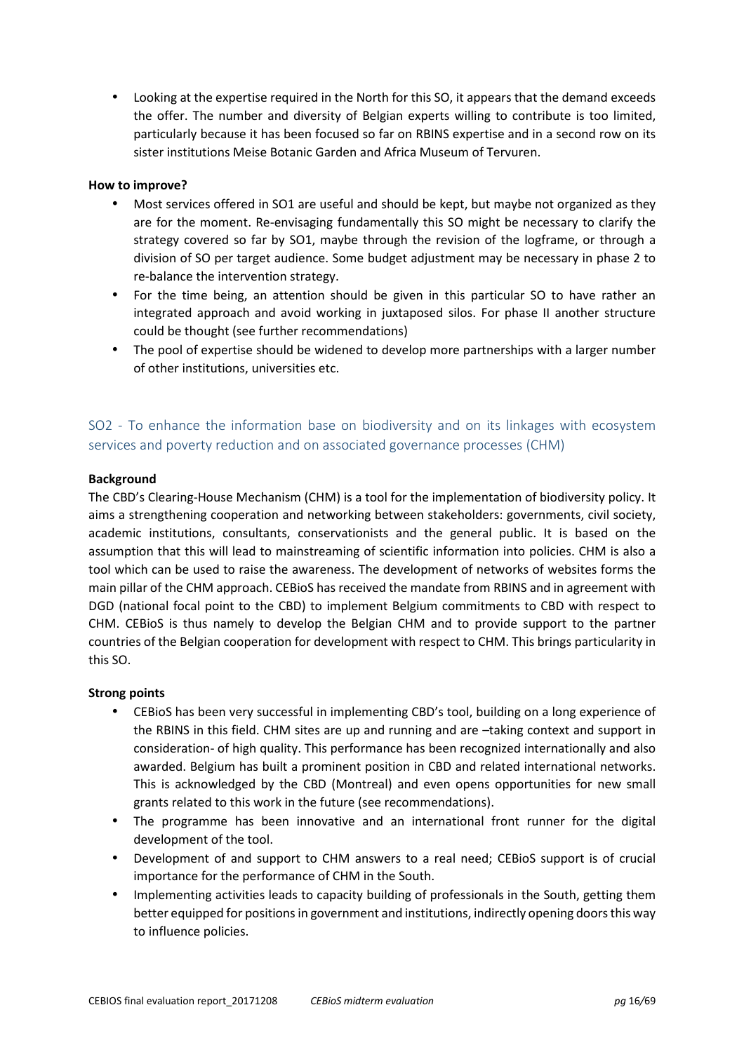- Looking at the expertise required in the North for this SO, it appears that the demand exceeds the offer. The number and diversity of Belgian experts willing to contribute is too limited, particularly because it has been focused so far on RBINS expertise and in a second row on its sister institutions Meise Botanic Garden and Africa Museum of Tervuren.

**How to improve?**

- Most services offered in SO1 are useful and should be kept, but maybe not organized as they are for the moment. Re-envisaging fundamentally this SO might be necessary to clarify the strategy covered so far by SO1, maybe through the revision of the logframe, or through a division of SO per target audience. Some budget adjustment may be necessary in phase 2 to re-balance the intervention strategy.
- For the time being, an attention should be given in this particular SO to have rather an integrated approach and avoid working in juxtaposed silos. For phase II another structure could be thought (see further recommendations)
- The pool of expertise should be widened to develop more partnerships with a larger number of other institutions, universities etc.

## SO2 - To enhance the information base on biodiversity and on its linkages with ecosystem services and poverty reduction and on associated governance processes (CHM)

**Background**

The CBD's Clearing-House Mechanism (CHM) is a tool for the implementation of biodiversity policy. It aims a strengthening cooperation and networking between stakeholders: governments, civil society, academic institutions, consultants, conservationists and the general public. It is based on the assumption that this will lead to mainstreaming of scientific information into policies. CHM is also a tool which can be used to raise the awareness. The development of networks of websites forms the main pillar of the CHM approach. CEBioS has received the mandate from RBINS and in agreement with DGD (national focal point to the CBD) to implement Belgium commitments to CBD with respect to CHM. CEBioS is thus namely to develop the Belgian CHM and to provide support to the partner countries of the Belgian cooperation for development with respect to CHM. This brings particularity in this SO.

**Strong points**

- CEBioS has been very successful in implementing CBD's tool, building on a long experience of the RBINS in this field. CHM sites are up and running and are –taking context and support in consideration- of high quality. This performance has been recognized internationally and also awarded. Belgium has built a prominent position in CBD and related international networks. This is acknowledged by the CBD (Montreal) and even opens opportunities for new small grants related to this work in the future (see recommendations).
- The programme has been innovative and an international front runner for the digital development of the tool.
- Development of and support to CHM answers to a real need; CEBioS support is of crucial importance for the performance of CHM in the South.
- Implementing activities leads to capacity building of professionals in the South, getting them better equipped for positions in government and institutions, indirectly opening doors this way to influence policies.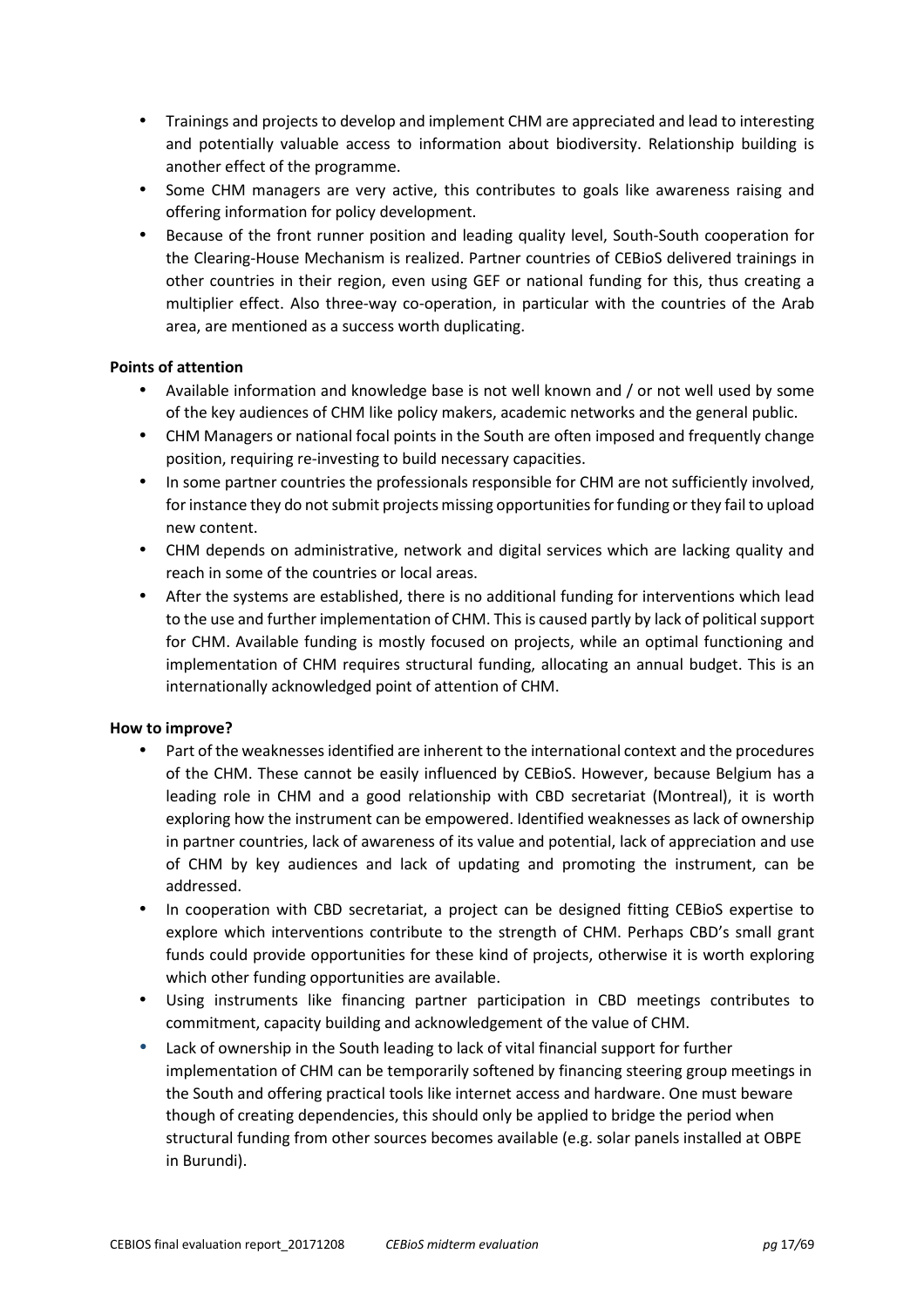- Trainings and projects to develop and implement CHM are appreciated and lead to interesting and potentially valuable access to information about biodiversity. Relationship building is another effect of the programme.
- Some CHM managers are very active, this contributes to goals like awareness raising and offering information for policy development.
- Because of the front runner position and leading quality level, South-South cooperation for the Clearing-House Mechanism is realized. Partner countries of CEBioS delivered trainings in other countries in their region, even using GEF or national funding for this, thus creating a multiplier effect. Also three-way co-operation, in particular with the countries of the Arab area, are mentioned as a success worth duplicating.

**Points of attention**

- Available information and knowledge base is not well known and / or not well used by some of the key audiences of CHM like policy makers, academic networks and the general public.
- CHM Managers or national focal points in the South are often imposed and frequently change position, requiring re-investing to build necessary capacities.
- In some partner countries the professionals responsible for CHM are not sufficiently involved, for instance they do not submit projects missing opportunities for funding or they fail to upload new content.
- CHM depends on administrative, network and digital services which are lacking quality and reach in some of the countries or local areas.
- After the systems are established, there is no additional funding for interventions which lead to the use and further implementation of CHM. This is caused partly by lack of political support for CHM. Available funding is mostly focused on projects, while an optimal functioning and implementation of CHM requires structural funding, allocating an annual budget. This is an internationally acknowledged point of attention of CHM.

**How to improve?**

- Part of the weaknesses identified are inherent to the international context and the procedures of the CHM. These cannot be easily influenced by CEBioS. However, because Belgium has a leading role in CHM and a good relationship with CBD secretariat (Montreal), it is worth exploring how the instrument can be empowered. Identified weaknesses as lack of ownership in partner countries, lack of awareness of its value and potential, lack of appreciation and use of CHM by key audiences and lack of updating and promoting the instrument, can be addressed.
- In cooperation with CBD secretariat, a project can be designed fitting CEBioS expertise to explore which interventions contribute to the strength of CHM. Perhaps CBD's small grant funds could provide opportunities for these kind of projects, otherwise it is worth exploring which other funding opportunities are available.
- Using instruments like financing partner participation in CBD meetings contributes to commitment, capacity building and acknowledgement of the value of CHM.
- Lack of ownership in the South leading to lack of vital financial support for further implementation of CHM can be temporarily softened by financing steering group meetings in the South and offering practical tools like internet access and hardware. One must beware though of creating dependencies, this should only be applied to bridge the period when structural funding from other sources becomes available (e.g. solar panels installed at OBPE in Burundi).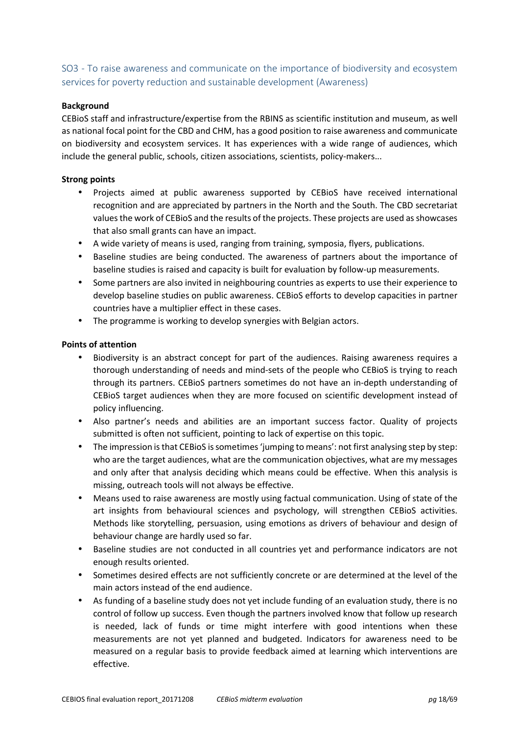## SO3 - To raise awareness and communicate on the importance of biodiversity and ecosystem services for poverty reduction and sustainable development (Awareness)

**Background**

CEBioS staff and infrastructure/expertise from the RBINS as scientific institution and museum, as well as national focal point for the CBD and CHM, has a good position to raise awareness and communicate on biodiversity and ecosystem services. It has experiences with a wide range of audiences, which include the general public, schools, citizen associations, scientists, policy-makers...

**Strong points**

- Projects aimed at public awareness supported by CEBioS have received international recognition and are appreciated by partners in the North and the South. The CBD secretariat values the work of CEBioS and the results of the projects. These projects are used as showcases that also small grants can have an impact.
- A wide variety of means is used, ranging from training, symposia, flyers, publications.
- Baseline studies are being conducted. The awareness of partners about the importance of baseline studies is raised and capacity is built for evaluation by follow-up measurements.
- Some partners are also invited in neighbouring countries as experts to use their experience to develop baseline studies on public awareness. CEBioS efforts to develop capacities in partner countries have a multiplier effect in these cases.
- The programme is working to develop synergies with Belgian actors.

**Points of attention**

- Biodiversity is an abstract concept for part of the audiences. Raising awareness requires a thorough understanding of needs and mind-sets of the people who CEBioS is trying to reach through its partners. CEBioS partners sometimes do not have an in-depth understanding of CEBioS target audiences when they are more focused on scientific development instead of policy influencing.
- Also partner's needs and abilities are an important success factor. Quality of projects submitted is often not sufficient, pointing to lack of expertise on this topic.
- The impression is that CEBioS is sometimes 'jumping to means': not first analysing step by step: who are the target audiences, what are the communication objectives, what are my messages and only after that analysis deciding which means could be effective. When this analysis is missing, outreach tools will not always be effective.
- Means used to raise awareness are mostly using factual communication. Using of state of the art insights from behavioural sciences and psychology, will strengthen CEBioS activities. Methods like storytelling, persuasion, using emotions as drivers of behaviour and design of behaviour change are hardly used so far.
- Baseline studies are not conducted in all countries yet and performance indicators are not enough results oriented.
- Sometimes desired effects are not sufficiently concrete or are determined at the level of the main actors instead of the end audience.
- As funding of a baseline study does not yet include funding of an evaluation study, there is no control of follow up success. Even though the partners involved know that follow up research is needed, lack of funds or time might interfere with good intentions when these measurements are not yet planned and budgeted. Indicators for awareness need to be measured on a regular basis to provide feedback aimed at learning which interventions are effective.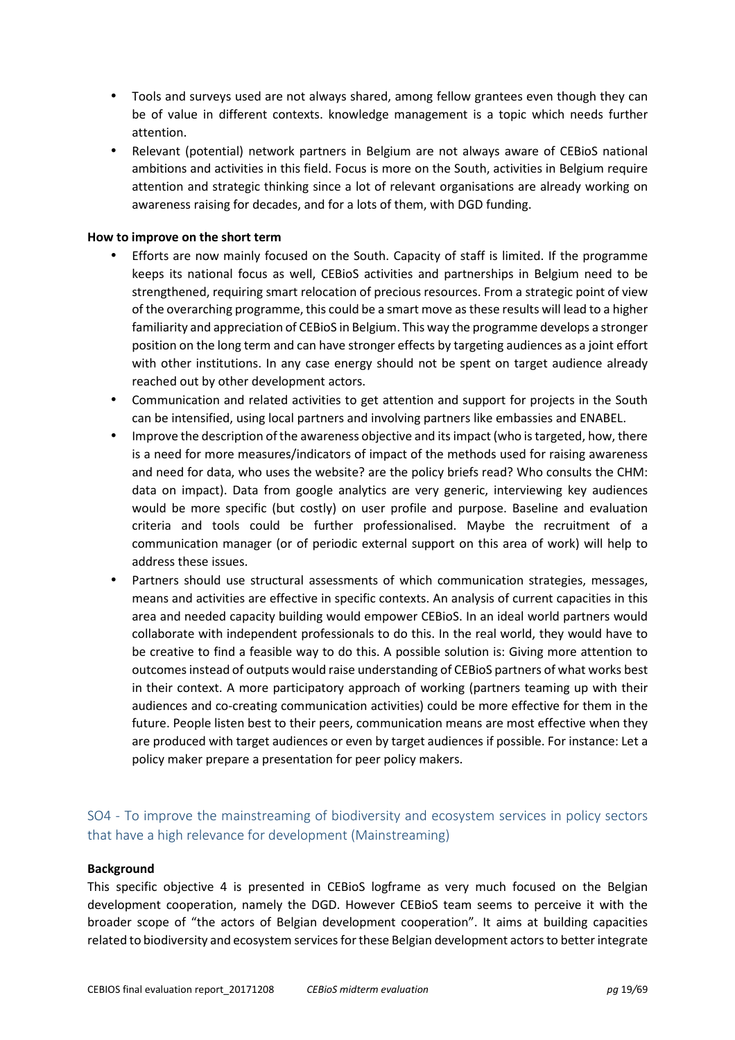- Tools and surveys used are not always shared, among fellow grantees even though they can be of value in different contexts. knowledge management is a topic which needs further attention.
- Relevant (potential) network partners in Belgium are not always aware of CEBioS national ambitions and activities in this field. Focus is more on the South, activities in Belgium require attention and strategic thinking since a lot of relevant organisations are already working on awareness raising for decades, and for a lots of them, with DGD funding.

**How to improve on the short term**

- Efforts are now mainly focused on the South. Capacity of staff is limited. If the programme keeps its national focus as well, CEBioS activities and partnerships in Belgium need to be strengthened, requiring smart relocation of precious resources. From a strategic point of view of the overarching programme, this could be a smart move as these results will lead to a higher familiarity and appreciation of CEBioS in Belgium. This way the programme develops a stronger position on the long term and can have stronger effects by targeting audiences as a joint effort with other institutions. In any case energy should not be spent on target audience already reached out by other development actors.
- Communication and related activities to get attention and support for projects in the South can be intensified, using local partners and involving partners like embassies and ENABEL.
- Improve the description of the awareness objective and its impact (who is targeted, how, there is a need for more measures/indicators of impact of the methods used for raising awareness and need for data, who uses the website? are the policy briefs read? Who consults the CHM: data on impact). Data from google analytics are very generic, interviewing key audiences would be more specific (but costly) on user profile and purpose. Baseline and evaluation criteria and tools could be further professionalised. Maybe the recruitment of a communication manager (or of periodic external support on this area of work) will help to address these issues.
- Partners should use structural assessments of which communication strategies, messages, means and activities are effective in specific contexts. An analysis of current capacities in this area and needed capacity building would empower CEBioS. In an ideal world partners would collaborate with independent professionals to do this. In the real world, they would have to be creative to find a feasible way to do this. A possible solution is: Giving more attention to outcomes instead of outputs would raise understanding of CEBioS partners of what works best in their context. A more participatory approach of working (partners teaming up with their audiences and co-creating communication activities) could be more effective for them in the future. People listen best to their peers, communication means are most effective when they are produced with target audiences or even by target audiences if possible. For instance: Let a policy maker prepare a presentation for peer policy makers.

## SO4 - To improve the mainstreaming of biodiversity and ecosystem services in policy sectors that have a high relevance for development (Mainstreaming)

**Background**

This specific objective 4 is presented in CEBioS logframe as very much focused on the Belgian development cooperation, namely the DGD. However CEBioS team seems to perceive it with the broader scope of "the actors of Belgian development cooperation". It aims at building capacities related to biodiversity and ecosystem services for these Belgian development actors to better integrate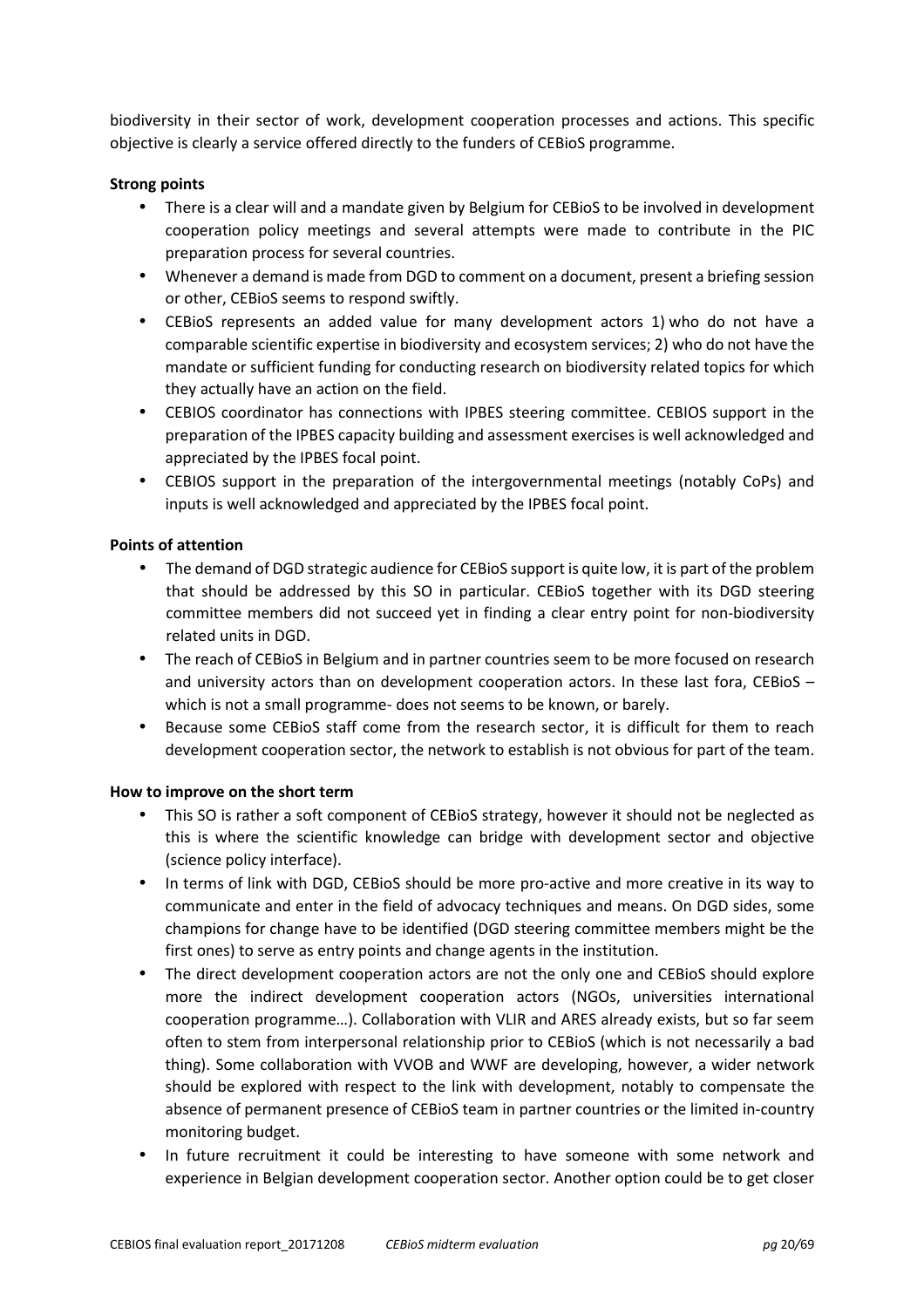biodiversity in their sector of work, development cooperation processes and actions. This specific objective is clearly a service offered directly to the funders of CEBioS programme.

**Strong points**

- There is a clear will and a mandate given by Belgium for CEBioS to be involved in development cooperation policy meetings and several attempts were made to contribute in the PIC preparation process for several countries.
- Whenever a demand is made from DGD to comment on a document, present a briefing session or other, CEBioS seems to respond swiftly.
- CEBioS represents an added value for many development actors 1) who do not have a comparable scientific expertise in biodiversity and ecosystem services; 2) who do not have the mandate or sufficient funding for conducting research on biodiversity related topics for which they actually have an action on the field.
- CEBIOS coordinator has connections with IPBES steering committee. CEBIOS support in the preparation of the IPBES capacity building and assessment exercises is well acknowledged and appreciated by the IPBES focal point.
- CEBIOS support in the preparation of the intergovernmental meetings (notably CoPs) and inputs is well acknowledged and appreciated by the IPBES focal point.

**Points of attention**

- The demand of DGD strategic audience for CEBioS support is quite low, it is part of the problem that should be addressed by this SO in particular. CEBioS together with its DGD steering committee members did not succeed yet in finding a clear entry point for non-biodiversity related units in DGD.
- The reach of CEBioS in Belgium and in partner countries seem to be more focused on research and university actors than on development cooperation actors. In these last fora, CEBioS – which is not a small programme- does not seems to be known, or barely.
- Because some CEBioS staff come from the research sector, it is difficult for them to reach development cooperation sector, the network to establish is not obvious for part of the team.

**How to improve on the short term**

- This SO is rather a soft component of CEBioS strategy, however it should not be neglected as this is where the scientific knowledge can bridge with development sector and objective (science policy interface).
- In terms of link with DGD, CEBioS should be more pro-active and more creative in its way to communicate and enter in the field of advocacy techniques and means. On DGD sides, some champions for change have to be identified (DGD steering committee members might be the first ones) to serve as entry points and change agents in the institution.
- The direct development cooperation actors are not the only one and CEBioS should explore more the indirect development cooperation actors (NGOs, universities international cooperation programme…). Collaboration with VLIR and ARES already exists, but so far seem often to stem from interpersonal relationship prior to CEBioS (which is not necessarily a bad thing). Some collaboration with VVOB and WWF are developing, however, a wider network should be explored with respect to the link with development, notably to compensate the absence of permanent presence of CEBioS team in partner countries or the limited in-country monitoring budget.
- In future recruitment it could be interesting to have someone with some network and experience in Belgian development cooperation sector. Another option could be to get closer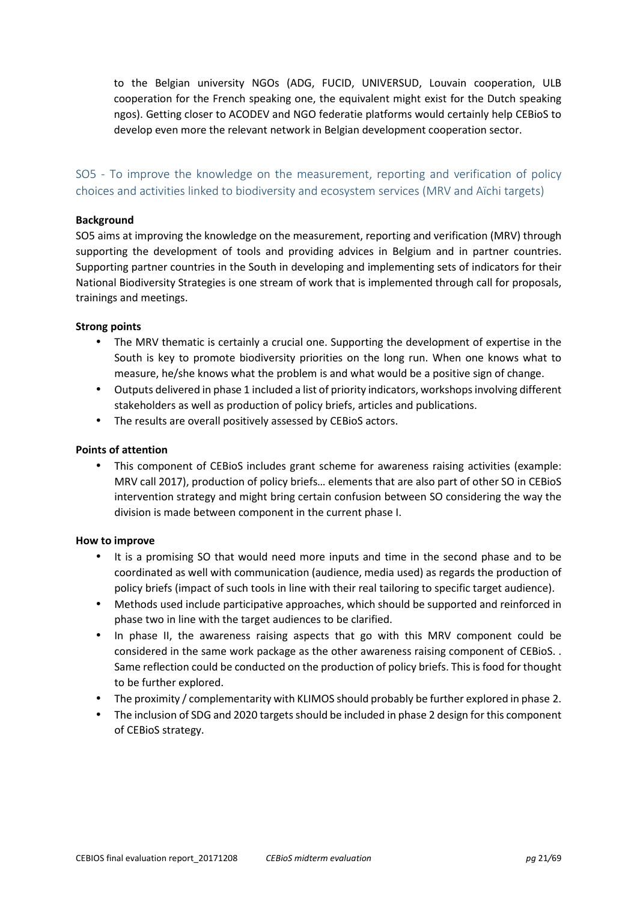to the Belgian university NGOs (ADG, FUCID, UNIVERSUD, Louvain cooperation, ULB cooperation for the French speaking one, the equivalent might exist for the Dutch speaking ngos). Getting closer to ACODEV and NGO federatie platforms would certainly help CEBioS to develop even more the relevant network in Belgian development cooperation sector.

## SO5 - To improve the knowledge on the measurement, reporting and verification of policy choices and activities linked to biodiversity and ecosystem services (MRV and Aïchi targets)

**Background**

SO5 aims at improving the knowledge on the measurement, reporting and verification (MRV) through supporting the development of tools and providing advices in Belgium and in partner countries. Supporting partner countries in the South in developing and implementing sets of indicators for their National Biodiversity Strategies is one stream of work that is implemented through call for proposals, trainings and meetings.

**Strong points**

- The MRV thematic is certainly a crucial one. Supporting the development of expertise in the South is key to promote biodiversity priorities on the long run. When one knows what to measure, he/she knows what the problem is and what would be a positive sign of change.
- Outputs delivered in phase 1 included a list of priority indicators, workshops involving different stakeholders as well as production of policy briefs, articles and publications.
- The results are overall positively assessed by CEBioS actors.

**Points of attention**

- This component of CEBioS includes grant scheme for awareness raising activities (example: MRV call 2017), production of policy briefs… elements that are also part of other SO in CEBioS intervention strategy and might bring certain confusion between SO considering the way the division is made between component in the current phase I.

**How to improve**

- It is a promising SO that would need more inputs and time in the second phase and to be coordinated as well with communication (audience, media used) as regards the production of policy briefs (impact of such tools in line with their real tailoring to specific target audience).
- Methods used include participative approaches, which should be supported and reinforced in phase two in line with the target audiences to be clarified.
- In phase II, the awareness raising aspects that go with this MRV component could be considered in the same work package as the other awareness raising component of CEBioS. . Same reflection could be conducted on the production of policy briefs. This is food for thought to be further explored.
- The proximity / complementarity with KLIMOS should probably be further explored in phase 2.
- The inclusion of SDG and 2020 targets should be included in phase 2 design for this component of CEBioS strategy.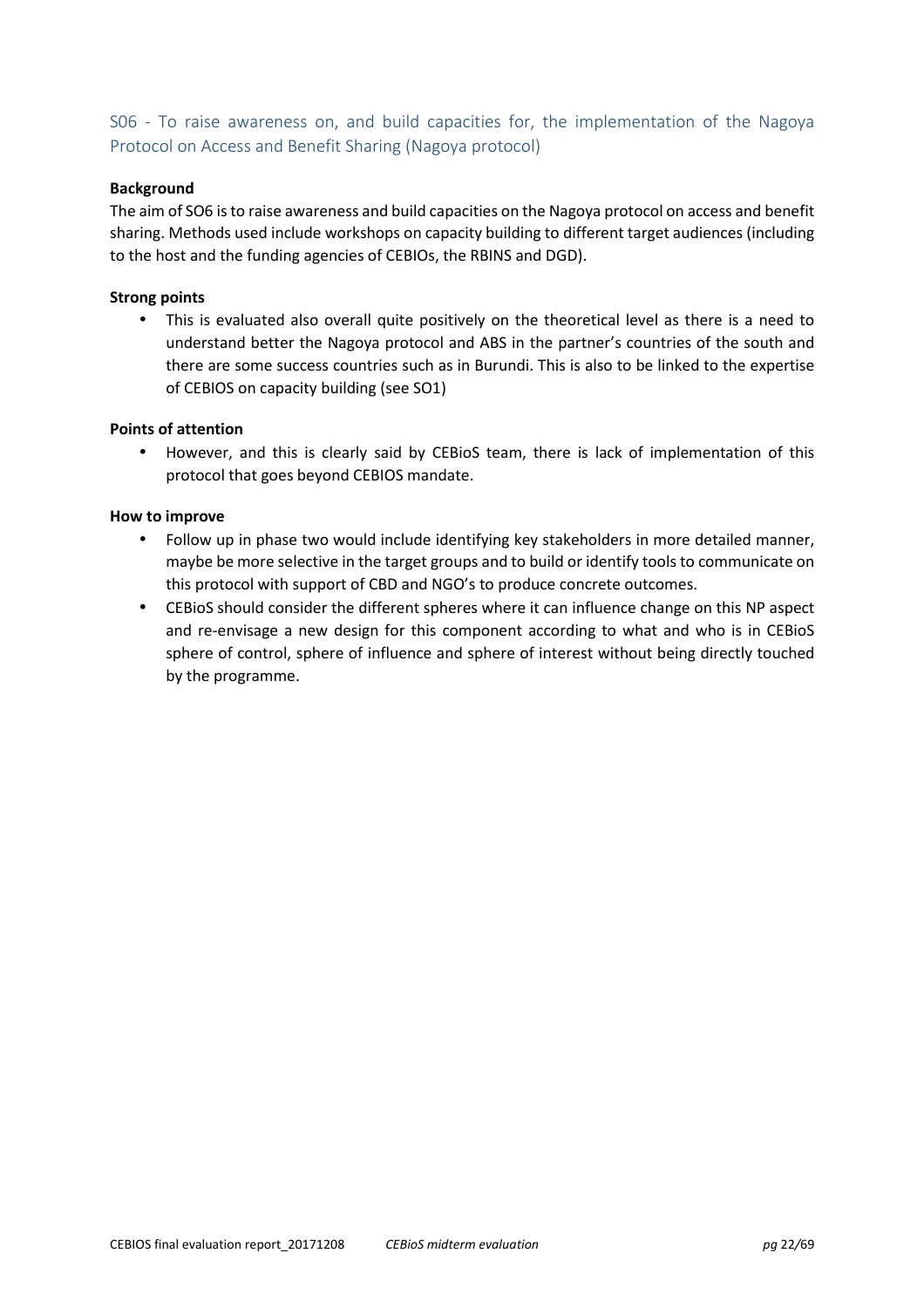## S06 - To raise awareness on, and build capacities for, the implementation of the Nagoya Protocol on Access and Benefit Sharing (Nagoya protocol)

**Background**

The aim of SO6 is to raise awareness and build capacities on the Nagoya protocol on access and benefit sharing. Methods used include workshops on capacity building to different target audiences (including to the host and the funding agencies of CEBIOs, the RBINS and DGD).

**Strong points**

- This is evaluated also overall quite positively on the theoretical level as there is a need to understand better the Nagoya protocol and ABS in the partner's countries of the south and there are some success countries such as in Burundi. This is also to be linked to the expertise of CEBIOS on capacity building (see SO1)

**Points of attention**

- However, and this is clearly said by CEBioS team, there is lack of implementation of this protocol that goes beyond CEBIOS mandate.

**How to improve**

- Follow up in phase two would include identifying key stakeholders in more detailed manner, maybe be more selective in the target groups and to build or identify tools to communicate on this protocol with support of CBD and NGO's to produce concrete outcomes.
- CEBioS should consider the different spheres where it can influence change on this NP aspect and re-envisage a new design for this component according to what and who is in CEBioS sphere of control, sphere of influence and sphere of interest without being directly touched by the programme.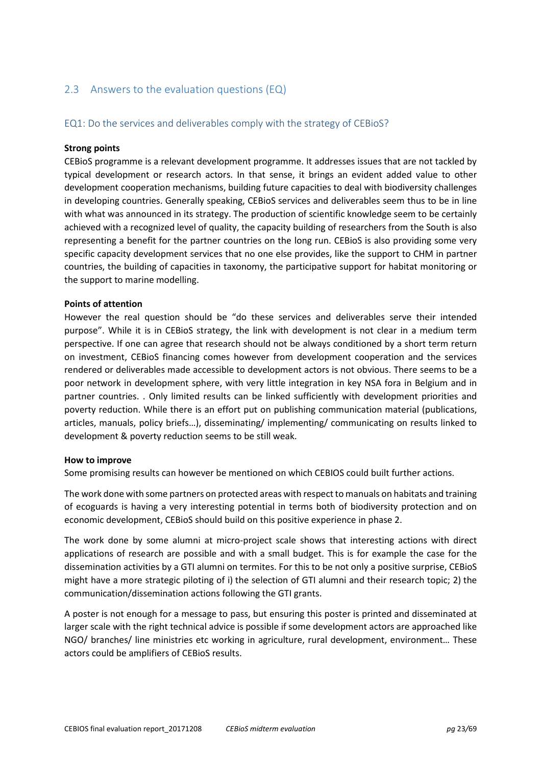## 2.3 Answers to the evaluation questions (EQ)

### EQ1: Do the services and deliverables comply with the strategy of CEBioS?

**Strong points**

CEBioS programme is a relevant development programme. It addresses issues that are not tackled by typical development or research actors. In that sense, it brings an evident added value to other development cooperation mechanisms, building future capacities to deal with biodiversity challenges in developing countries. Generally speaking, CEBioS services and deliverables seem thus to be in line with what was announced in its strategy. The production of scientific knowledge seem to be certainly achieved with a recognized level of quality, the capacity building of researchers from the South is also representing a benefit for the partner countries on the long run. CEBioS is also providing some very specific capacity development services that no one else provides, like the support to CHM in partner countries, the building of capacities in taxonomy, the participative support for habitat monitoring or the support to marine modelling.

**Points of attention**

However the real question should be "do these services and deliverables serve their intended purpose". While it is in CEBioS strategy, the link with development is not clear in a medium term perspective. If one can agree that research should not be always conditioned by a short term return on investment, CEBioS financing comes however from development cooperation and the services rendered or deliverables made accessible to development actors is not obvious. There seems to be a poor network in development sphere, with very little integration in key NSA fora in Belgium and in partner countries. . Only limited results can be linked sufficiently with development priorities and poverty reduction. While there is an effort put on publishing communication material (publications, articles, manuals, policy briefs…), disseminating/ implementing/ communicating on results linked to development & poverty reduction seems to be still weak.

**How to improve**

Some promising results can however be mentioned on which CEBIOS could built further actions.

The work done with some partners on protected areas with respect to manuals on habitats and training of ecoguards is having a very interesting potential in terms both of biodiversity protection and on economic development, CEBioS should build on this positive experience in phase 2.

The work done by some alumni at micro-project scale shows that interesting actions with direct applications of research are possible and with a small budget. This is for example the case for the dissemination activities by a GTI alumni on termites. For this to be not only a positive surprise, CEBioS might have a more strategic piloting of i) the selection of GTI alumni and their research topic; 2) the communication/dissemination actions following the GTI grants.

A poster is not enough for a message to pass, but ensuring this poster is printed and disseminated at larger scale with the right technical advice is possible if some development actors are approached like NGO/ branches/ line ministries etc working in agriculture, rural development, environment… These actors could be amplifiers of CEBioS results.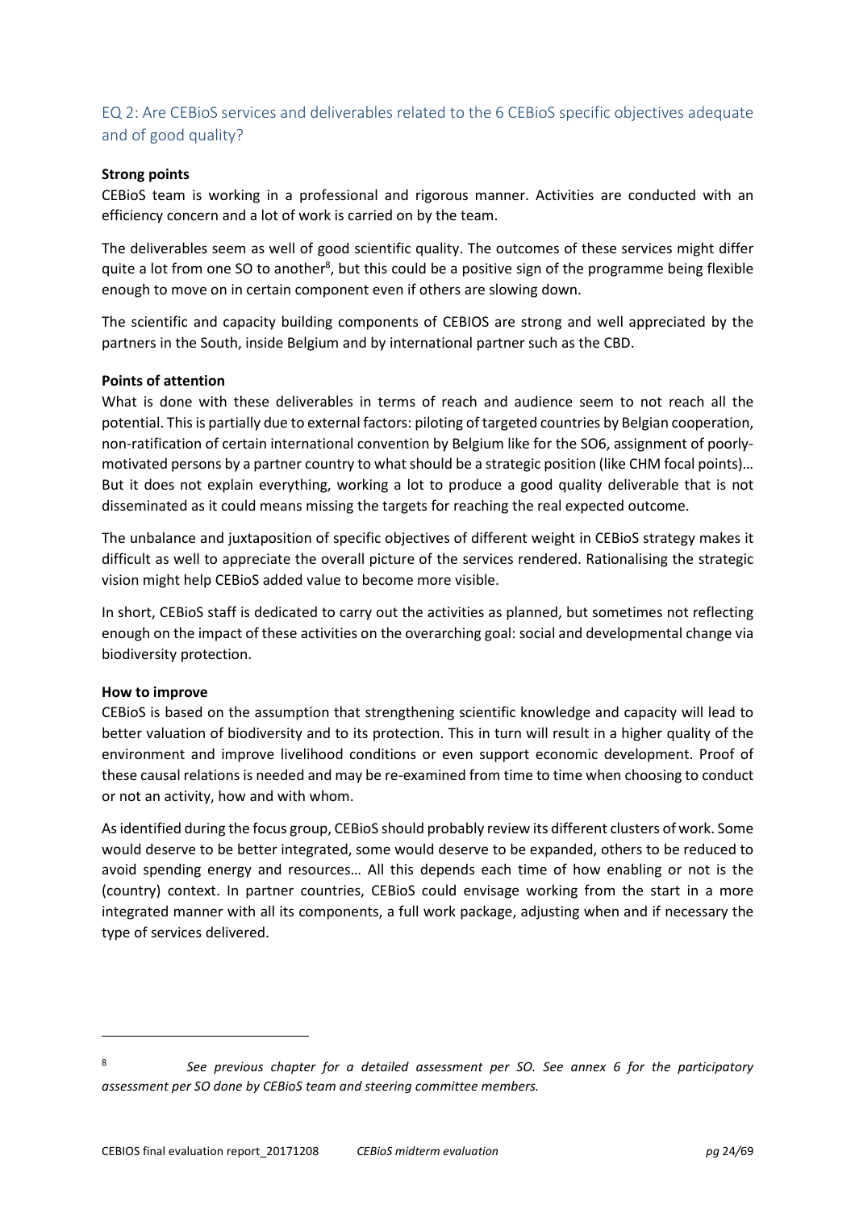## EQ 2: Are CEBioS services and deliverables related to the 6 CEBioS specific objectives adequate and of good quality?

**Strong points**

CEBioS team is working in a professional and rigorous manner. Activities are conducted with an efficiency concern and a lot of work is carried on by the team.

The deliverables seem as well of good scientific quality. The outcomes of these services might differ quite a lot from one SO to another[8], but this could be a positive sign of the programme being flexible enough to move on in certain component even if others are slowing down.

The scientific and capacity building components of CEBIOS are strong and well appreciated by the partners in the South, inside Belgium and by international partner such as the CBD.

**Points of attention**

What is done with these deliverables in terms of reach and audience seem to not reach all the potential. This is partially due to external factors: piloting of targeted countries by Belgian cooperation, non-ratification of certain international convention by Belgium like for the SO6, assignment of poorly-motivated persons by a partner country to what should be a strategic position (like CHM focal points)… But it does not explain everything, working a lot to produce a good quality deliverable that is not disseminated as it could means missing the targets for reaching the real expected outcome.

The unbalance and juxtaposition of specific objectives of different weight in CEBioS strategy makes it difficult as well to appreciate the overall picture of the services rendered. Rationalising the strategic vision might help CEBioS added value to become more visible.

In short, CEBioS staff is dedicated to carry out the activities as planned, but sometimes not reflecting enough on the impact of these activities on the overarching goal: social and developmental change via biodiversity protection.

**How to improve**

CEBioS is based on the assumption that strengthening scientific knowledge and capacity will lead to better valuation of biodiversity and to its protection. This in turn will result in a higher quality of the environment and improve livelihood conditions or even support economic development. Proof of these causal relations is needed and may be re-examined from time to time when choosing to conduct or not an activity, how and with whom.

As identified during the focus group, CEBioS should probably review its different clusters of work. Some would deserve to be better integrated, some would deserve to be expanded, others to be reduced to avoid spending energy and resources… All this depends each time of how enabling or not is the (country) context. In partner countries, CEBioS could envisage working from the start in a more integrated manner with all its components, a full work package, adjusting when and if necessary the type of services delivered.

---

[8] *See previous chapter for a detailed assessment per SO. See annex 6 for the participatory assessment per SO done by CEBioS team and steering committee members.*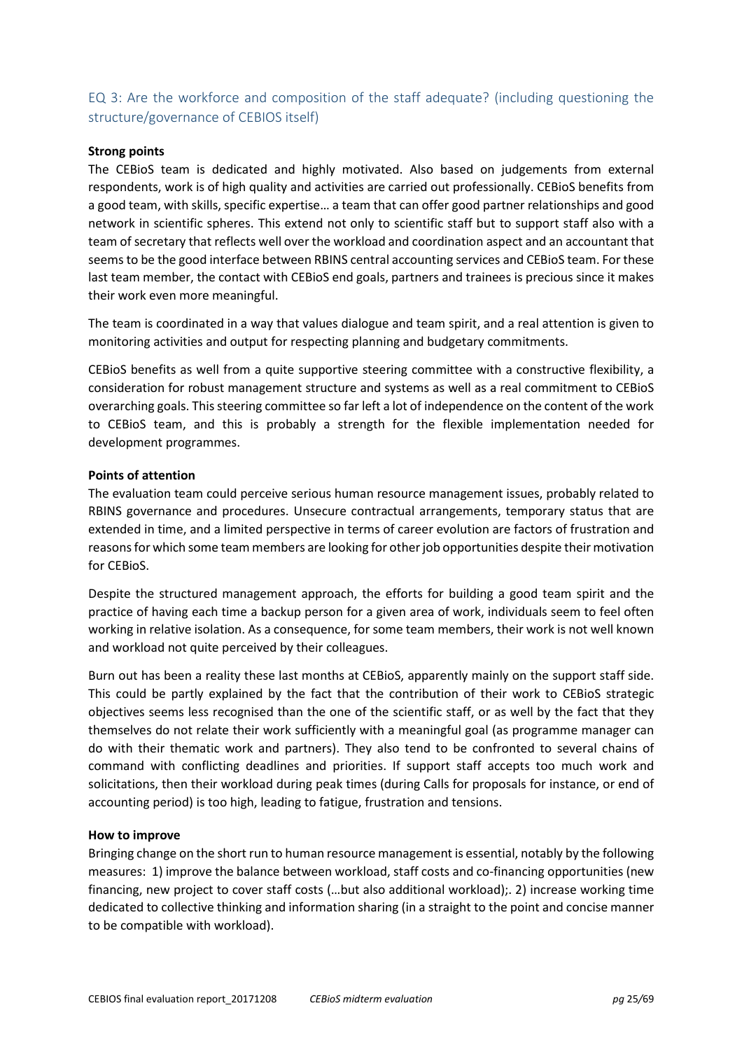## EQ 3: Are the workforce and composition of the staff adequate? (including questioning the structure/governance of CEBIOS itself)

**Strong points**

The CEBioS team is dedicated and highly motivated. Also based on judgements from external respondents, work is of high quality and activities are carried out professionally. CEBioS benefits from a good team, with skills, specific expertise… a team that can offer good partner relationships and good network in scientific spheres. This extend not only to scientific staff but to support staff also with a team of secretary that reflects well over the workload and coordination aspect and an accountant that seems to be the good interface between RBINS central accounting services and CEBioS team. For these last team member, the contact with CEBioS end goals, partners and trainees is precious since it makes their work even more meaningful.

The team is coordinated in a way that values dialogue and team spirit, and a real attention is given to monitoring activities and output for respecting planning and budgetary commitments.

CEBioS benefits as well from a quite supportive steering committee with a constructive flexibility, a consideration for robust management structure and systems as well as a real commitment to CEBioS overarching goals. This steering committee so far left a lot of independence on the content of the work to CEBioS team, and this is probably a strength for the flexible implementation needed for development programmes.

**Points of attention**

The evaluation team could perceive serious human resource management issues, probably related to RBINS governance and procedures. Unsecure contractual arrangements, temporary status that are extended in time, and a limited perspective in terms of career evolution are factors of frustration and reasons for which some team members are looking for other job opportunities despite their motivation for CEBioS.

Despite the structured management approach, the efforts for building a good team spirit and the practice of having each time a backup person for a given area of work, individuals seem to feel often working in relative isolation. As a consequence, for some team members, their work is not well known and workload not quite perceived by their colleagues.

Burn out has been a reality these last months at CEBioS, apparently mainly on the support staff side. This could be partly explained by the fact that the contribution of their work to CEBioS strategic objectives seems less recognised than the one of the scientific staff, or as well by the fact that they themselves do not relate their work sufficiently with a meaningful goal (as programme manager can do with their thematic work and partners). They also tend to be confronted to several chains of command with conflicting deadlines and priorities. If support staff accepts too much work and solicitations, then their workload during peak times (during Calls for proposals for instance, or end of accounting period) is too high, leading to fatigue, frustration and tensions.

**How to improve**

Bringing change on the short run to human resource management is essential, notably by the following measures: 1) improve the balance between workload, staff costs and co-financing opportunities (new financing, new project to cover staff costs (…but also additional workload);. 2) increase working time dedicated to collective thinking and information sharing (in a straight to the point and concise manner to be compatible with workload).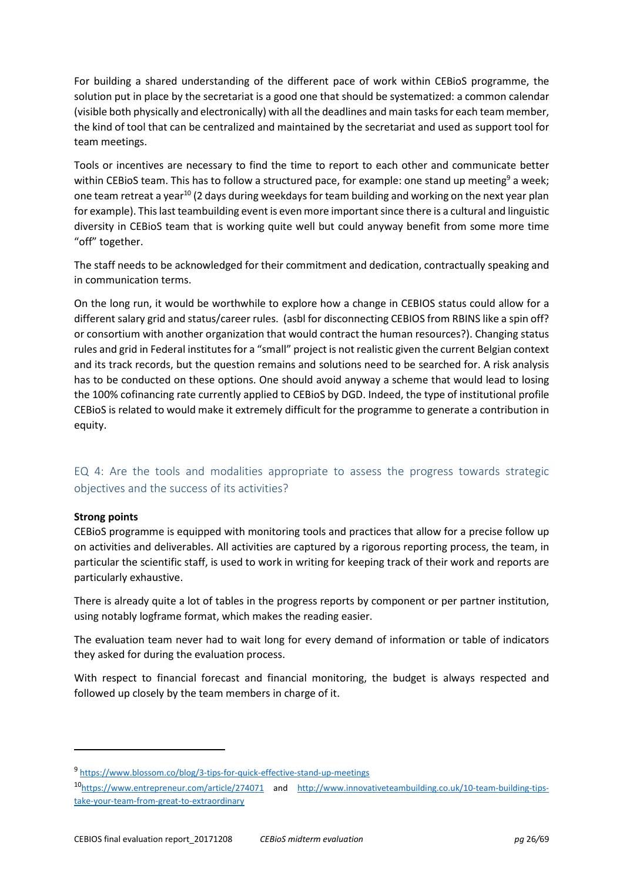For building a shared understanding of the different pace of work within CEBioS programme, the solution put in place by the secretariat is a good one that should be systematized: a common calendar (visible both physically and electronically) with all the deadlines and main tasks for each team member, the kind of tool that can be centralized and maintained by the secretariat and used as support tool for team meetings.

Tools or incentives are necessary to find the time to report to each other and communicate better within CEBioS team. This has to follow a structured pace, for example: one stand up meeting[9] a week; one team retreat a year[10] (2 days during weekdays for team building and working on the next year plan for example). This last teambuilding event is even more important since there is a cultural and linguistic diversity in CEBioS team that is working quite well but could anyway benefit from some more time "off" together.

The staff needs to be acknowledged for their commitment and dedication, contractually speaking and in communication terms.

On the long run, it would be worthwhile to explore how a change in CEBIOS status could allow for a different salary grid and status/career rules. (asbl for disconnecting CEBIOS from RBINS like a spin off? or consortium with another organization that would contract the human resources?). Changing status rules and grid in Federal institutes for a "small" project is not realistic given the current Belgian context and its track records, but the question remains and solutions need to be searched for. A risk analysis has to be conducted on these options. One should avoid anyway a scheme that would lead to losing the 100% cofinancing rate currently applied to CEBioS by DGD. Indeed, the type of institutional profile CEBioS is related to would make it extremely difficult for the programme to generate a contribution in equity.

## EQ 4: Are the tools and modalities appropriate to assess the progress towards strategic objectives and the success of its activities?

**Strong points**

CEBioS programme is equipped with monitoring tools and practices that allow for a precise follow up on activities and deliverables. All activities are captured by a rigorous reporting process, the team, in particular the scientific staff, is used to work in writing for keeping track of their work and reports are particularly exhaustive.

There is already quite a lot of tables in the progress reports by component or per partner institution, using notably logframe format, which makes the reading easier.

The evaluation team never had to wait long for every demand of information or table of indicators they asked for during the evaluation process.

With respect to financial forecast and financial monitoring, the budget is always respected and followed up closely by the team members in charge of it.

---

[9] https://www.blossom.co/blog/3-tips-for-quick-effective-stand-up-meetings

[10] https://www.entrepreneur.com/article/274071 and http://www.innovativeteambuilding.co.uk/10-team-building-tips-take-your-team-from-great-to-extraordinary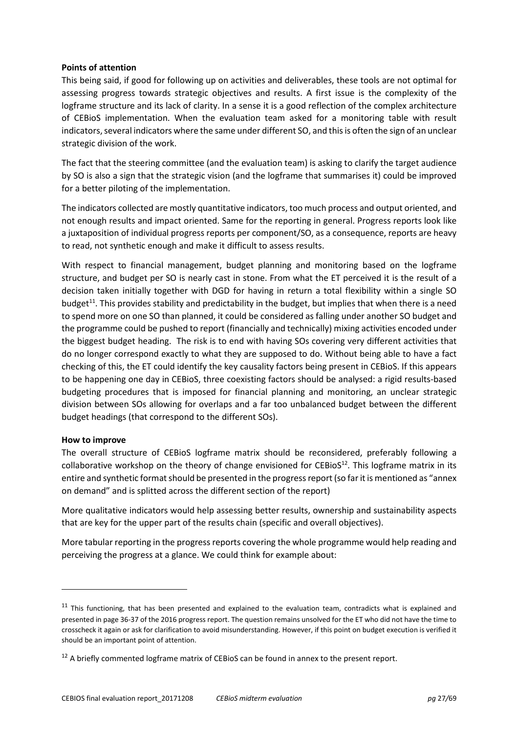**Points of attention**

This being said, if good for following up on activities and deliverables, these tools are not optimal for assessing progress towards strategic objectives and results. A first issue is the complexity of the logframe structure and its lack of clarity. In a sense it is a good reflection of the complex architecture of CEBioS implementation. When the evaluation team asked for a monitoring table with result indicators, several indicators where the same under different SO, and this is often the sign of an unclear strategic division of the work.

The fact that the steering committee (and the evaluation team) is asking to clarify the target audience by SO is also a sign that the strategic vision (and the logframe that summarises it) could be improved for a better piloting of the implementation.

The indicators collected are mostly quantitative indicators, too much process and output oriented, and not enough results and impact oriented. Same for the reporting in general. Progress reports look like a juxtaposition of individual progress reports per component/SO, as a consequence, reports are heavy to read, not synthetic enough and make it difficult to assess results.

With respect to financial management, budget planning and monitoring based on the logframe structure, and budget per SO is nearly cast in stone. From what the ET perceived it is the result of a decision taken initially together with DGD for having in return a total flexibility within a single SO budget[11]. This provides stability and predictability in the budget, but implies that when there is a need to spend more on one SO than planned, it could be considered as falling under another SO budget and the programme could be pushed to report (financially and technically) mixing activities encoded under the biggest budget heading. The risk is to end with having SOs covering very different activities that do no longer correspond exactly to what they are supposed to do. Without being able to have a fact checking of this, the ET could identify the key causality factors being present in CEBioS. If this appears to be happening one day in CEBioS, three coexisting factors should be analysed: a rigid results-based budgeting procedures that is imposed for financial planning and monitoring, an unclear strategic division between SOs allowing for overlaps and a far too unbalanced budget between the different budget headings (that correspond to the different SOs).

**How to improve**

The overall structure of CEBioS logframe matrix should be reconsidered, preferably following a collaborative workshop on the theory of change envisioned for CEBioS[12]. This logframe matrix in its entire and synthetic format should be presented in the progress report (so far it is mentioned as "annex on demand" and is splitted across the different section of the report)

More qualitative indicators would help assessing better results, ownership and sustainability aspects that are key for the upper part of the results chain (specific and overall objectives).

More tabular reporting in the progress reports covering the whole programme would help reading and perceiving the progress at a glance. We could think for example about:

---

[11] This functioning, that has been presented and explained to the evaluation team, contradicts what is explained and presented in page 36-37 of the 2016 progress report. The question remains unsolved for the ET who did not have the time to crosscheck it again or ask for clarification to avoid misunderstanding. However, if this point on budget execution is verified it should be an important point of attention.

[12] A briefly commented logframe matrix of CEBioS can be found in annex to the present report.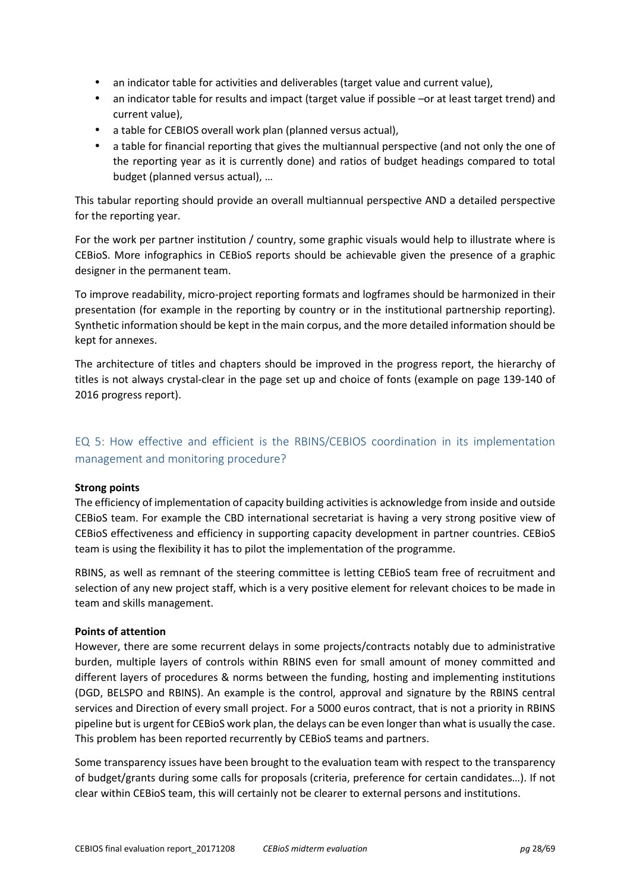- an indicator table for activities and deliverables (target value and current value),
- an indicator table for results and impact (target value if possible –or at least target trend) and current value),
- a table for CEBIOS overall work plan (planned versus actual),
- a table for financial reporting that gives the multiannual perspective (and not only the one of the reporting year as it is currently done) and ratios of budget headings compared to total budget (planned versus actual), …

This tabular reporting should provide an overall multiannual perspective AND a detailed perspective for the reporting year.

For the work per partner institution / country, some graphic visuals would help to illustrate where is CEBioS. More infographics in CEBioS reports should be achievable given the presence of a graphic designer in the permanent team.

To improve readability, micro-project reporting formats and logframes should be harmonized in their presentation (for example in the reporting by country or in the institutional partnership reporting). Synthetic information should be kept in the main corpus, and the more detailed information should be kept for annexes.

The architecture of titles and chapters should be improved in the progress report, the hierarchy of titles is not always crystal-clear in the page set up and choice of fonts (example on page 139-140 of 2016 progress report).

## EQ 5: How effective and efficient is the RBINS/CEBIOS coordination in its implementation management and monitoring procedure?

**Strong points**

The efficiency of implementation of capacity building activities is acknowledge from inside and outside CEBioS team. For example the CBD international secretariat is having a very strong positive view of CEBioS effectiveness and efficiency in supporting capacity development in partner countries. CEBioS team is using the flexibility it has to pilot the implementation of the programme.

RBINS, as well as remnant of the steering committee is letting CEBioS team free of recruitment and selection of any new project staff, which is a very positive element for relevant choices to be made in team and skills management.

**Points of attention**

However, there are some recurrent delays in some projects/contracts notably due to administrative burden, multiple layers of controls within RBINS even for small amount of money committed and different layers of procedures & norms between the funding, hosting and implementing institutions (DGD, BELSPO and RBINS). An example is the control, approval and signature by the RBINS central services and Direction of every small project. For a 5000 euros contract, that is not a priority in RBINS pipeline but is urgent for CEBioS work plan, the delays can be even longer than what is usually the case. This problem has been reported recurrently by CEBioS teams and partners.

Some transparency issues have been brought to the evaluation team with respect to the transparency of budget/grants during some calls for proposals (criteria, preference for certain candidates…). If not clear within CEBioS team, this will certainly not be clearer to external persons and institutions.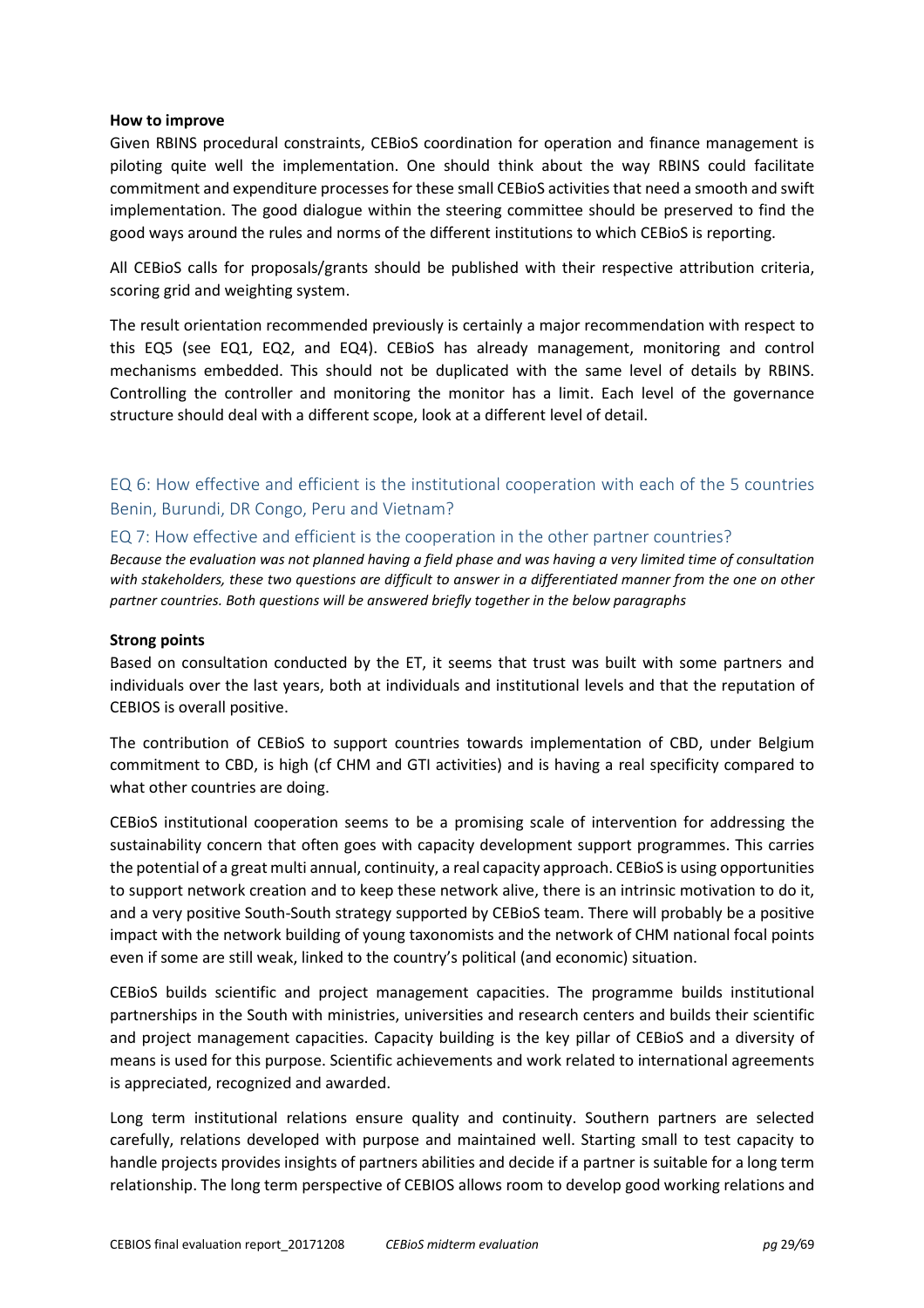**How to improve**

Given RBINS procedural constraints, CEBioS coordination for operation and finance management is piloting quite well the implementation. One should think about the way RBINS could facilitate commitment and expenditure processes for these small CEBioS activities that need a smooth and swift implementation. The good dialogue within the steering committee should be preserved to find the good ways around the rules and norms of the different institutions to which CEBioS is reporting.

All CEBioS calls for proposals/grants should be published with their respective attribution criteria, scoring grid and weighting system.

The result orientation recommended previously is certainly a major recommendation with respect to this EQ5 (see EQ1, EQ2, and EQ4). CEBioS has already management, monitoring and control mechanisms embedded. This should not be duplicated with the same level of details by RBINS. Controlling the controller and monitoring the monitor has a limit. Each level of the governance structure should deal with a different scope, look at a different level of detail.

## EQ 6: How effective and efficient is the institutional cooperation with each of the 5 countries Benin, Burundi, DR Congo, Peru and Vietnam?

## EQ 7: How effective and efficient is the cooperation in the other partner countries?

*Because the evaluation was not planned having a field phase and was having a very limited time of consultation with stakeholders, these two questions are difficult to answer in a differentiated manner from the one on other partner countries. Both questions will be answered briefly together in the below paragraphs*

**Strong points**

Based on consultation conducted by the ET, it seems that trust was built with some partners and individuals over the last years, both at individuals and institutional levels and that the reputation of CEBIOS is overall positive.

The contribution of CEBioS to support countries towards implementation of CBD, under Belgium commitment to CBD, is high (cf CHM and GTI activities) and is having a real specificity compared to what other countries are doing.

CEBioS institutional cooperation seems to be a promising scale of intervention for addressing the sustainability concern that often goes with capacity development support programmes. This carries the potential of a great multi annual, continuity, a real capacity approach. CEBioS is using opportunities to support network creation and to keep these network alive, there is an intrinsic motivation to do it, and a very positive South-South strategy supported by CEBioS team. There will probably be a positive impact with the network building of young taxonomists and the network of CHM national focal points even if some are still weak, linked to the country's political (and economic) situation.

CEBioS builds scientific and project management capacities. The programme builds institutional partnerships in the South with ministries, universities and research centers and builds their scientific and project management capacities. Capacity building is the key pillar of CEBioS and a diversity of means is used for this purpose. Scientific achievements and work related to international agreements is appreciated, recognized and awarded.

Long term institutional relations ensure quality and continuity. Southern partners are selected carefully, relations developed with purpose and maintained well. Starting small to test capacity to handle projects provides insights of partners abilities and decide if a partner is suitable for a long term relationship. The long term perspective of CEBIOS allows room to develop good working relations and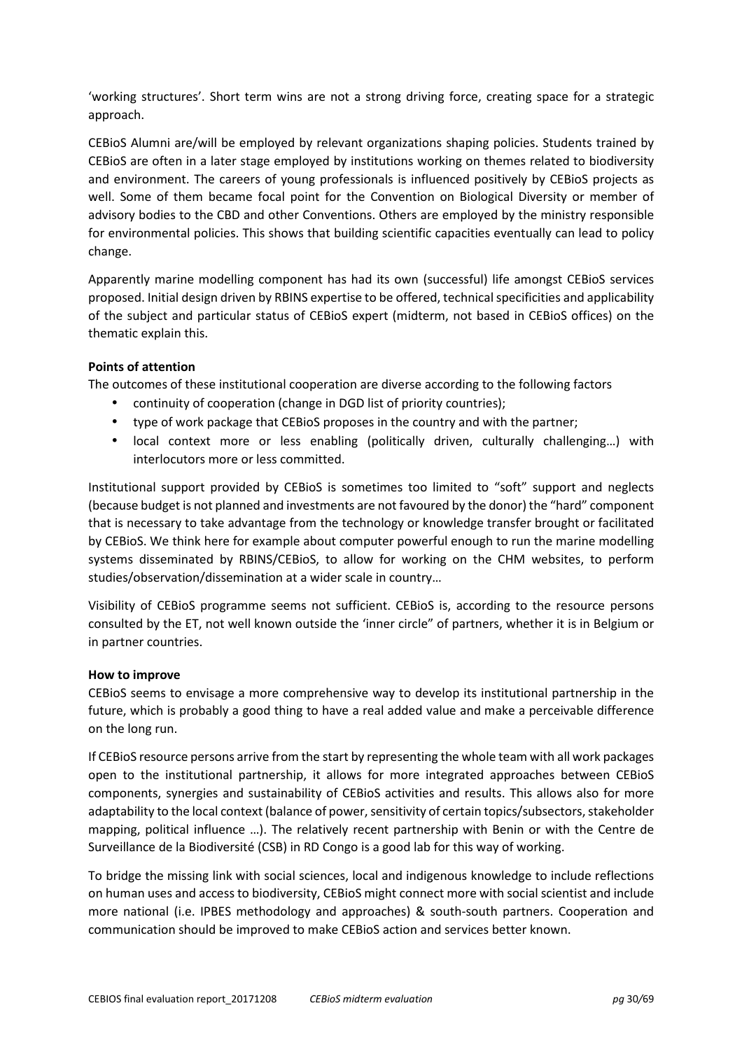'working structures'. Short term wins are not a strong driving force, creating space for a strategic approach.

CEBioS Alumni are/will be employed by relevant organizations shaping policies. Students trained by CEBioS are often in a later stage employed by institutions working on themes related to biodiversity and environment. The careers of young professionals is influenced positively by CEBioS projects as well. Some of them became focal point for the Convention on Biological Diversity or member of advisory bodies to the CBD and other Conventions. Others are employed by the ministry responsible for environmental policies. This shows that building scientific capacities eventually can lead to policy change.

Apparently marine modelling component has had its own (successful) life amongst CEBioS services proposed. Initial design driven by RBINS expertise to be offered, technical specificities and applicability of the subject and particular status of CEBioS expert (midterm, not based in CEBioS offices) on the thematic explain this.

**Points of attention**

The outcomes of these institutional cooperation are diverse according to the following factors

- continuity of cooperation (change in DGD list of priority countries);
- type of work package that CEBioS proposes in the country and with the partner;
- local context more or less enabling (politically driven, culturally challenging…) with interlocutors more or less committed.

Institutional support provided by CEBioS is sometimes too limited to "soft" support and neglects (because budget is not planned and investments are not favoured by the donor) the "hard" component that is necessary to take advantage from the technology or knowledge transfer brought or facilitated by CEBioS. We think here for example about computer powerful enough to run the marine modelling systems disseminated by RBINS/CEBioS, to allow for working on the CHM websites, to perform studies/observation/dissemination at a wider scale in country…

Visibility of CEBioS programme seems not sufficient. CEBioS is, according to the resource persons consulted by the ET, not well known outside the 'inner circle" of partners, whether it is in Belgium or in partner countries.

**How to improve**

CEBioS seems to envisage a more comprehensive way to develop its institutional partnership in the future, which is probably a good thing to have a real added value and make a perceivable difference on the long run.

If CEBioS resource persons arrive from the start by representing the whole team with all work packages open to the institutional partnership, it allows for more integrated approaches between CEBioS components, synergies and sustainability of CEBioS activities and results. This allows also for more adaptability to the local context (balance of power, sensitivity of certain topics/subsectors, stakeholder mapping, political influence …). The relatively recent partnership with Benin or with the Centre de Surveillance de la Biodiversité (CSB) in RD Congo is a good lab for this way of working.

To bridge the missing link with social sciences, local and indigenous knowledge to include reflections on human uses and access to biodiversity, CEBioS might connect more with social scientist and include more national (i.e. IPBES methodology and approaches) & south-south partners. Cooperation and communication should be improved to make CEBioS action and services better known.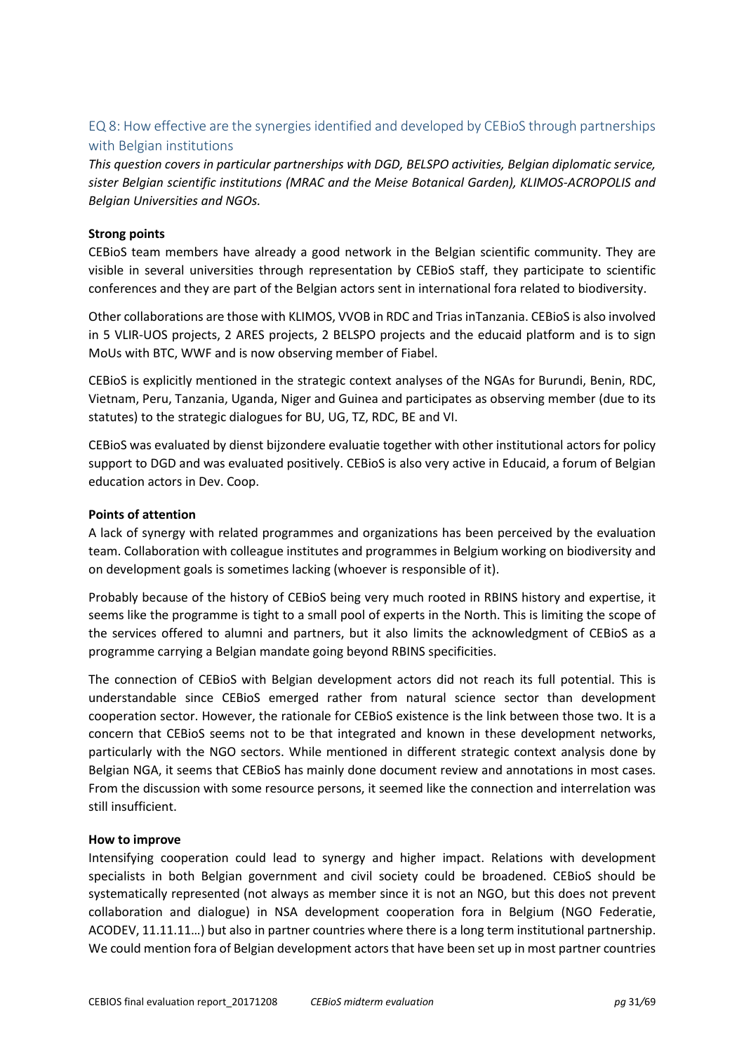## EQ 8: How effective are the synergies identified and developed by CEBioS through partnerships with Belgian institutions

*This question covers in particular partnerships with DGD, BELSPO activities, Belgian diplomatic service, sister Belgian scientific institutions (MRAC and the Meise Botanical Garden), KLIMOS-ACROPOLIS and Belgian Universities and NGOs.*

**Strong points**

CEBioS team members have already a good network in the Belgian scientific community. They are visible in several universities through representation by CEBioS staff, they participate to scientific conferences and they are part of the Belgian actors sent in international fora related to biodiversity.

Other collaborations are those with KLIMOS, VVOB in RDC and Trias inTanzania. CEBioS is also involved in 5 VLIR-UOS projects, 2 ARES projects, 2 BELSPO projects and the educaid platform and is to sign MoUs with BTC, WWF and is now observing member of Fiabel.

CEBioS is explicitly mentioned in the strategic context analyses of the NGAs for Burundi, Benin, RDC, Vietnam, Peru, Tanzania, Uganda, Niger and Guinea and participates as observing member (due to its statutes) to the strategic dialogues for BU, UG, TZ, RDC, BE and VI.

CEBioS was evaluated by dienst bijzondere evaluatie together with other institutional actors for policy support to DGD and was evaluated positively. CEBioS is also very active in Educaid, a forum of Belgian education actors in Dev. Coop.

**Points of attention**

A lack of synergy with related programmes and organizations has been perceived by the evaluation team. Collaboration with colleague institutes and programmes in Belgium working on biodiversity and on development goals is sometimes lacking (whoever is responsible of it).

Probably because of the history of CEBioS being very much rooted in RBINS history and expertise, it seems like the programme is tight to a small pool of experts in the North. This is limiting the scope of the services offered to alumni and partners, but it also limits the acknowledgment of CEBioS as a programme carrying a Belgian mandate going beyond RBINS specificities.

The connection of CEBioS with Belgian development actors did not reach its full potential. This is understandable since CEBioS emerged rather from natural science sector than development cooperation sector. However, the rationale for CEBioS existence is the link between those two. It is a concern that CEBioS seems not to be that integrated and known in these development networks, particularly with the NGO sectors. While mentioned in different strategic context analysis done by Belgian NGA, it seems that CEBioS has mainly done document review and annotations in most cases. From the discussion with some resource persons, it seemed like the connection and interrelation was still insufficient.

**How to improve**

Intensifying cooperation could lead to synergy and higher impact. Relations with development specialists in both Belgian government and civil society could be broadened. CEBioS should be systematically represented (not always as member since it is not an NGO, but this does not prevent collaboration and dialogue) in NSA development cooperation fora in Belgium (NGO Federatie, ACODEV, 11.11.11…) but also in partner countries where there is a long term institutional partnership. We could mention fora of Belgian development actors that have been set up in most partner countries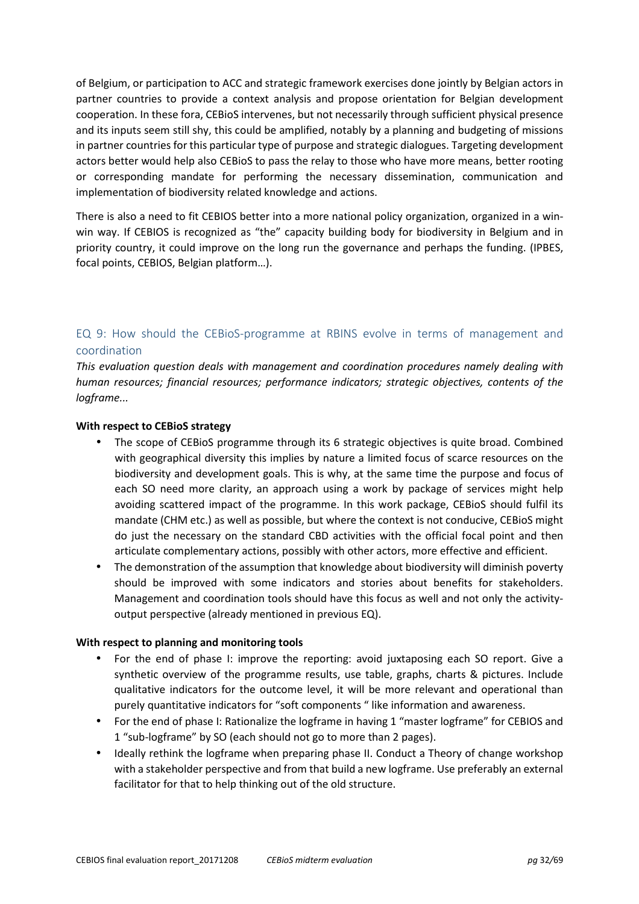of Belgium, or participation to ACC and strategic framework exercises done jointly by Belgian actors in partner countries to provide a context analysis and propose orientation for Belgian development cooperation. In these fora, CEBioS intervenes, but not necessarily through sufficient physical presence and its inputs seem still shy, this could be amplified, notably by a planning and budgeting of missions in partner countries for this particular type of purpose and strategic dialogues. Targeting development actors better would help also CEBioS to pass the relay to those who have more means, better rooting or corresponding mandate for performing the necessary dissemination, communication and implementation of biodiversity related knowledge and actions.

There is also a need to fit CEBIOS better into a more national policy organization, organized in a win-win way. If CEBIOS is recognized as "the" capacity building body for biodiversity in Belgium and in priority country, it could improve on the long run the governance and perhaps the funding. (IPBES, focal points, CEBIOS, Belgian platform…).

## EQ 9: How should the CEBioS-programme at RBINS evolve in terms of management and coordination

*This evaluation question deals with management and coordination procedures namely dealing with human resources; financial resources; performance indicators; strategic objectives, contents of the logframe...*

**With respect to CEBioS strategy**

- The scope of CEBioS programme through its 6 strategic objectives is quite broad. Combined with geographical diversity this implies by nature a limited focus of scarce resources on the biodiversity and development goals. This is why, at the same time the purpose and focus of each SO need more clarity, an approach using a work by package of services might help avoiding scattered impact of the programme. In this work package, CEBioS should fulfil its mandate (CHM etc.) as well as possible, but where the context is not conducive, CEBioS might do just the necessary on the standard CBD activities with the official focal point and then articulate complementary actions, possibly with other actors, more effective and efficient.
- The demonstration of the assumption that knowledge about biodiversity will diminish poverty should be improved with some indicators and stories about benefits for stakeholders. Management and coordination tools should have this focus as well and not only the activity-output perspective (already mentioned in previous EQ).

**With respect to planning and monitoring tools**

- For the end of phase I: improve the reporting: avoid juxtaposing each SO report. Give a synthetic overview of the programme results, use table, graphs, charts & pictures. Include qualitative indicators for the outcome level, it will be more relevant and operational than purely quantitative indicators for "soft components " like information and awareness.
- For the end of phase I: Rationalize the logframe in having 1 "master logframe" for CEBIOS and 1 "sub-logframe" by SO (each should not go to more than 2 pages).
- Ideally rethink the logframe when preparing phase II. Conduct a Theory of change workshop with a stakeholder perspective and from that build a new logframe. Use preferably an external facilitator for that to help thinking out of the old structure.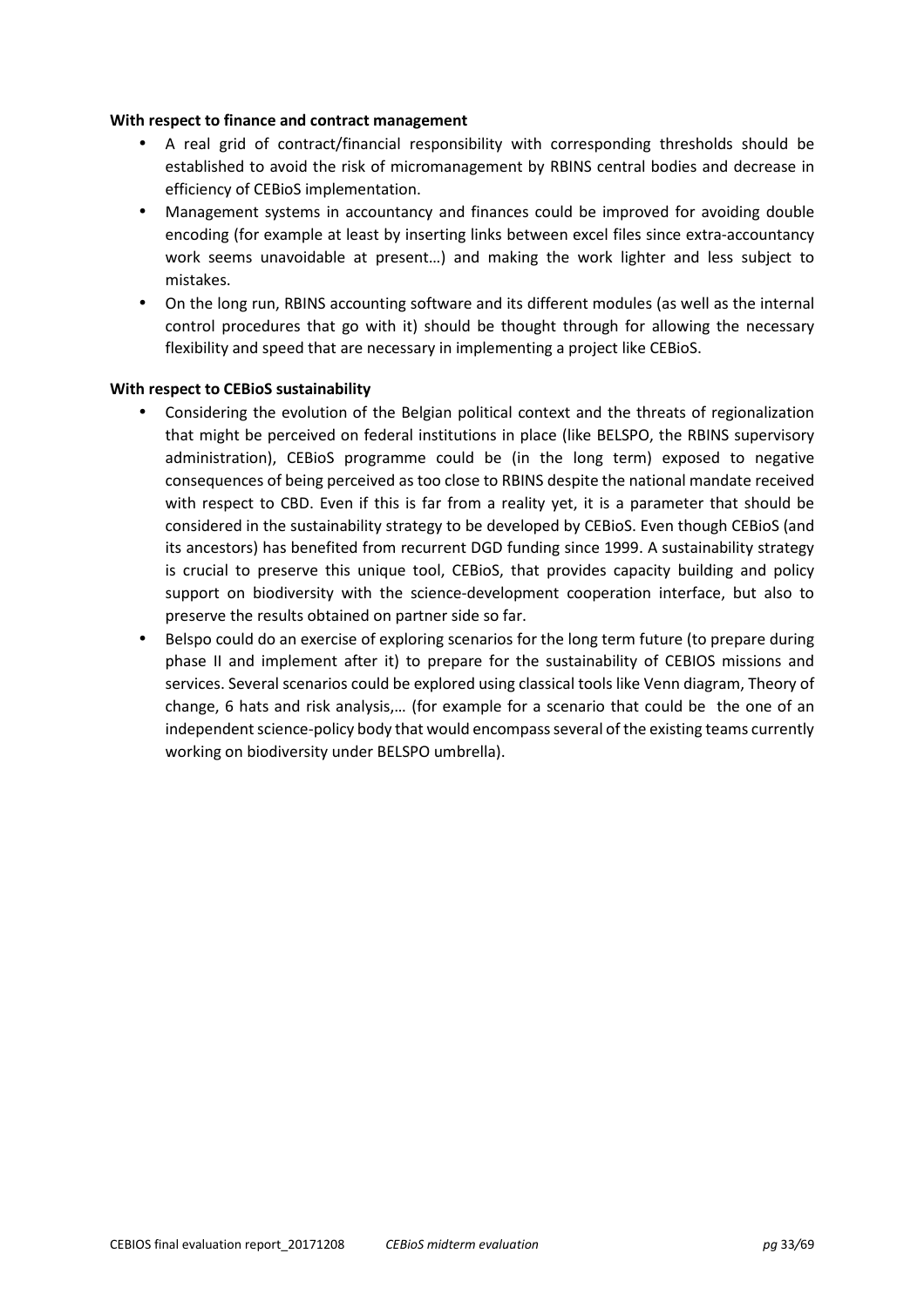**With respect to finance and contract management**

- A real grid of contract/financial responsibility with corresponding thresholds should be established to avoid the risk of micromanagement by RBINS central bodies and decrease in efficiency of CEBioS implementation.
- Management systems in accountancy and finances could be improved for avoiding double encoding (for example at least by inserting links between excel files since extra-accountancy work seems unavoidable at present…) and making the work lighter and less subject to mistakes.
- On the long run, RBINS accounting software and its different modules (as well as the internal control procedures that go with it) should be thought through for allowing the necessary flexibility and speed that are necessary in implementing a project like CEBioS.

**With respect to CEBioS sustainability**

- Considering the evolution of the Belgian political context and the threats of regionalization that might be perceived on federal institutions in place (like BELSPO, the RBINS supervisory administration), CEBioS programme could be (in the long term) exposed to negative consequences of being perceived as too close to RBINS despite the national mandate received with respect to CBD. Even if this is far from a reality yet, it is a parameter that should be considered in the sustainability strategy to be developed by CEBioS. Even though CEBioS (and its ancestors) has benefited from recurrent DGD funding since 1999. A sustainability strategy is crucial to preserve this unique tool, CEBioS, that provides capacity building and policy support on biodiversity with the science-development cooperation interface, but also to preserve the results obtained on partner side so far.
- Belspo could do an exercise of exploring scenarios for the long term future (to prepare during phase II and implement after it) to prepare for the sustainability of CEBIOS missions and services. Several scenarios could be explored using classical tools like Venn diagram, Theory of change, 6 hats and risk analysis,… (for example for a scenario that could be the one of an independent science-policy body that would encompass several of the existing teams currently working on biodiversity under BELSPO umbrella).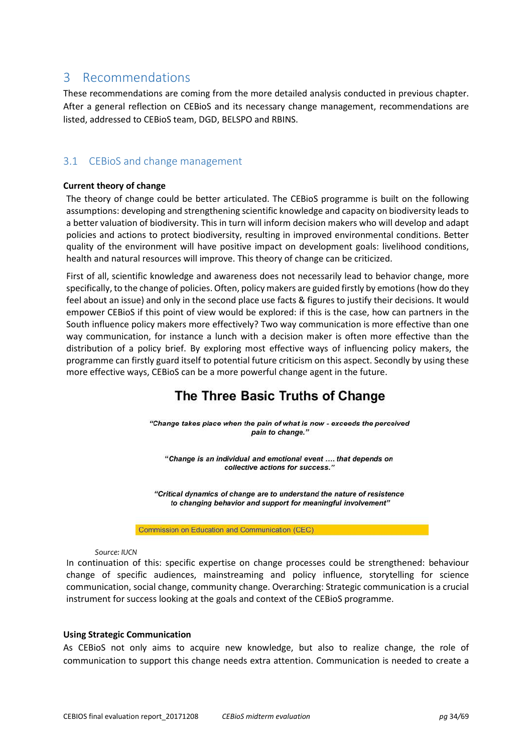# 3 Recommendations

These recommendations are coming from the more detailed analysis conducted in previous chapter. After a general reflection on CEBioS and its necessary change management, recommendations are listed, addressed to CEBioS team, DGD, BELSPO and RBINS.

## 3.1 CEBioS and change management

**Current theory of change**

The theory of change could be better articulated. The CEBioS programme is built on the following assumptions: developing and strengthening scientific knowledge and capacity on biodiversity leads to a better valuation of biodiversity. This in turn will inform decision makers who will develop and adapt policies and actions to protect biodiversity, resulting in improved environmental conditions. Better quality of the environment will have positive impact on development goals: livelihood conditions, health and natural resources will improve. This theory of change can be criticized.

First of all, scientific knowledge and awareness does not necessarily lead to behavior change, more specifically, to the change of policies. Often, policy makers are guided firstly by emotions (how do they feel about an issue) and only in the second place use facts & figures to justify their decisions. It would empower CEBioS if this point of view would be explored: if this is the case, how can partners in the South influence policy makers more effectively? Two way communication is more effective than one way communication, for instance a lunch with a decision maker is often more effective than the distribution of a policy brief. By exploring most effective ways of influencing policy makers, the programme can firstly guard itself to potential future criticism on this aspect. Secondly by using these more effective ways, CEBioS can be a more powerful change agent in the future.

**The Three Basic Truths of Change**

*"Change takes place when the pain of what is now - exceeds the perceived pain to change."*

*"Change is an individual and emotional event .... that depends on collective actions for success."*

*"Critical dynamics of change are to understand the nature of resistence to changing behavior and support for meaningful involvement"*

Commission on Education and Communication (CEC)

*Source: IUCN*

In continuation of this: specific expertise on change processes could be strengthened: behaviour change of specific audiences, mainstreaming and policy influence, storytelling for science communication, social change, community change. Overarching: Strategic communication is a crucial instrument for success looking at the goals and context of the CEBioS programme.

**Using Strategic Communication**

As CEBioS not only aims to acquire new knowledge, but also to realize change, the role of communication to support this change needs extra attention. Communication is needed to create a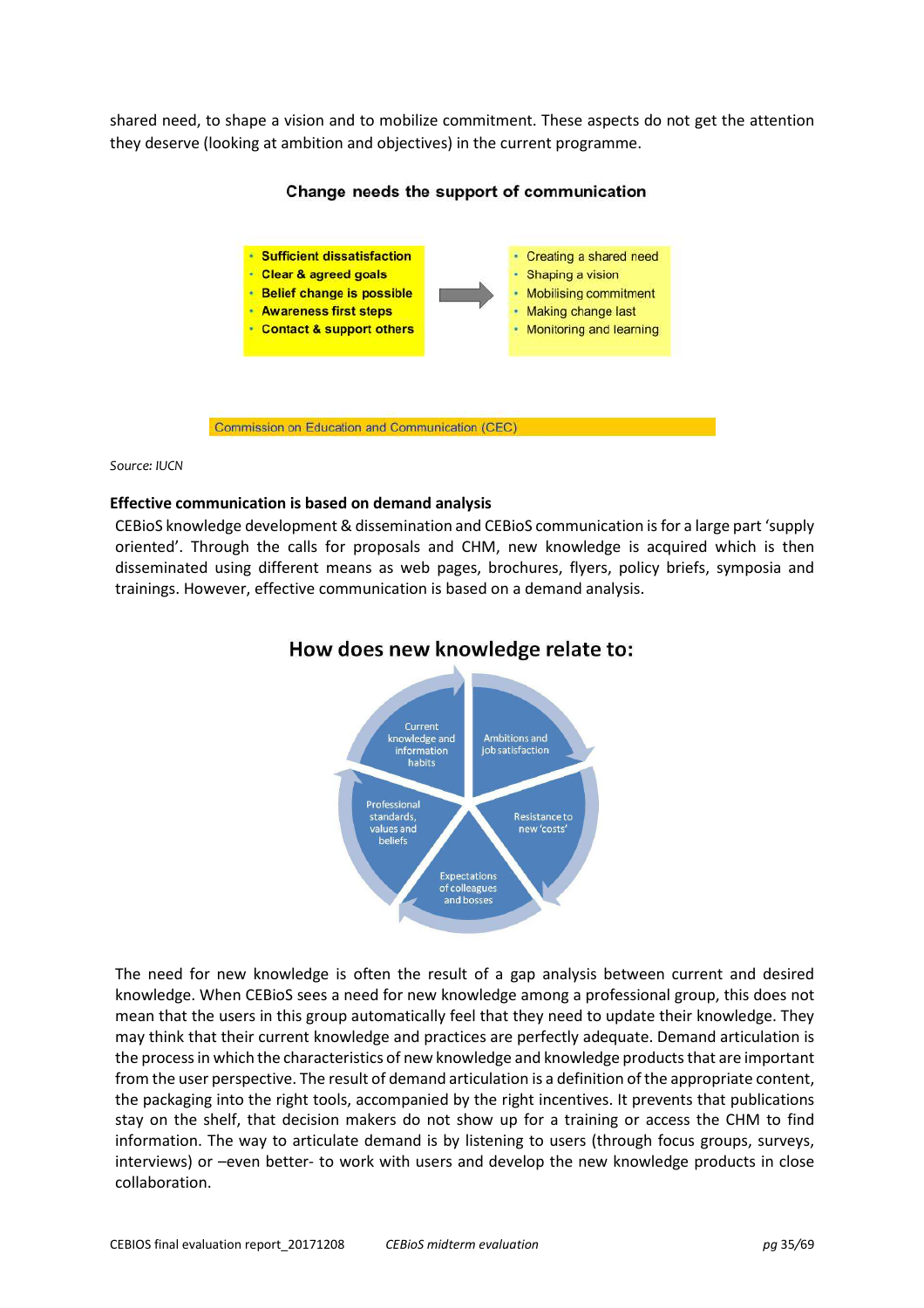shared need, to shape a vision and to mobilize commitment. These aspects do not get the attention they deserve (looking at ambition and objectives) in the current programme.

**Change needs the support of communication**

- Sufficient dissatisfaction
- Clear & agreed goals
- Belief change is possible
- Awareness first steps
- Contact & support others

→

- Creating a shared need
- Shaping a vision
- Mobilising commitment
- Making change last
- Monitoring and learning

Commission on Education and Communication (CEC)

*Source: IUCN*

**Effective communication is based on demand analysis**

CEBioS knowledge development & dissemination and CEBioS communication is for a large part 'supply oriented'. Through the calls for proposals and CHM, new knowledge is acquired which is then disseminated using different means as web pages, brochures, flyers, policy briefs, symposia and trainings. However, effective communication is based on a demand analysis.

**How does new knowledge relate to:**

- Current knowledge and information habits
- Ambitions and job satisfaction
- Resistance to new 'costs'
- Expectations of colleagues and bosses
- Professional standards, values and beliefs

The need for new knowledge is often the result of a gap analysis between current and desired knowledge. When CEBioS sees a need for new knowledge among a professional group, this does not mean that the users in this group automatically feel that they need to update their knowledge. They may think that their current knowledge and practices are perfectly adequate. Demand articulation is the process in which the characteristics of new knowledge and knowledge products that are important from the user perspective. The result of demand articulation is a definition of the appropriate content, the packaging into the right tools, accompanied by the right incentives. It prevents that publications stay on the shelf, that decision makers do not show up for a training or access the CHM to find information. The way to articulate demand is by listening to users (through focus groups, surveys, interviews) or –even better- to work with users and develop the new knowledge products in close collaboration.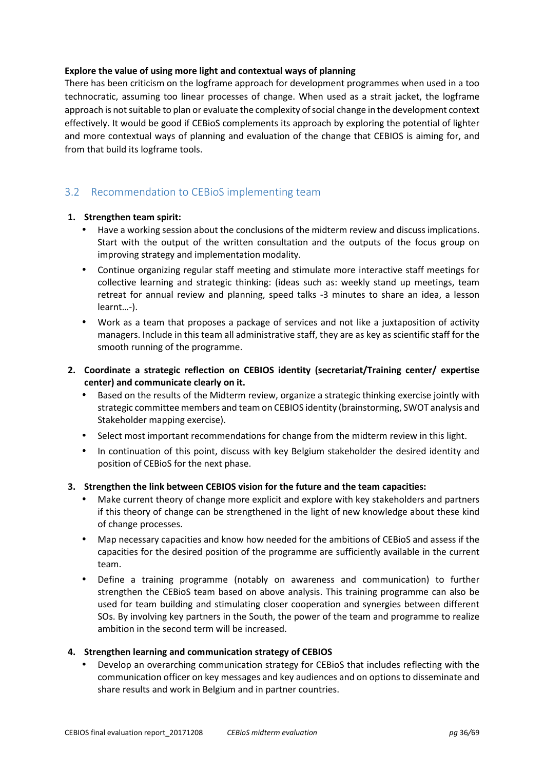**Explore the value of using more light and contextual ways of planning**

There has been criticism on the logframe approach for development programmes when used in a too technocratic, assuming too linear processes of change. When used as a strait jacket, the logframe approach is not suitable to plan or evaluate the complexity of social change in the development context effectively. It would be good if CEBioS complements its approach by exploring the potential of lighter and more contextual ways of planning and evaluation of the change that CEBIOS is aiming for, and from that build its logframe tools.

## 3.2 Recommendation to CEBioS implementing team

1. **Strengthen team spirit:**
   - Have a working session about the conclusions of the midterm review and discuss implications. Start with the output of the written consultation and the outputs of the focus group on improving strategy and implementation modality.
   - Continue organizing regular staff meeting and stimulate more interactive staff meetings for collective learning and strategic thinking: (ideas such as: weekly stand up meetings, team retreat for annual review and planning, speed talks -3 minutes to share an idea, a lesson learnt…-).
   - Work as a team that proposes a package of services and not like a juxtaposition of activity managers. Include in this team all administrative staff, they are as key as scientific staff for the smooth running of the programme.

2. **Coordinate a strategic reflection on CEBIOS identity (secretariat/Training center/ expertise center) and communicate clearly on it.**
   - Based on the results of the Midterm review, organize a strategic thinking exercise jointly with strategic committee members and team on CEBIOS identity (brainstorming, SWOT analysis and Stakeholder mapping exercise).
   - Select most important recommendations for change from the midterm review in this light.
   - In continuation of this point, discuss with key Belgium stakeholder the desired identity and position of CEBioS for the next phase.

3. **Strengthen the link between CEBIOS vision for the future and the team capacities:**
   - Make current theory of change more explicit and explore with key stakeholders and partners if this theory of change can be strengthened in the light of new knowledge about these kind of change processes.
   - Map necessary capacities and know how needed for the ambitions of CEBioS and assess if the capacities for the desired position of the programme are sufficiently available in the current team.
   - Define a training programme (notably on awareness and communication) to further strengthen the CEBioS team based on above analysis. This training programme can also be used for team building and stimulating closer cooperation and synergies between different SOs. By involving key partners in the South, the power of the team and programme to realize ambition in the second term will be increased.

4. **Strengthen learning and communication strategy of CEBIOS**
   - Develop an overarching communication strategy for CEBioS that includes reflecting with the communication officer on key messages and key audiences and on options to disseminate and share results and work in Belgium and in partner countries.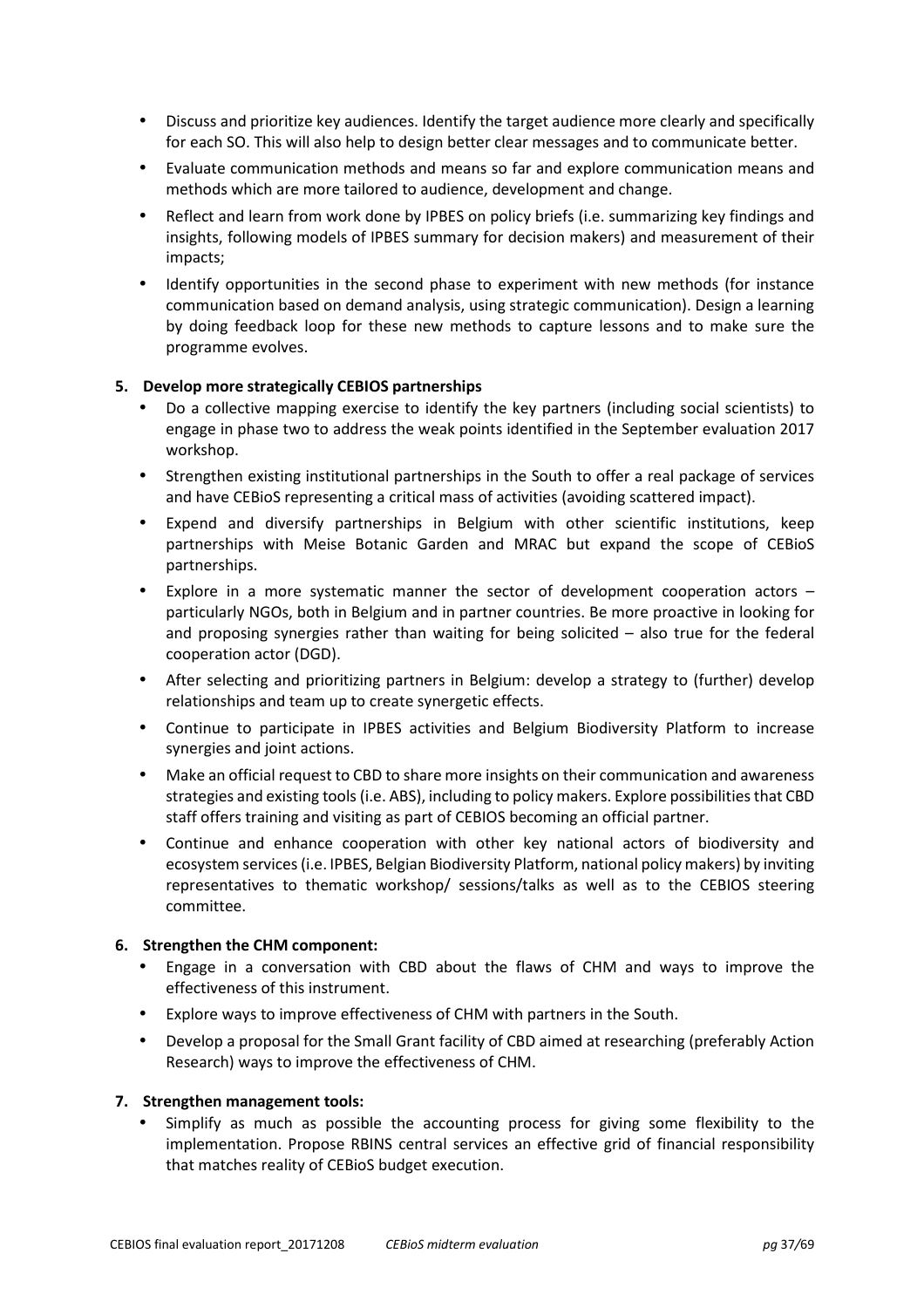- Discuss and prioritize key audiences. Identify the target audience more clearly and specifically for each SO. This will also help to design better clear messages and to communicate better.
- Evaluate communication methods and means so far and explore communication means and methods which are more tailored to audience, development and change.
- Reflect and learn from work done by IPBES on policy briefs (i.e. summarizing key findings and insights, following models of IPBES summary for decision makers) and measurement of their impacts;
- Identify opportunities in the second phase to experiment with new methods (for instance communication based on demand analysis, using strategic communication). Design a learning by doing feedback loop for these new methods to capture lessons and to make sure the programme evolves.

**5. Develop more strategically CEBIOS partnerships**

- Do a collective mapping exercise to identify the key partners (including social scientists) to engage in phase two to address the weak points identified in the September evaluation 2017 workshop.
- Strengthen existing institutional partnerships in the South to offer a real package of services and have CEBioS representing a critical mass of activities (avoiding scattered impact).
- Expend and diversify partnerships in Belgium with other scientific institutions, keep partnerships with Meise Botanic Garden and MRAC but expand the scope of CEBioS partnerships.
- Explore in a more systematic manner the sector of development cooperation actors – particularly NGOs, both in Belgium and in partner countries. Be more proactive in looking for and proposing synergies rather than waiting for being solicited – also true for the federal cooperation actor (DGD).
- After selecting and prioritizing partners in Belgium: develop a strategy to (further) develop relationships and team up to create synergetic effects.
- Continue to participate in IPBES activities and Belgium Biodiversity Platform to increase synergies and joint actions.
- Make an official request to CBD to share more insights on their communication and awareness strategies and existing tools (i.e. ABS), including to policy makers. Explore possibilities that CBD staff offers training and visiting as part of CEBIOS becoming an official partner.
- Continue and enhance cooperation with other key national actors of biodiversity and ecosystem services (i.e. IPBES, Belgian Biodiversity Platform, national policy makers) by inviting representatives to thematic workshop/ sessions/talks as well as to the CEBIOS steering committee.

**6. Strengthen the CHM component:**

- Engage in a conversation with CBD about the flaws of CHM and ways to improve the effectiveness of this instrument.
- Explore ways to improve effectiveness of CHM with partners in the South.
- Develop a proposal for the Small Grant facility of CBD aimed at researching (preferably Action Research) ways to improve the effectiveness of CHM.

**7. Strengthen management tools:**

- Simplify as much as possible the accounting process for giving some flexibility to the implementation. Propose RBINS central services an effective grid of financial responsibility that matches reality of CEBioS budget execution.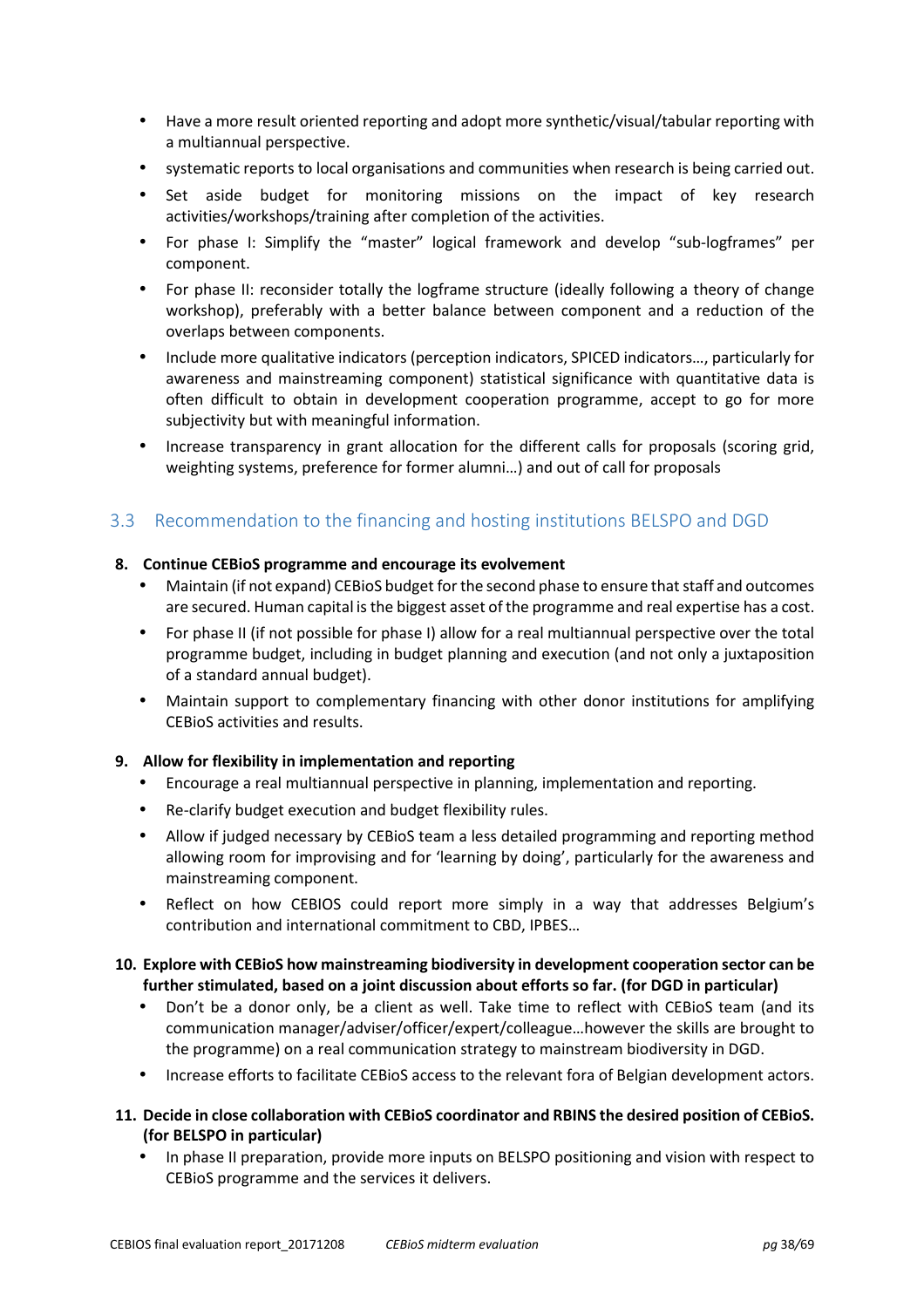- Have a more result oriented reporting and adopt more synthetic/visual/tabular reporting with a multiannual perspective.
- systematic reports to local organisations and communities when research is being carried out.
- Set aside budget for monitoring missions on the impact of key research activities/workshops/training after completion of the activities.
- For phase I: Simplify the "master" logical framework and develop "sub-logframes" per component.
- For phase II: reconsider totally the logframe structure (ideally following a theory of change workshop), preferably with a better balance between component and a reduction of the overlaps between components.
- Include more qualitative indicators (perception indicators, SPICED indicators…, particularly for awareness and mainstreaming component) statistical significance with quantitative data is often difficult to obtain in development cooperation programme, accept to go for more subjectivity but with meaningful information.
- Increase transparency in grant allocation for the different calls for proposals (scoring grid, weighting systems, preference for former alumni…) and out of call for proposals

## 3.3 Recommendation to the financing and hosting institutions BELSPO and DGD

**8. Continue CEBioS programme and encourage its evolvement**

- Maintain (if not expand) CEBioS budget for the second phase to ensure that staff and outcomes are secured. Human capital is the biggest asset of the programme and real expertise has a cost.
- For phase II (if not possible for phase I) allow for a real multiannual perspective over the total programme budget, including in budget planning and execution (and not only a juxtaposition of a standard annual budget).
- Maintain support to complementary financing with other donor institutions for amplifying CEBioS activities and results.

**9. Allow for flexibility in implementation and reporting**

- Encourage a real multiannual perspective in planning, implementation and reporting.
- Re-clarify budget execution and budget flexibility rules.
- Allow if judged necessary by CEBioS team a less detailed programming and reporting method allowing room for improvising and for 'learning by doing', particularly for the awareness and mainstreaming component.
- Reflect on how CEBIOS could report more simply in a way that addresses Belgium's contribution and international commitment to CBD, IPBES…

**10. Explore with CEBioS how mainstreaming biodiversity in development cooperation sector can be further stimulated, based on a joint discussion about efforts so far. (for DGD in particular)**

- Don't be a donor only, be a client as well. Take time to reflect with CEBioS team (and its communication manager/adviser/officer/expert/colleague…however the skills are brought to the programme) on a real communication strategy to mainstream biodiversity in DGD.
- Increase efforts to facilitate CEBioS access to the relevant fora of Belgian development actors.

**11. Decide in close collaboration with CEBioS coordinator and RBINS the desired position of CEBioS. (for BELSPO in particular)**

- In phase II preparation, provide more inputs on BELSPO positioning and vision with respect to CEBioS programme and the services it delivers.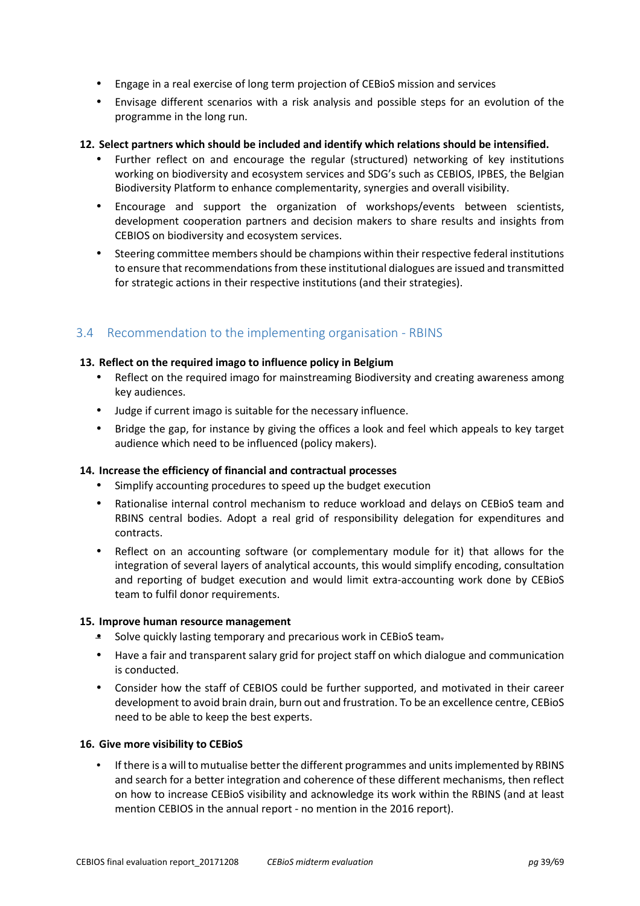- Engage in a real exercise of long term projection of CEBioS mission and services
- Envisage different scenarios with a risk analysis and possible steps for an evolution of the programme in the long run.

**12. Select partners which should be included and identify which relations should be intensified.**

- Further reflect on and encourage the regular (structured) networking of key institutions working on biodiversity and ecosystem services and SDG's such as CEBIOS, IPBES, the Belgian Biodiversity Platform to enhance complementarity, synergies and overall visibility.
- Encourage and support the organization of workshops/events between scientists, development cooperation partners and decision makers to share results and insights from CEBIOS on biodiversity and ecosystem services.
- Steering committee members should be champions within their respective federal institutions to ensure that recommendations from these institutional dialogues are issued and transmitted for strategic actions in their respective institutions (and their strategies).

## 3.4 Recommendation to the implementing organisation - RBINS

**13. Reflect on the required imago to influence policy in Belgium**

- Reflect on the required imago for mainstreaming Biodiversity and creating awareness among key audiences.
- Judge if current imago is suitable for the necessary influence.
- Bridge the gap, for instance by giving the offices a look and feel which appeals to key target audience which need to be influenced (policy makers).

**14. Increase the efficiency of financial and contractual processes**

- Simplify accounting procedures to speed up the budget execution
- Rationalise internal control mechanism to reduce workload and delays on CEBioS team and RBINS central bodies. Adopt a real grid of responsibility delegation for expenditures and contracts.
- Reflect on an accounting software (or complementary module for it) that allows for the integration of several layers of analytical accounts, this would simplify encoding, consultation and reporting of budget execution and would limit extra-accounting work done by CEBioS team to fulfil donor requirements.

**15. Improve human resource management**

- Solve quickly lasting temporary and precarious work in CEBioS team.
- Have a fair and transparent salary grid for project staff on which dialogue and communication is conducted.
- Consider how the staff of CEBIOS could be further supported, and motivated in their career development to avoid brain drain, burn out and frustration. To be an excellence centre, CEBioS need to be able to keep the best experts.

**16. Give more visibility to CEBioS**

- If there is a will to mutualise better the different programmes and units implemented by RBINS and search for a better integration and coherence of these different mechanisms, then reflect on how to increase CEBioS visibility and acknowledge its work within the RBINS (and at least mention CEBIOS in the annual report - no mention in the 2016 report).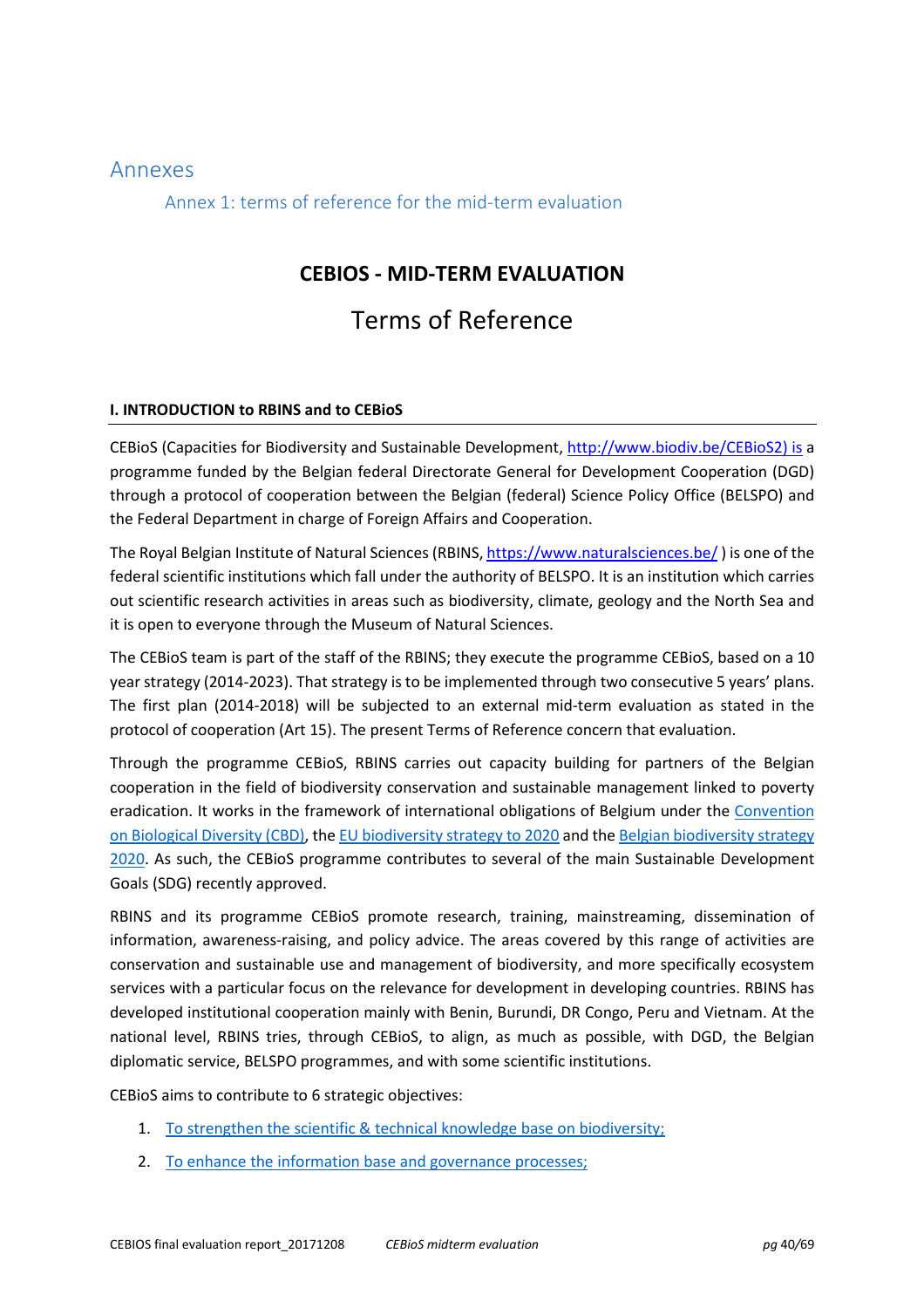# Annexes

## Annex 1: terms of reference for the mid-term evaluation

### CEBIOS - MID-TERM EVALUATION

### Terms of Reference

**I. INTRODUCTION to RBINS and to CEBioS**

CEBioS (Capacities for Biodiversity and Sustainable Development, http://www.biodiv.be/CEBioS2) is a programme funded by the Belgian federal Directorate General for Development Cooperation (DGD) through a protocol of cooperation between the Belgian (federal) Science Policy Office (BELSPO) and the Federal Department in charge of Foreign Affairs and Cooperation.

The Royal Belgian Institute of Natural Sciences (RBINS, https://www.naturalsciences.be/ ) is one of the federal scientific institutions which fall under the authority of BELSPO. It is an institution which carries out scientific research activities in areas such as biodiversity, climate, geology and the North Sea and it is open to everyone through the Museum of Natural Sciences.

The CEBioS team is part of the staff of the RBINS; they execute the programme CEBioS, based on a 10 year strategy (2014-2023). That strategy is to be implemented through two consecutive 5 years' plans. The first plan (2014-2018) will be subjected to an external mid-term evaluation as stated in the protocol of cooperation (Art 15). The present Terms of Reference concern that evaluation.

Through the programme CEBioS, RBINS carries out capacity building for partners of the Belgian cooperation in the field of biodiversity conservation and sustainable management linked to poverty eradication. It works in the framework of international obligations of Belgium under the Convention on Biological Diversity (CBD), the EU biodiversity strategy to 2020 and the Belgian biodiversity strategy 2020. As such, the CEBioS programme contributes to several of the main Sustainable Development Goals (SDG) recently approved.

RBINS and its programme CEBioS promote research, training, mainstreaming, dissemination of information, awareness-raising, and policy advice. The areas covered by this range of activities are conservation and sustainable use and management of biodiversity, and more specifically ecosystem services with a particular focus on the relevance for development in developing countries. RBINS has developed institutional cooperation mainly with Benin, Burundi, DR Congo, Peru and Vietnam. At the national level, RBINS tries, through CEBioS, to align, as much as possible, with DGD, the Belgian diplomatic service, BELSPO programmes, and with some scientific institutions.

CEBioS aims to contribute to 6 strategic objectives:

1. To strengthen the scientific & technical knowledge base on biodiversity;
2. To enhance the information base and governance processes;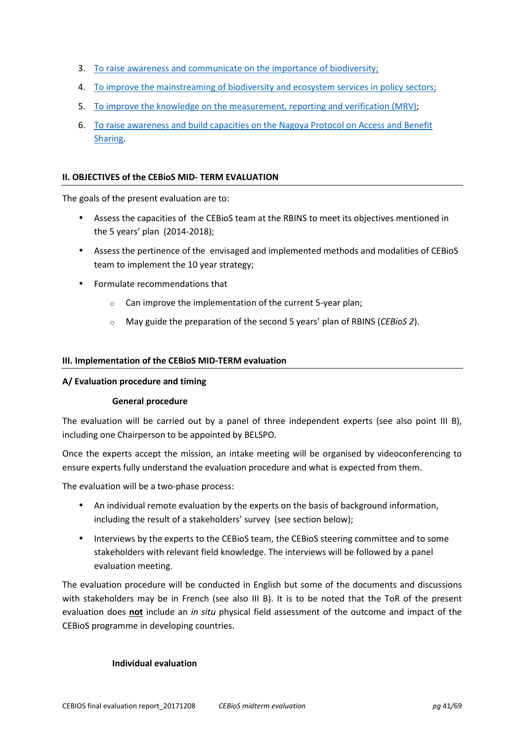3. To raise awareness and communicate on the importance of biodiversity;
4. To improve the mainstreaming of biodiversity and ecosystem services in policy sectors;
5. To improve the knowledge on the measurement, reporting and verification (MRV);
6. To raise awareness and build capacities on the Nagoya Protocol on Access and Benefit Sharing.

## II. OBJECTIVES of the CEBioS MID- TERM EVALUATION

The goals of the present evaluation are to:

- Assess the capacities of the CEBioS team at the RBINS to meet its objectives mentioned in the 5 years' plan (2014-2018);
- Assess the pertinence of the envisaged and implemented methods and modalities of CEBioS team to implement the 10 year strategy;
- Formulate recommendations that
  - Can improve the implementation of the current 5-year plan;
  - May guide the preparation of the second 5 years' plan of RBINS (*CEBioS 2*).

## III. Implementation of the CEBioS MID-TERM evaluation

### A/ Evaluation procedure and timing

#### General procedure

The evaluation will be carried out by a panel of three independent experts (see also point III B), including one Chairperson to be appointed by BELSPO.

Once the experts accept the mission, an intake meeting will be organised by videoconferencing to ensure experts fully understand the evaluation procedure and what is expected from them.

The evaluation will be a two-phase process:

- An individual remote evaluation by the experts on the basis of background information, including the result of a stakeholders' survey (see section below);
- Interviews by the experts to the CEBioS team, the CEBioS steering committee and to some stakeholders with relevant field knowledge. The interviews will be followed by a panel evaluation meeting.

The evaluation procedure will be conducted in English but some of the documents and discussions with stakeholders may be in French (see also III B). It is to be noted that the ToR of the present evaluation does **not** include an *in situ* physical field assessment of the outcome and impact of the CEBioS programme in developing countries.

#### Individual evaluation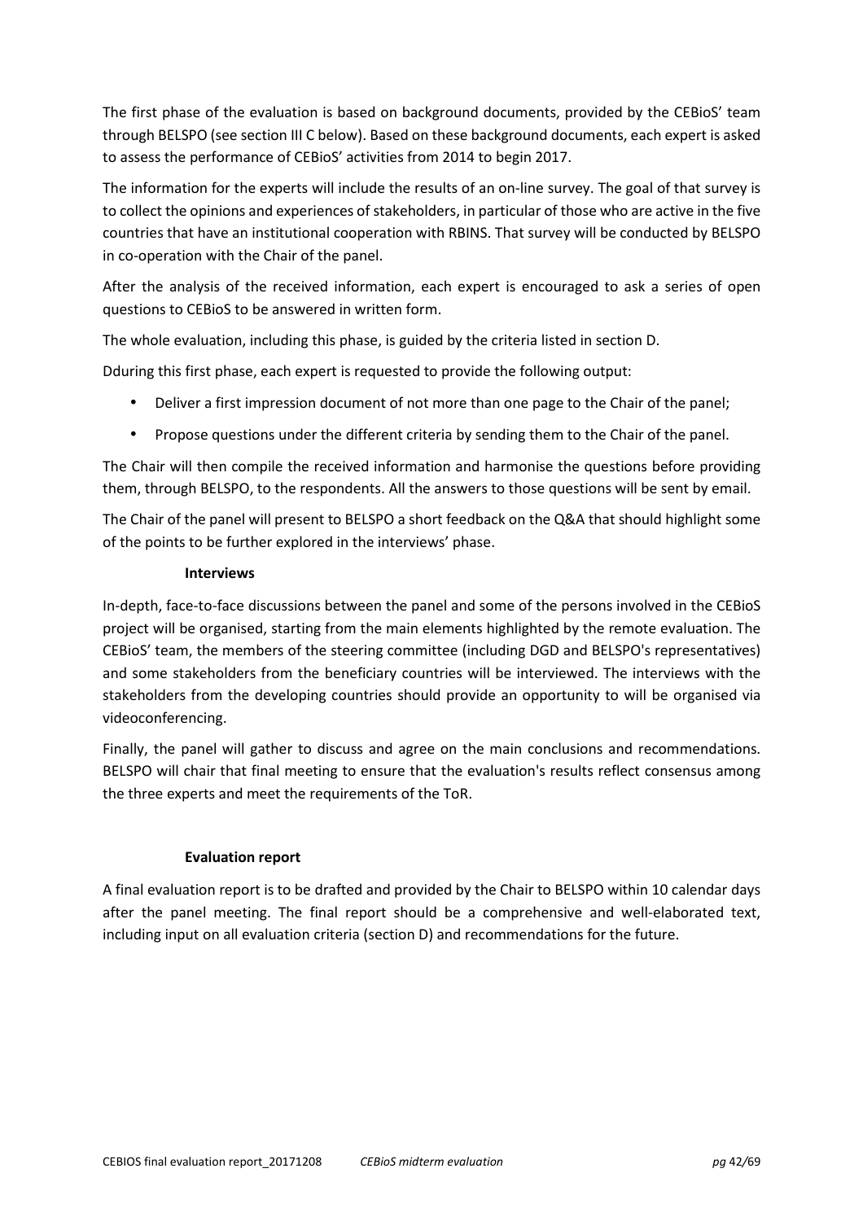The first phase of the evaluation is based on background documents, provided by the CEBioS' team through BELSPO (see section III C below). Based on these background documents, each expert is asked to assess the performance of CEBioS' activities from 2014 to begin 2017.

The information for the experts will include the results of an on-line survey. The goal of that survey is to collect the opinions and experiences of stakeholders, in particular of those who are active in the five countries that have an institutional cooperation with RBINS. That survey will be conducted by BELSPO in co-operation with the Chair of the panel.

After the analysis of the received information, each expert is encouraged to ask a series of open questions to CEBioS to be answered in written form.

The whole evaluation, including this phase, is guided by the criteria listed in section D.

Dduring this first phase, each expert is requested to provide the following output:

- Deliver a first impression document of not more than one page to the Chair of the panel;
- Propose questions under the different criteria by sending them to the Chair of the panel.

The Chair will then compile the received information and harmonise the questions before providing them, through BELSPO, to the respondents. All the answers to those questions will be sent by email.

The Chair of the panel will present to BELSPO a short feedback on the Q&A that should highlight some of the points to be further explored in the interviews' phase.

**Interviews**

In-depth, face-to-face discussions between the panel and some of the persons involved in the CEBioS project will be organised, starting from the main elements highlighted by the remote evaluation. The CEBioS' team, the members of the steering committee (including DGD and BELSPO's representatives) and some stakeholders from the beneficiary countries will be interviewed. The interviews with the stakeholders from the developing countries should provide an opportunity to will be organised via videoconferencing.

Finally, the panel will gather to discuss and agree on the main conclusions and recommendations. BELSPO will chair that final meeting to ensure that the evaluation's results reflect consensus among the three experts and meet the requirements of the ToR.

**Evaluation report**

A final evaluation report is to be drafted and provided by the Chair to BELSPO within 10 calendar days after the panel meeting. The final report should be a comprehensive and well-elaborated text, including input on all evaluation criteria (section D) and recommendations for the future.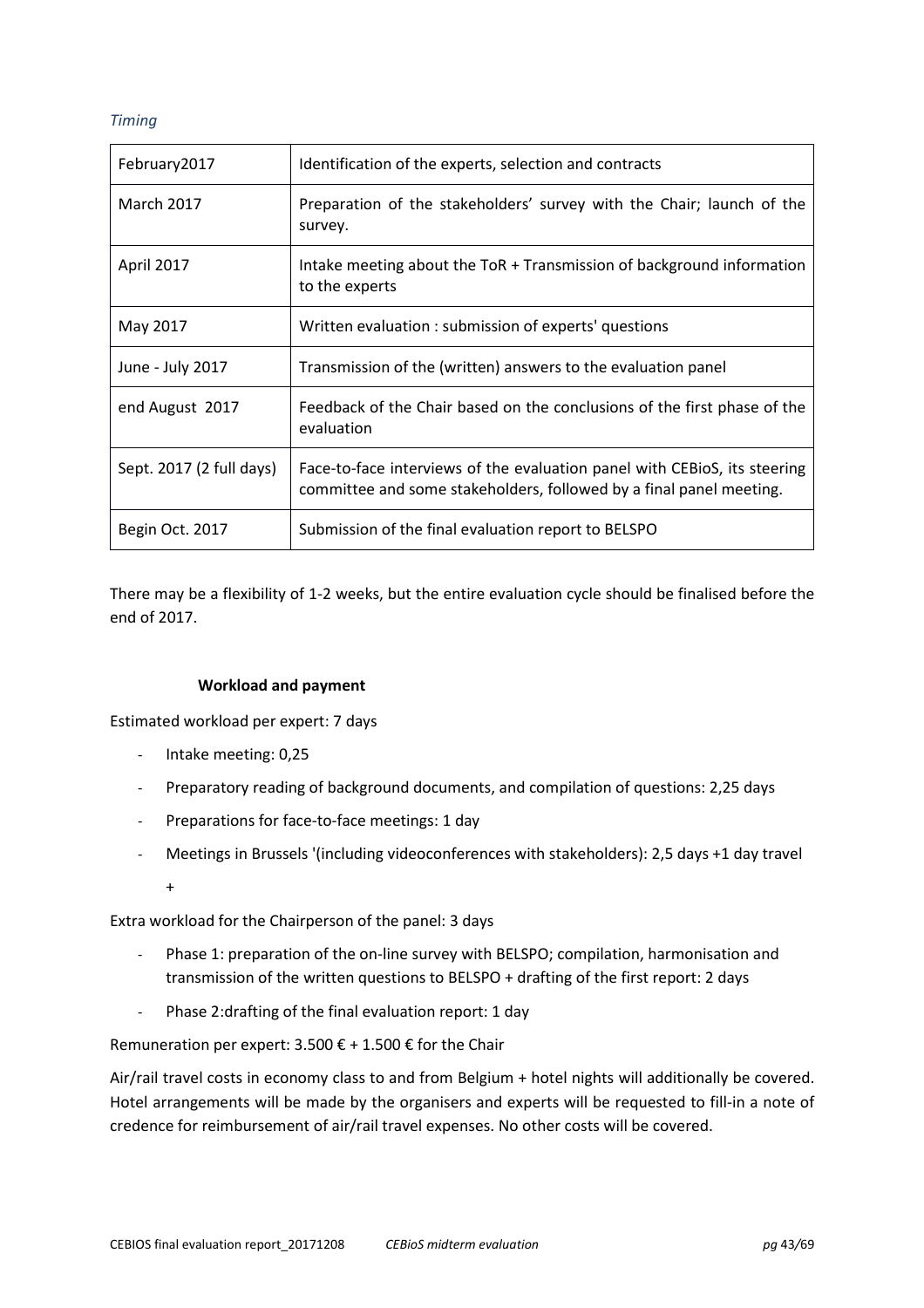*Timing*

| February2017 | Identification of the experts, selection and contracts |
|---|---|
| March 2017 | Preparation of the stakeholders' survey with the Chair; launch of the survey. |
| April 2017 | Intake meeting about the ToR + Transmission of background information to the experts |
| May 2017 | Written evaluation : submission of experts' questions |
| June - July 2017 | Transmission of the (written) answers to the evaluation panel |
| end August 2017 | Feedback of the Chair based on the conclusions of the first phase of the evaluation |
| Sept. 2017 (2 full days) | Face-to-face interviews of the evaluation panel with CEBioS, its steering committee and some stakeholders, followed by a final panel meeting. |
| Begin Oct. 2017 | Submission of the final evaluation report to BELSPO |

There may be a flexibility of 1-2 weeks, but the entire evaluation cycle should be finalised before the end of 2017.

**Workload and payment**

Estimated workload per expert: 7 days

- Intake meeting: 0,25
- Preparatory reading of background documents, and compilation of questions: 2,25 days
- Preparations for face-to-face meetings: 1 day
- Meetings in Brussels '(including videoconferences with stakeholders): 2,5 days +1 day travel

  +

Extra workload for the Chairperson of the panel: 3 days

- Phase 1: preparation of the on-line survey with BELSPO; compilation, harmonisation and transmission of the written questions to BELSPO + drafting of the first report: 2 days
- Phase 2:drafting of the final evaluation report: 1 day

Remuneration per expert: 3.500 € + 1.500 € for the Chair

Air/rail travel costs in economy class to and from Belgium + hotel nights will additionally be covered. Hotel arrangements will be made by the organisers and experts will be requested to fill-in a note of credence for reimbursement of air/rail travel expenses. No other costs will be covered.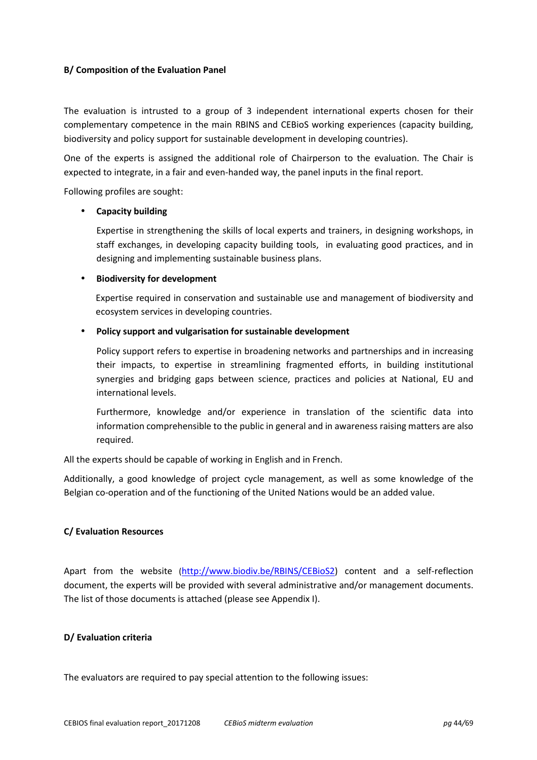**B/ Composition of the Evaluation Panel**

The evaluation is intrusted to a group of 3 independent international experts chosen for their complementary competence in the main RBINS and CEBioS working experiences (capacity building, biodiversity and policy support for sustainable development in developing countries).

One of the experts is assigned the additional role of Chairperson to the evaluation. The Chair is expected to integrate, in a fair and even-handed way, the panel inputs in the final report.

Following profiles are sought:

- **Capacity building**

  Expertise in strengthening the skills of local experts and trainers, in designing workshops, in staff exchanges, in developing capacity building tools, in evaluating good practices, and in designing and implementing sustainable business plans.

- **Biodiversity for development**

  Expertise required in conservation and sustainable use and management of biodiversity and ecosystem services in developing countries.

- **Policy support and vulgarisation for sustainable development**

  Policy support refers to expertise in broadening networks and partnerships and in increasing their impacts, to expertise in streamlining fragmented efforts, in building institutional synergies and bridging gaps between science, practices and policies at National, EU and international levels.

  Furthermore, knowledge and/or experience in translation of the scientific data into information comprehensible to the public in general and in awareness raising matters are also required.

All the experts should be capable of working in English and in French.

Additionally, a good knowledge of project cycle management, as well as some knowledge of the Belgian co-operation and of the functioning of the United Nations would be an added value.

**C/ Evaluation Resources**

Apart from the website (http://www.biodiv.be/RBINS/CEBioS2) content and a self-reflection document, the experts will be provided with several administrative and/or management documents. The list of those documents is attached (please see Appendix I).

**D/ Evaluation criteria**

The evaluators are required to pay special attention to the following issues: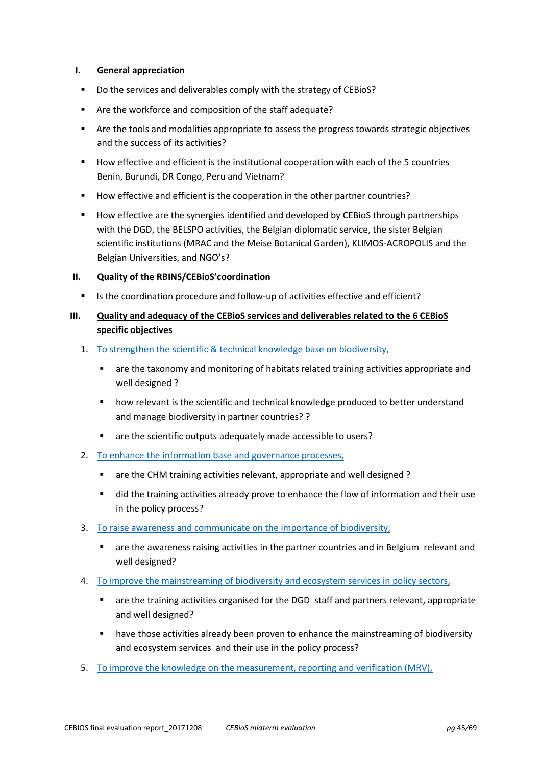## I. General appreciation

- Do the services and deliverables comply with the strategy of CEBioS?
- Are the workforce and composition of the staff adequate?
- Are the tools and modalities appropriate to assess the progress towards strategic objectives and the success of its activities?
- How effective and efficient is the institutional cooperation with each of the 5 countries Benin, Burundi, DR Congo, Peru and Vietnam?
- How effective and efficient is the cooperation in the other partner countries?
- How effective are the synergies identified and developed by CEBioS through partnerships with the DGD, the BELSPO activities, the Belgian diplomatic service, the sister Belgian scientific institutions (MRAC and the Meise Botanical Garden), KLIMOS-ACROPOLIS and the Belgian Universities, and NGO's?

## II. Quality of the RBINS/CEBioS'coordination

- Is the coordination procedure and follow-up of activities effective and efficient?

## III. Quality and adequacy of the CEBioS services and deliverables related to the 6 CEBioS specific objectives

1. To strengthen the scientific & technical knowledge base on biodiversity,
   - are the taxonomy and monitoring of habitats related training activities appropriate and well designed ?
   - how relevant is the scientific and technical knowledge produced to better understand and manage biodiversity in partner countries? ?
   - are the scientific outputs adequately made accessible to users?
2. To enhance the information base and governance processes,
   - are the CHM training activities relevant, appropriate and well designed ?
   - did the training activities already prove to enhance the flow of information and their use in the policy process?
3. To raise awareness and communicate on the importance of biodiversity,
   - are the awareness raising activities in the partner countries and in Belgium relevant and well designed?
4. To improve the mainstreaming of biodiversity and ecosystem services in policy sectors,
   - are the training activities organised for the DGD staff and partners relevant, appropriate and well designed?
   - have those activities already been proven to enhance the mainstreaming of biodiversity and ecosystem services and their use in the policy process?
5. To improve the knowledge on the measurement, reporting and verification (MRV),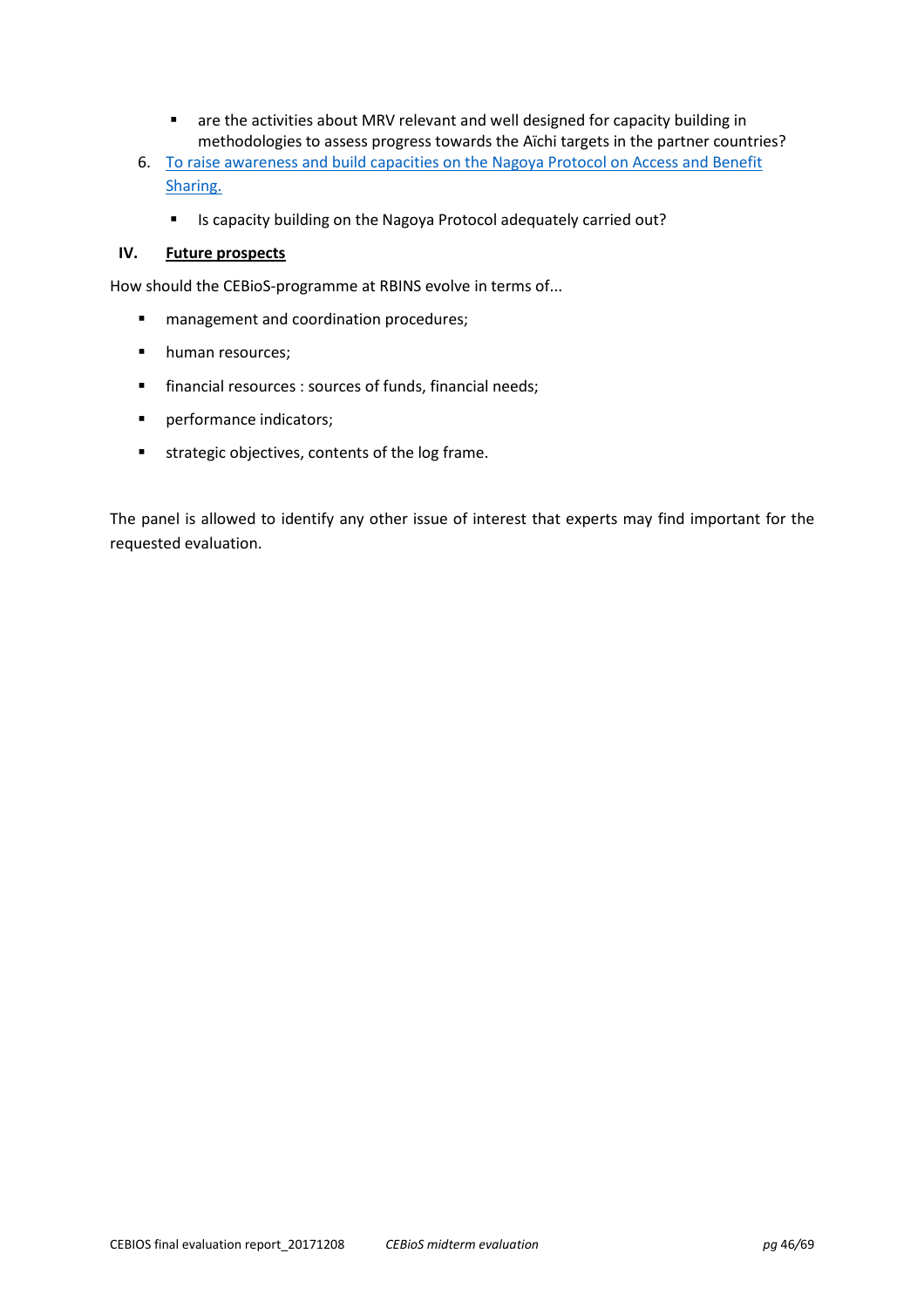- are the activities about MRV relevant and well designed for capacity building in methodologies to assess progress towards the Aïchi targets in the partner countries?

6. To raise awareness and build capacities on the Nagoya Protocol on Access and Benefit Sharing.

   - Is capacity building on the Nagoya Protocol adequately carried out?

## IV. Future prospects

How should the CEBioS-programme at RBINS evolve in terms of...

- management and coordination procedures;
- human resources;
- financial resources : sources of funds, financial needs;
- performance indicators;
- strategic objectives, contents of the log frame.

The panel is allowed to identify any other issue of interest that experts may find important for the requested evaluation.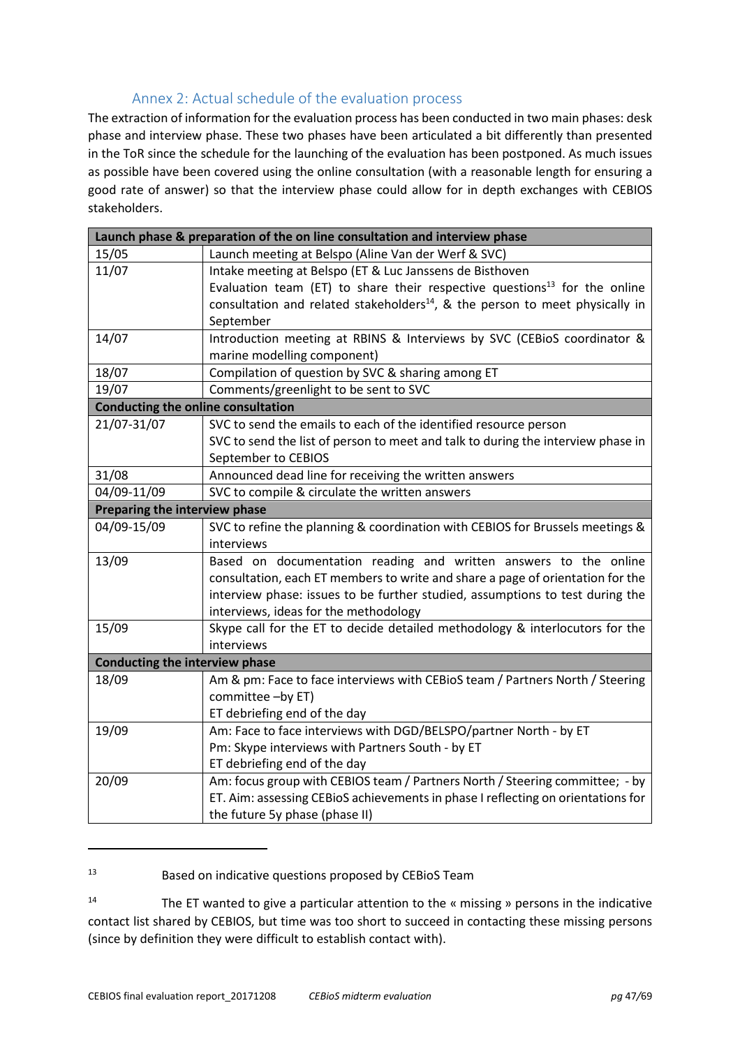## Annex 2: Actual schedule of the evaluation process

The extraction of information for the evaluation process has been conducted in two main phases: desk phase and interview phase. These two phases have been articulated a bit differently than presented in the ToR since the schedule for the launching of the evaluation has been postponed. As much issues as possible have been covered using the online consultation (with a reasonable length for ensuring a good rate of answer) so that the interview phase could allow for in depth exchanges with CEBIOS stakeholders.

| **Launch phase & preparation of the on line consultation and interview phase** | |
|---|---|
| 15/05 | Launch meeting at Belspo (Aline Van der Werf & SVC) |
| 11/07 | Intake meeting at Belspo (ET & Luc Janssens de Bisthoven<br>Evaluation team (ET) to share their respective questions[13] for the online consultation and related stakeholders[14], & the person to meet physically in September |
| 14/07 | Introduction meeting at RBINS & Interviews by SVC (CEBioS coordinator & marine modelling component) |
| 18/07 | Compilation of question by SVC & sharing among ET |
| 19/07 | Comments/greenlight to be sent to SVC |
| **Conducting the online consultation** | |
| 21/07-31/07 | SVC to send the emails to each of the identified resource person<br>SVC to send the list of person to meet and talk to during the interview phase in September to CEBIOS |
| 31/08 | Announced dead line for receiving the written answers |
| 04/09-11/09 | SVC to compile & circulate the written answers |
| **Preparing the interview phase** | |
| 04/09-15/09 | SVC to refine the planning & coordination with CEBIOS for Brussels meetings & interviews |
| 13/09 | Based on documentation reading and written answers to the online consultation, each ET members to write and share a page of orientation for the interview phase: issues to be further studied, assumptions to test during the interviews, ideas for the methodology |
| 15/09 | Skype call for the ET to decide detailed methodology & interlocutors for the interviews |
| **Conducting the interview phase** | |
| 18/09 | Am & pm: Face to face interviews with CEBioS team / Partners North / Steering committee –by ET)<br>ET debriefing end of the day |
| 19/09 | Am: Face to face interviews with DGD/BELSPO/partner North - by ET<br>Pm: Skype interviews with Partners South - by ET<br>ET debriefing end of the day |
| 20/09 | Am: focus group with CEBIOS team / Partners North / Steering committee; - by ET. Aim: assessing CEBioS achievements in phase I reflecting on orientations for the future 5y phase (phase II) |

[13] Based on indicative questions proposed by CEBioS Team

[14] The ET wanted to give a particular attention to the « missing » persons in the indicative contact list shared by CEBIOS, but time was too short to succeed in contacting these missing persons (since by definition they were difficult to establish contact with).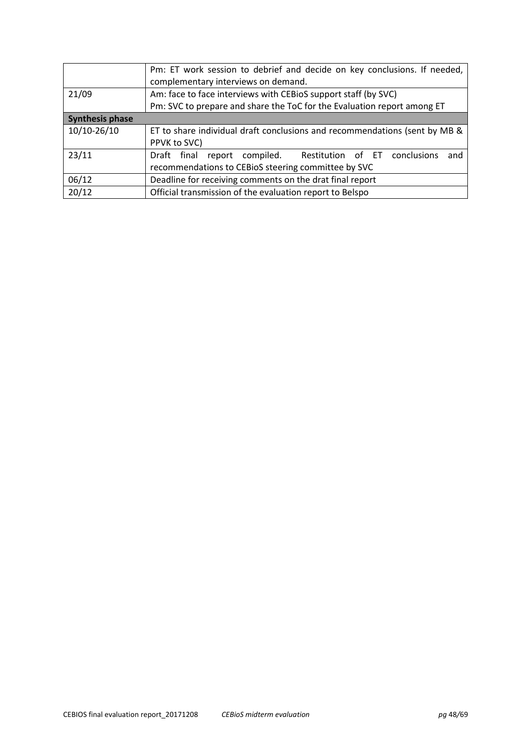| | |
|---|---|
| | Pm: ET work session to debrief and decide on key conclusions. If needed, complementary interviews on demand. |
| 21/09 | Am: face to face interviews with CEBioS support staff (by SVC)<br>Pm: SVC to prepare and share the ToC for the Evaluation report among ET |
| **Synthesis phase** | |
| 10/10-26/10 | ET to share individual draft conclusions and recommendations (sent by MB & PPVK to SVC) |
| 23/11 | Draft final report compiled. Restitution of ET conclusions and recommendations to CEBioS steering committee by SVC |
| 06/12 | Deadline for receiving comments on the drat final report |
| 20/12 | Official transmission of the evaluation report to Belspo |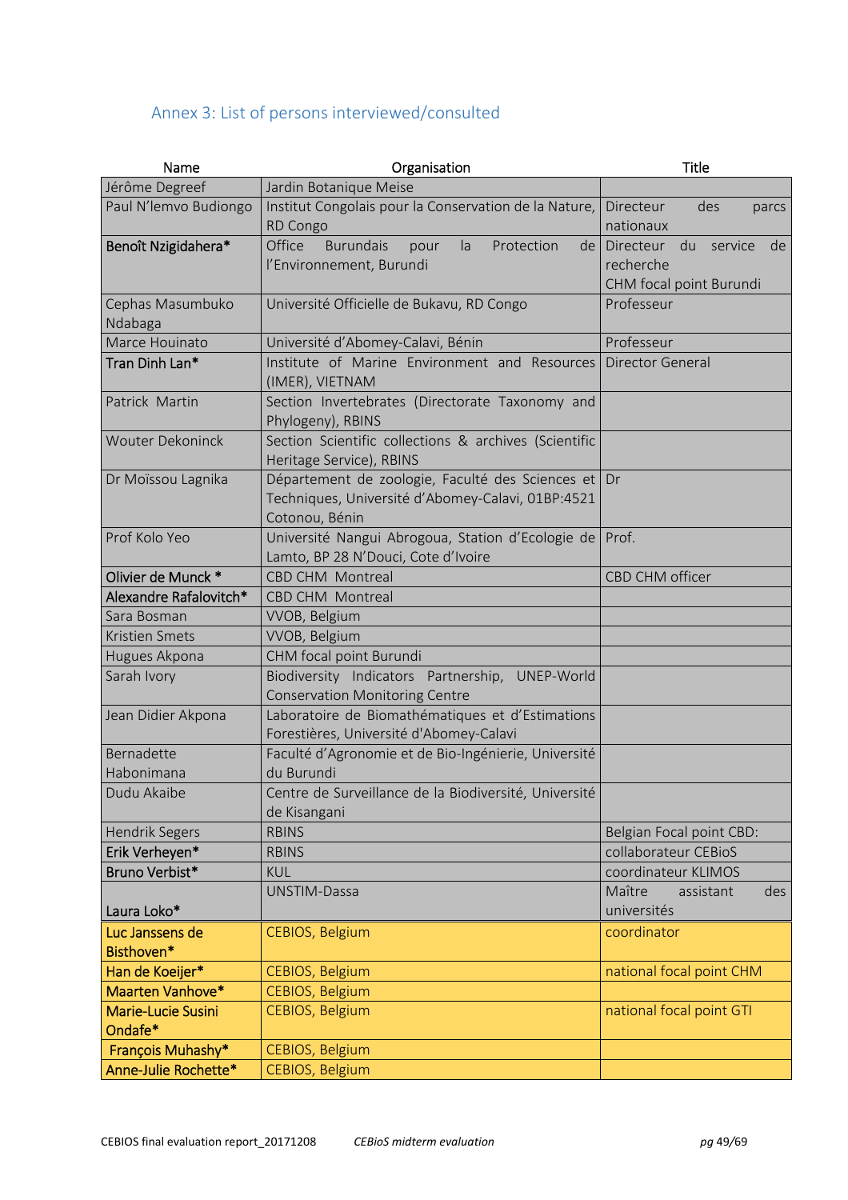## Annex 3: List of persons interviewed/consulted

| Name | Organisation | Title |
|---|---|---|
| Jérôme Degreef | Jardin Botanique Meise | |
| Paul N'lemvo Budiongo | Institut Congolais pour la Conservation de la Nature, RD Congo | Directeur des parcs nationaux |
| **Benoît Nzigidahera*** | Office Burundais pour la Protection de l'Environnement, Burundi | Directeur du service de recherche CHM focal point Burundi |
| Cephas Masumbuko Ndabaga | Université Officielle de Bukavu, RD Congo | Professeur |
| Marce Houinato | Université d'Abomey-Calavi, Bénin | Professeur |
| **Tran Dinh Lan*** | Institute of Marine Environment and Resources (IMER), VIETNAM | Director General |
| Patrick Martin | Section Invertebrates (Directorate Taxonomy and Phylogeny), RBINS | |
| Wouter Dekoninck | Section Scientific collections & archives (Scientific Heritage Service), RBINS | |
| Dr Moïssou Lagnika | Département de zoologie, Faculté des Sciences et Techniques, Université d'Abomey-Calavi, 01BP:4521 Cotonou, Bénin | Dr |
| Prof Kolo Yeo | Université Nangui Abrogoua, Station d'Ecologie de Lamto, BP 28 N'Douci, Cote d'Ivoire | Prof. |
| **Olivier de Munck *** | CBD CHM Montreal | CBD CHM officer |
| **Alexandre Rafalovitch*** | CBD CHM Montreal | |
| Sara Bosman | VVOB, Belgium | |
| Kristien Smets | VVOB, Belgium | |
| Hugues Akpona | CHM focal point Burundi | |
| Sarah Ivory | Biodiversity Indicators Partnership, UNEP-World Conservation Monitoring Centre | |
| Jean Didier Akpona | Laboratoire de Biomathématiques et d'Estimations Forestières, Université d'Abomey-Calavi | |
| Bernadette Habonimana | Faculté d'Agronomie et de Bio-Ingénierie, Université du Burundi | |
| Dudu Akaibe | Centre de Surveillance de la Biodiversité, Université de Kisangani | |
| Hendrik Segers | RBINS | Belgian Focal point CBD: |
| **Erik Verheyen*** | RBINS | collaborateur CEBioS |
| **Bruno Verbist*** | KUL | coordinateur KLIMOS |
| **Laura Loko*** | UNSTIM-Dassa | Maître assistant des universités |
| **Luc Janssens de Bisthoven*** | CEBIOS, Belgium | coordinator |
| **Han de Koeijer*** | CEBIOS, Belgium | national focal point CHM |
| **Maarten Vanhove*** | CEBIOS, Belgium | |
| **Marie-Lucie Susini Ondafe*** | CEBIOS, Belgium | national focal point GTI |
| **François Muhashy*** | CEBIOS, Belgium | |
| **Anne-Julie Rochette*** | CEBIOS, Belgium | |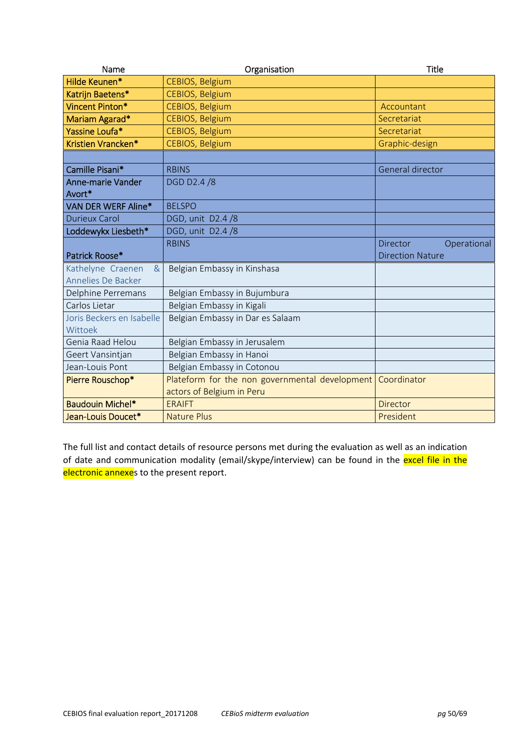| Name | Organisation | Title |
|---|---|---|
| Hilde Keunen* | CEBIOS, Belgium | |
| Katrijn Baetens* | CEBIOS, Belgium | |
| Vincent Pinton* | CEBIOS, Belgium | Accountant |
| Mariam Agarad* | CEBIOS, Belgium | Secretariat |
| Yassine Loufa* | CEBIOS, Belgium | Secretariat |
| Kristien Vrancken* | CEBIOS, Belgium | Graphic-design |
| | | |
| Camille Pisani* | RBINS | General director |
| Anne-marie Vander Avort* | DGD D2.4 /8 | |
| VAN DER WERF Aline* | BELSPO | |
| Durieux Carol | DGD, unit D2.4 /8 | |
| Loddewykx Liesbeth* | DGD, unit D2.4 /8 | |
| Patrick Roose* | RBINS | Director Operational Direction Nature |
| Kathelyne Craenen & Annelies De Backer | Belgian Embassy in Kinshasa | |
| Delphine Perremans | Belgian Embassy in Bujumbura | |
| Carlos Lietar | Belgian Embassy in Kigali | |
| Joris Beckers en Isabelle Wittoek | Belgian Embassy in Dar es Salaam | |
| Genia Raad Helou | Belgian Embassy in Jerusalem | |
| Geert Vansintjan | Belgian Embassy in Hanoi | |
| Jean-Louis Pont | Belgian Embassy in Cotonou | |
| Pierre Rouschop* | Plateform for the non governmental development actors of Belgium in Peru | Coordinator |
| Baudouin Michel* | ERAIFT | Director |
| Jean-Louis Doucet* | Nature Plus | President |

The full list and contact details of resource persons met during the evaluation as well as an indication of date and communication modality (email/skype/interview) can be found in the excel file in the electronic annexes to the present report.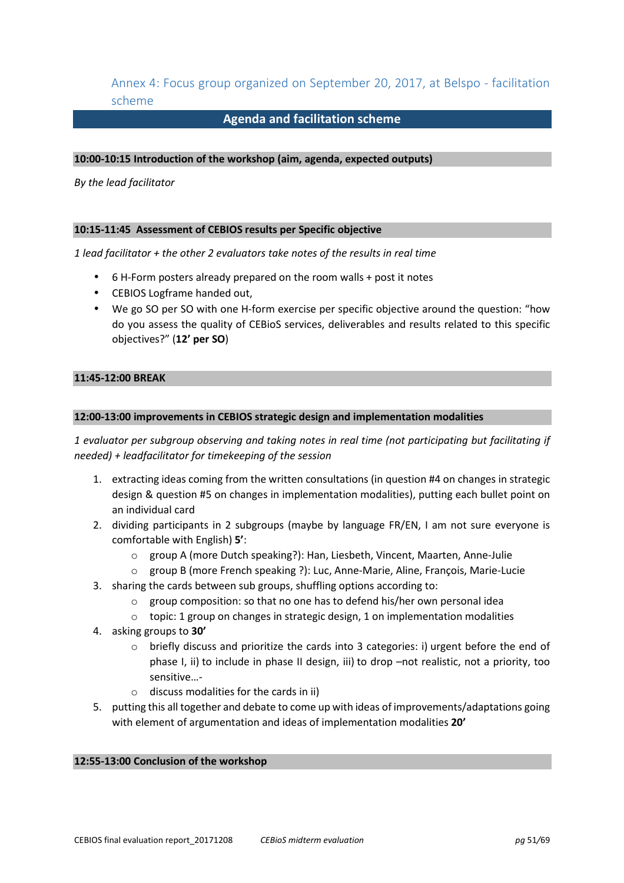## Annex 4: Focus group organized on September 20, 2017, at Belspo - facilitation scheme

### Agenda and facilitation scheme

**10:00-10:15 Introduction of the workshop (aim, agenda, expected outputs)**

*By the lead facilitator*

**10:15-11:45 Assessment of CEBIOS results per Specific objective**

*1 lead facilitator + the other 2 evaluators take notes of the results in real time*

- 6 H-Form posters already prepared on the room walls + post it notes
- CEBIOS Logframe handed out,
- We go SO per SO with one H-form exercise per specific objective around the question: "how do you assess the quality of CEBioS services, deliverables and results related to this specific objectives?" (**12' per SO**)

**11:45-12:00 BREAK**

**12:00-13:00 improvements in CEBIOS strategic design and implementation modalities**

*1 evaluator per subgroup observing and taking notes in real time (not participating but facilitating if needed) + leadfacilitator for timekeeping of the session*

1. extracting ideas coming from the written consultations (in question #4 on changes in strategic design & question #5 on changes in implementation modalities), putting each bullet point on an individual card
2. dividing participants in 2 subgroups (maybe by language FR/EN, I am not sure everyone is comfortable with English) **5'**:
   - group A (more Dutch speaking?): Han, Liesbeth, Vincent, Maarten, Anne-Julie
   - group B (more French speaking ?): Luc, Anne-Marie, Aline, François, Marie-Lucie
3. sharing the cards between sub groups, shuffling options according to:
   - group composition: so that no one has to defend his/her own personal idea
   - topic: 1 group on changes in strategic design, 1 on implementation modalities
4. asking groups to **30'**
   - briefly discuss and prioritize the cards into 3 categories: i) urgent before the end of phase I, ii) to include in phase II design, iii) to drop –not realistic, not a priority, too sensitive…-
   - discuss modalities for the cards in ii)
5. putting this all together and debate to come up with ideas of improvements/adaptations going with element of argumentation and ideas of implementation modalities **20'**

**12:55-13:00 Conclusion of the workshop**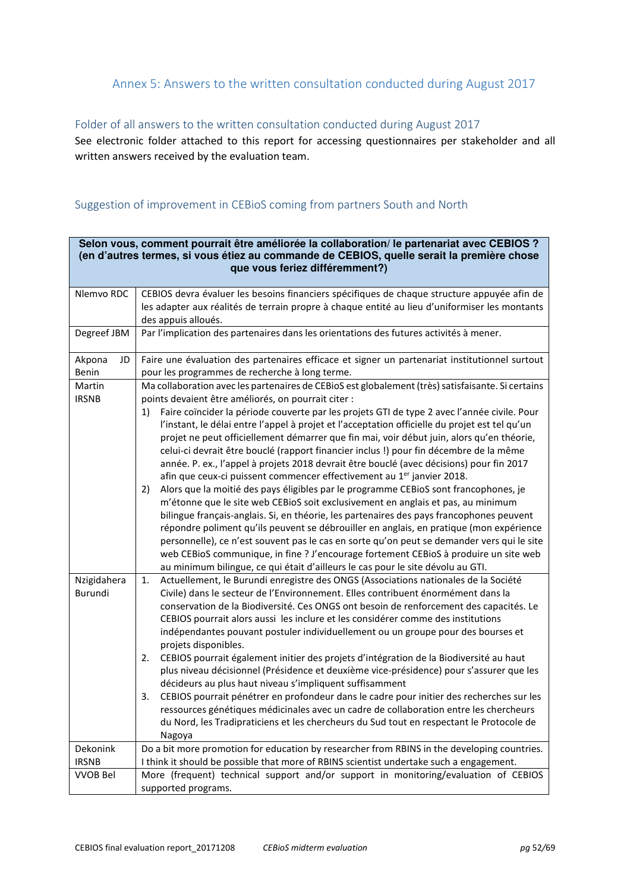## Annex 5: Answers to the written consultation conducted during August 2017

### Folder of all answers to the written consultation conducted during August 2017

See electronic folder attached to this report for accessing questionnaires per stakeholder and all written answers received by the evaluation team.

### Suggestion of improvement in CEBioS coming from partners South and North

| **Selon vous, comment pourrait être améliorée la collaboration/ le partenariat avec CEBIOS ? (en d'autres termes, si vous étiez au commande de CEBIOS, quelle serait la première chose que vous feriez différemment?)** | |
|---|---|
| Nlemvo RDC | CEBIOS devra évaluer les besoins financiers spécifiques de chaque structure appuyée afin de les adapter aux réalités de terrain propre à chaque entité au lieu d'uniformiser les montants des appuis alloués. |
| Degreef JBM | Par l'implication des partenaires dans les orientations des futures activités à mener. |
| Akpona JD Benin | Faire une évaluation des partenaires efficace et signer un partenariat institutionnel surtout pour les programmes de recherche à long terme. |
| Martin IRSNB | Ma collaboration avec les partenaires de CEBioS est globalement (très) satisfaisante. Si certains points devaient être améliorés, on pourrait citer :<br>1) Faire coïncider la période couverte par les projets GTI de type 2 avec l'année civile. Pour l'instant, le délai entre l'appel à projet et l'acceptation officielle du projet est tel qu'un projet ne peut officiellement démarrer que fin mai, voir début juin, alors qu'en théorie, celui-ci devrait être bouclé (rapport financier inclus !) pour fin décembre de la même année. P. ex., l'appel à projets 2018 devrait être bouclé (avec décisions) pour fin 2017 afin que ceux-ci puissent commencer effectivement au 1er janvier 2018.<br>2) Alors que la moitié des pays éligibles par le programme CEBioS sont francophones, je m'étonne que le site web CEBioS soit exclusivement en anglais et pas, au minimum bilingue français-anglais. Si, en théorie, les partenaires des pays francophones peuvent répondre poliment qu'ils peuvent se débrouiller en anglais, en pratique (mon expérience personnelle), ce n'est souvent pas le cas en sorte qu'on peut se demander vers qui le site web CEBioS communique, in fine ? J'encourage fortement CEBioS à produire un site web au minimum bilingue, ce qui était d'ailleurs le cas pour le site dévolu au GTI. |
| Nzigidahera Burundi | 1. Actuellement, le Burundi enregistre des ONGS (Associations nationales de la Société Civile) dans le secteur de l'Environnement. Elles contribuent énormément dans la conservation de la Biodiversité. Ces ONGS ont besoin de renforcement des capacités. Le CEBIOS pourrait alors aussi les inclure et les considérer comme des institutions indépendantes pouvant postuler individuellement ou un groupe pour des bourses et projets disponibles.<br>2. CEBIOS pourrait également initier des projets d'intégration de la Biodiversité au haut plus niveau décisionnel (Présidence et deuxième vice-présidence) pour s'assurer que les décideurs au plus haut niveau s'impliquent suffisamment<br>3. CEBIOS pourrait pénétrer en profondeur dans le cadre pour initier des recherches sur les ressources génétiques médicinales avec un cadre de collaboration entre les chercheurs du Nord, les Tradipraticiens et les chercheurs du Sud tout en respectant le Protocole de Nagoya |
| Dekonink IRSNB | Do a bit more promotion for education by researcher from RBINS in the developing countries. I think it should be possible that more of RBINS scientist undertake such a engagement. |
| VVOB Bel | More (frequent) technical support and/or support in monitoring/evaluation of CEBIOS supported programs. |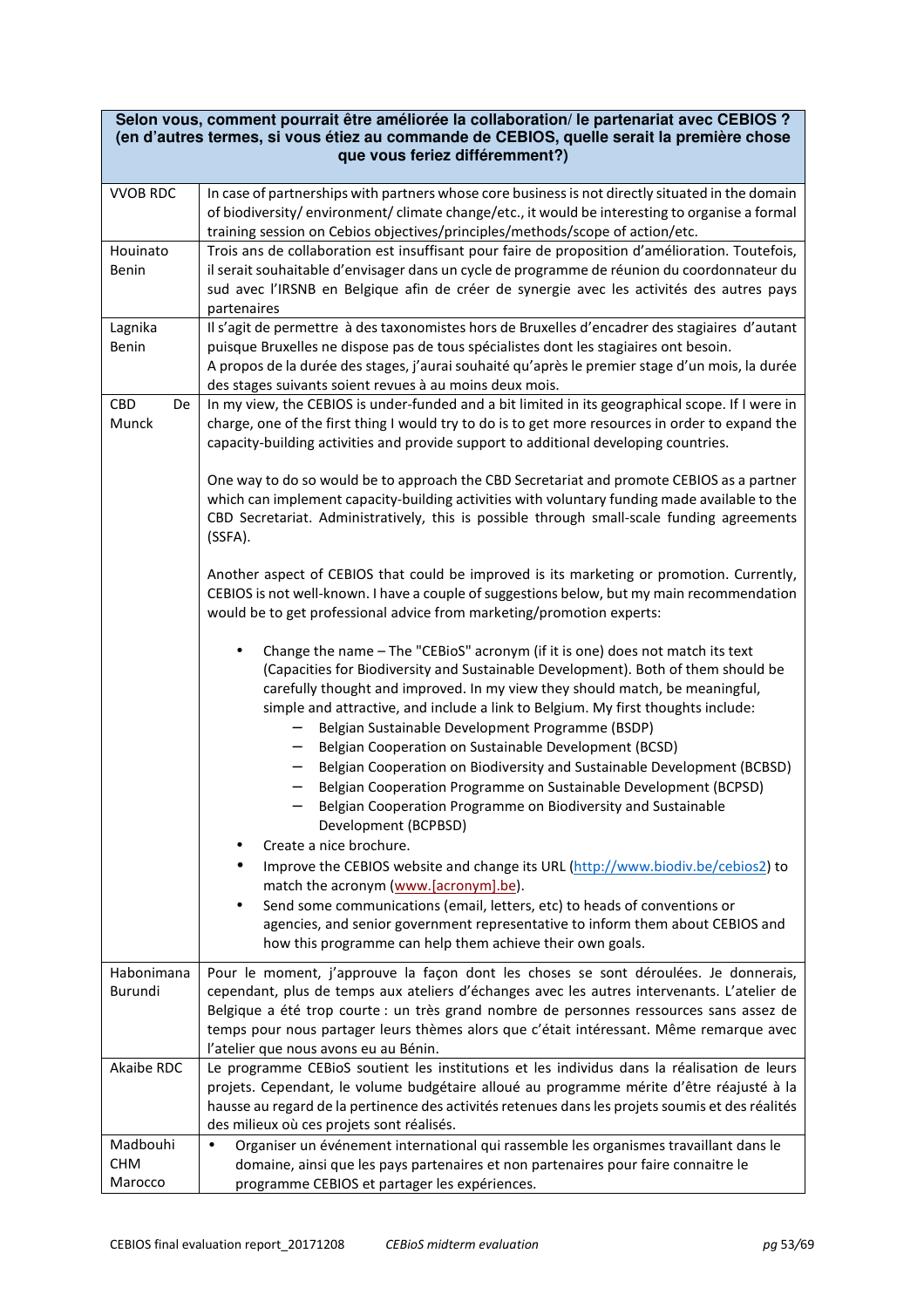| Selon vous, comment pourrait être améliorée la collaboration/ le partenariat avec CEBIOS ? (en d'autres termes, si vous étiez au commande de CEBIOS, quelle serait la première chose que vous feriez différemment?) | |
|---|---|
| VVOB RDC | In case of partnerships with partners whose core business is not directly situated in the domain of biodiversity/ environment/ climate change/etc., it would be interesting to organise a formal training session on Cebios objectives/principles/methods/scope of action/etc. |
| Houinato Benin | Trois ans de collaboration est insuffisant pour faire de proposition d'amélioration. Toutefois, il serait souhaitable d'envisager dans un cycle de programme de réunion du coordonnateur du sud avec l'IRSNB en Belgique afin de créer de synergie avec les activités des autres pays partenaires |
| Lagnika Benin | Il s'agit de permettre à des taxonomistes hors de Bruxelles d'encadrer des stagiaires d'autant puisque Bruxelles ne dispose pas de tous spécialistes dont les stagiaires ont besoin.<br>A propos de la durée des stages, j'aurai souhaité qu'après le premier stage d'un mois, la durée des stages suivants soient revues à au moins deux mois. |
| CBD De Munck | In my view, the CEBIOS is under-funded and a bit limited in its geographical scope. If I were in charge, one of the first thing I would try to do is to get more resources in order to expand the capacity-building activities and provide support to additional developing countries.<br><br>One way to do so would be to approach the CBD Secretariat and promote CEBIOS as a partner which can implement capacity-building activities with voluntary funding made available to the CBD Secretariat. Administratively, this is possible through small-scale funding agreements (SSFA).<br><br>Another aspect of CEBIOS that could be improved is its marketing or promotion. Currently, CEBIOS is not well-known. I have a couple of suggestions below, but my main recommendation would be to get professional advice from marketing/promotion experts:<br><br>• Change the name – The "CEBioS" acronym (if it is one) does not match its text (Capacities for Biodiversity and Sustainable Development). Both of them should be carefully thought and improved. In my view they should match, be meaningful, simple and attractive, and include a link to Belgium. My first thoughts include:<br>&nbsp;&nbsp;&nbsp;– Belgian Sustainable Development Programme (BSDP)<br>&nbsp;&nbsp;&nbsp;– Belgian Cooperation on Sustainable Development (BCSD)<br>&nbsp;&nbsp;&nbsp;– Belgian Cooperation on Biodiversity and Sustainable Development (BCBSD)<br>&nbsp;&nbsp;&nbsp;– Belgian Cooperation Programme on Sustainable Development (BCPSD)<br>&nbsp;&nbsp;&nbsp;– Belgian Cooperation Programme on Biodiversity and Sustainable Development (BCPBSD)<br>• Create a nice brochure.<br>• Improve the CEBIOS website and change its URL (http://www.biodiv.be/cebios2) to match the acronym (www.[acronym].be).<br>• Send some communications (email, letters, etc) to heads of conventions or agencies, and senior government representative to inform them about CEBIOS and how this programme can help them achieve their own goals. |
| Habonimana Burundi | Pour le moment, j'approuve la façon dont les choses se sont déroulées. Je donnerais, cependant, plus de temps aux ateliers d'échanges avec les autres intervenants. L'atelier de Belgique a été trop courte : un très grand nombre de personnes ressources sans assez de temps pour nous partager leurs thèmes alors que c'était intéressant. Même remarque avec l'atelier que nous avons eu au Bénin. |
| Akaibe RDC | Le programme CEBioS soutient les institutions et les individus dans la réalisation de leurs projets. Cependant, le volume budgétaire alloué au programme mérite d'être réajusté à la hausse au regard de la pertinence des activités retenues dans les projets soumis et des réalités des milieux où ces projets sont réalisés. |
| Madbouhi CHM Marocco | • Organiser un événement international qui rassemble les organismes travaillant dans le domaine, ainsi que les pays partenaires et non partenaires pour faire connaitre le programme CEBIOS et partager les expériences. |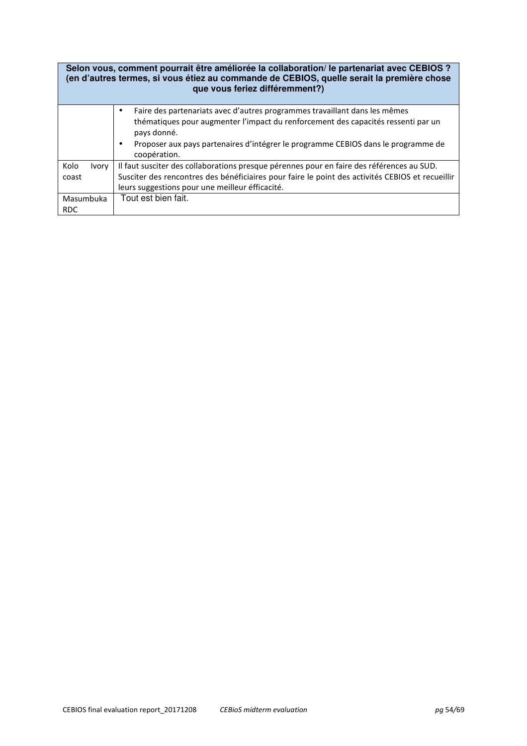| Selon vous, comment pourrait être améliorée la collaboration/ le partenariat avec CEBIOS ? (en d'autres termes, si vous étiez au commande de CEBIOS, quelle serait la première chose que vous feriez différemment?) | |
|---|---|
| | • Faire des partenariats avec d'autres programmes travaillant dans les mêmes thématiques pour augmenter l'impact du renforcement des capacités ressenti par un pays donné.<br>• Proposer aux pays partenaires d'intégrer le programme CEBIOS dans le programme de coopération. |
| Kolo Ivory coast | Il faut susciter des collaborations presque pérennes pour en faire des références au SUD. Susciter des rencontres des bénéficiaires pour faire le point des activités CEBIOS et recueillir leurs suggestions pour une meilleur éfficacité. |
| Masumbuka RDC | Tout est bien fait. |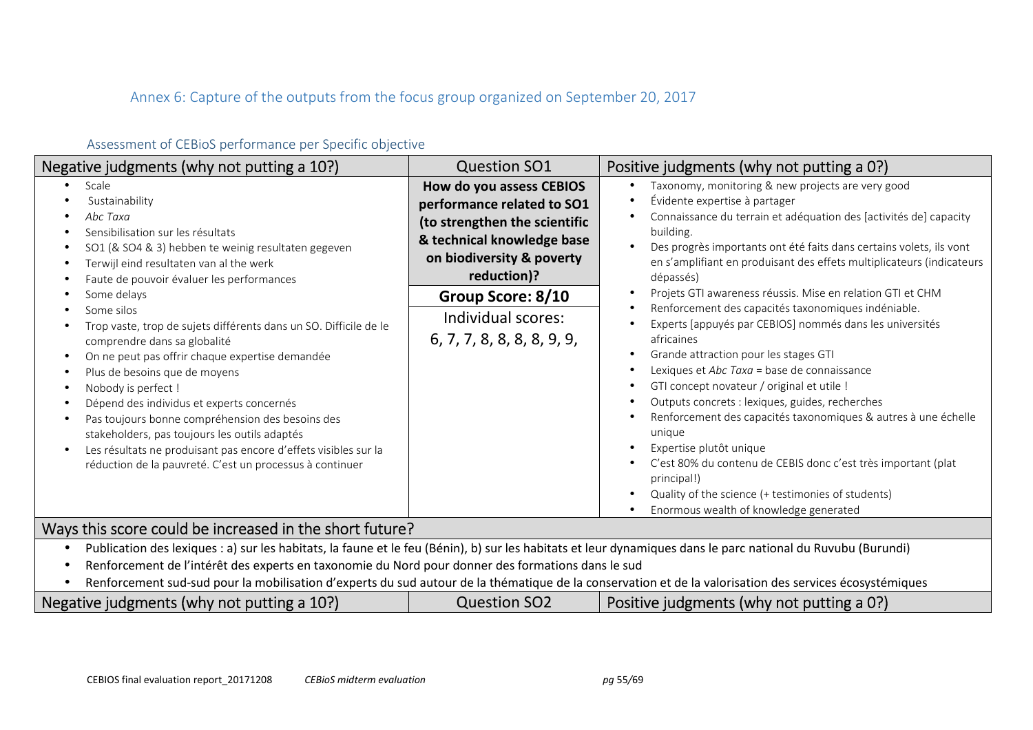## Annex 6: Capture of the outputs from the focus group organized on September 20, 2017

### Assessment of CEBioS performance per Specific objective

| Negative judgments (why not putting a 10?) | Question SO1 | Positive judgments (why not putting a 0?) |
|---|---|---|
| • Scale<br>• Sustainability<br>• *Abc Taxa*<br>• Sensibilisation sur les résultats<br>• SO1 (& SO4 & 3) hebben te weinig resultaten gegeven<br>• Terwijl eind resultaten van al the werk<br>• Faute de pouvoir évaluer les performances<br>• Some delays<br>• Some silos<br>• Trop vaste, trop de sujets différents dans un SO. Difficile de le comprendre dans sa globalité<br>• On ne peut pas offrir chaque expertise demandée<br>• Plus de besoins que de moyens<br>• Nobody is perfect !<br>• Dépend des individus et experts concernés<br>• Pas toujours bonne compréhension des besoins des stakeholders, pas toujours les outils adaptés<br>• Les résultats ne produisant pas encore d'effets visibles sur la réduction de la pauvreté. C'est un processus à continuer | **How do you assess CEBIOS performance related to SO1 (to strengthen the scientific & technical knowledge base on biodiversity & poverty reduction)?**<br>**Group Score: 8/10**<br>Individual scores:<br>6, 7, 7, 8, 8, 8, 8, 9, 9, | • Taxonomy, monitoring & new projects are very good<br>• Évidente expertise à partager<br>• Connaissance du terrain et adéquation des [activités de] capacity building.<br>• Des progrès importants ont été faits dans certains volets, ils vont en s'amplifiant en produisant des effets multiplicateurs (indicateurs dépassés)<br>• Projets GTI awareness réussis. Mise en relation GTI et CHM<br>• Renforcement des capacités taxonomiques indéniable.<br>• Experts [appuyés par CEBIOS] nommés dans les universités africaines<br>• Grande attraction pour les stages GTI<br>• Lexiques et *Abc Taxa* = base de connaissance<br>• GTI concept novateur / original et utile !<br>• Outputs concrets : lexiques, guides, recherches<br>• Renforcement des capacités taxonomiques & autres à une échelle unique<br>• Expertise plutôt unique<br>• C'est 80% du contenu de CEBIS donc c'est très important (plat principal!)<br>• Quality of the science (+ testimonies of students)<br>• Enormous wealth of knowledge generated |
| **Ways this score could be increased in the short future?** | | |
| • Publication des lexiques : a) sur les habitats, la faune et le feu (Bénin), b) sur les habitats et leur dynamiques dans le parc national du Ruvubu (Burundi)<br>• Renforcement de l'intérêt des experts en taxonomie du Nord pour donner des formations dans le sud<br>• Renforcement sud-sud pour la mobilisation d'experts du sud autour de la thématique de la conservation et de la valorisation des services écosystémiques | | |
| **Negative judgments (why not putting a 10?)** | **Question SO2** | **Positive judgments (why not putting a 0?)** |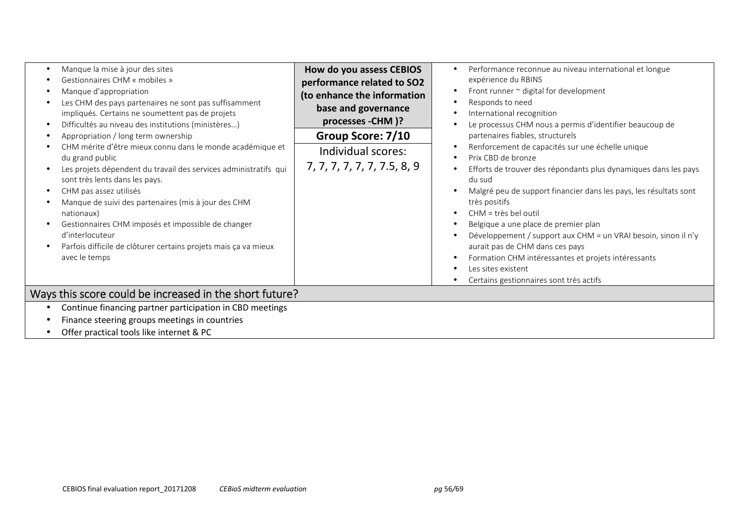| | How do you assess CEBIOS performance related to SO2 (to enhance the information base and governance processes -CHM )? | |
|---|---|---|
| • Manque la mise à jour des sites<br>• Gestionnaires CHM « mobiles »<br>• Manque d'appropriation<br>• Les CHM des pays partenaires ne sont pas suffisamment impliqués. Certains ne soumettent pas de projets<br>• Difficultés au niveau des institutions (ministères…)<br>• Appropriation / long term ownership<br>• CHM mérite d'être mieux connu dans le monde académique et du grand public<br>• Les projets dépendent du travail des services administratifs qui sont très lents dans les pays.<br>• CHM pas assez utilisés<br>• Manque de suivi des partenaires (mis à jour des CHM nationaux)<br>• Gestionnaires CHM imposés et impossible de changer d'interlocuteur<br>• Parfois difficile de clôturer certains projets mais ça va mieux avec le temps | **Group Score: 7/10**<br><br>Individual scores:<br>7, 7, 7, 7, 7, 7, 7.5, 8, 9 | • Performance reconnue au niveau international et longue expérience du RBINS<br>• Front runner ~ digital for development<br>• Responds to need<br>• International recognition<br>• Le processus CHM nous a permis d'identifier beaucoup de partenaires fiables, structurels<br>• Renforcement de capacités sur une échelle unique<br>• Prix CBD de bronze<br>• Efforts de trouver des répondants plus dynamiques dans les pays du sud<br>• Malgré peu de support financier dans les pays, les résultats sont très positifs<br>• CHM = très bel outil<br>• Belgique a une place de premier plan<br>• Développement / support aux CHM = un VRAI besoin, sinon il n'y aurait pas de CHM dans ces pays<br>• Formation CHM intéressantes et projets intéressants<br>• Les sites existent<br>• Certains gestionnaires sont très actifs |

## Ways this score could be increased in the short future?

- Continue financing partner participation in CBD meetings
- Finance steering groups meetings in countries
- Offer practical tools like internet & PC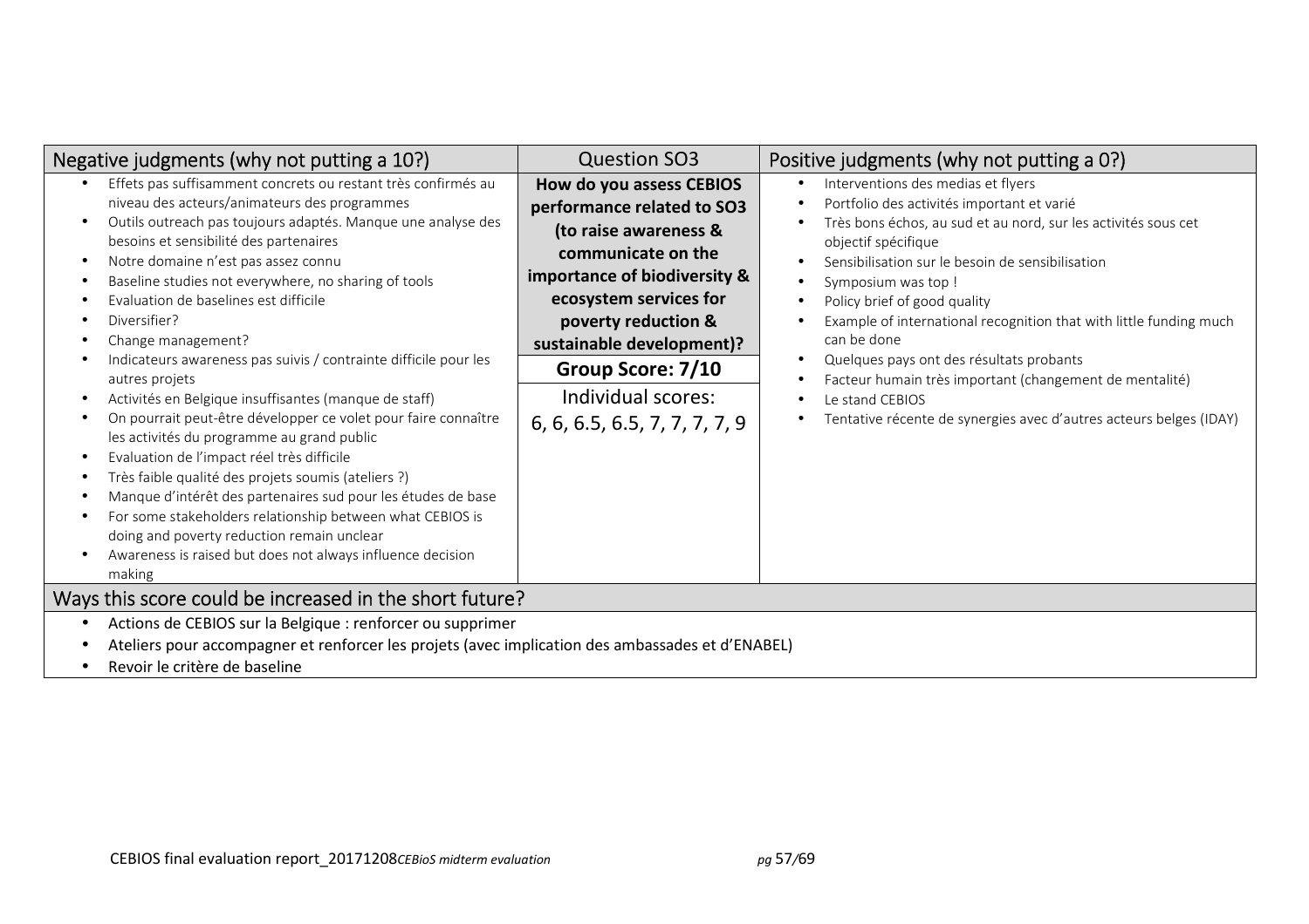| Negative judgments (why not putting a 10?) | Question SO3 | Positive judgments (why not putting a 0?) |
|---|---|---|
| • Effets pas suffisamment concrets ou restant très confirmés au niveau des acteurs/animateurs des programmes<br>• Outils outreach pas toujours adaptés. Manque une analyse des besoins et sensibilité des partenaires<br>• Notre domaine n'est pas assez connu<br>• Baseline studies not everywhere, no sharing of tools<br>• Evaluation de baselines est difficile<br>• Diversifier?<br>• Change management?<br>• Indicateurs awareness pas suivis / contrainte difficile pour les autres projets<br>• Activités en Belgique insuffisantes (manque de staff)<br>• On pourrait peut-être développer ce volet pour faire connaître les activités du programme au grand public<br>• Evaluation de l'impact réel très difficile<br>• Très faible qualité des projets soumis (ateliers ?)<br>• Manque d'intérêt des partenaires sud pour les études de base<br>• For some stakeholders relationship between what CEBIOS is doing and poverty reduction remain unclear<br>• Awareness is raised but does not always influence decision making | **How do you assess CEBIOS performance related to SO3 (to raise awareness & communicate on the importance of biodiversity & ecosystem services for poverty reduction & sustainable development)?**<br><br>**Group Score: 7/10**<br><br>Individual scores:<br>6, 6, 6.5, 6.5, 7, 7, 7, 7, 9 | • Interventions des medias et flyers<br>• Portfolio des activités important et varié<br>• Très bons échos, au sud et au nord, sur les activités sous cet objectif spécifique<br>• Sensibilisation sur le besoin de sensibilisation<br>• Symposium was top !<br>• Policy brief of good quality<br>• Example of international recognition that with little funding much can be done<br>• Quelques pays ont des résultats probants<br>• Facteur humain très important (changement de mentalité)<br>• Le stand CEBIOS<br>• Tentative récente de synergies avec d'autres acteurs belges (IDAY) |
| **Ways this score could be increased in the short future?** | | |
| • Actions de CEBIOS sur la Belgique : renforcer ou supprimer<br>• Ateliers pour accompagner et renforcer les projets (avec implication des ambassades et d'ENABEL)<br>• Revoir le critère de baseline | | |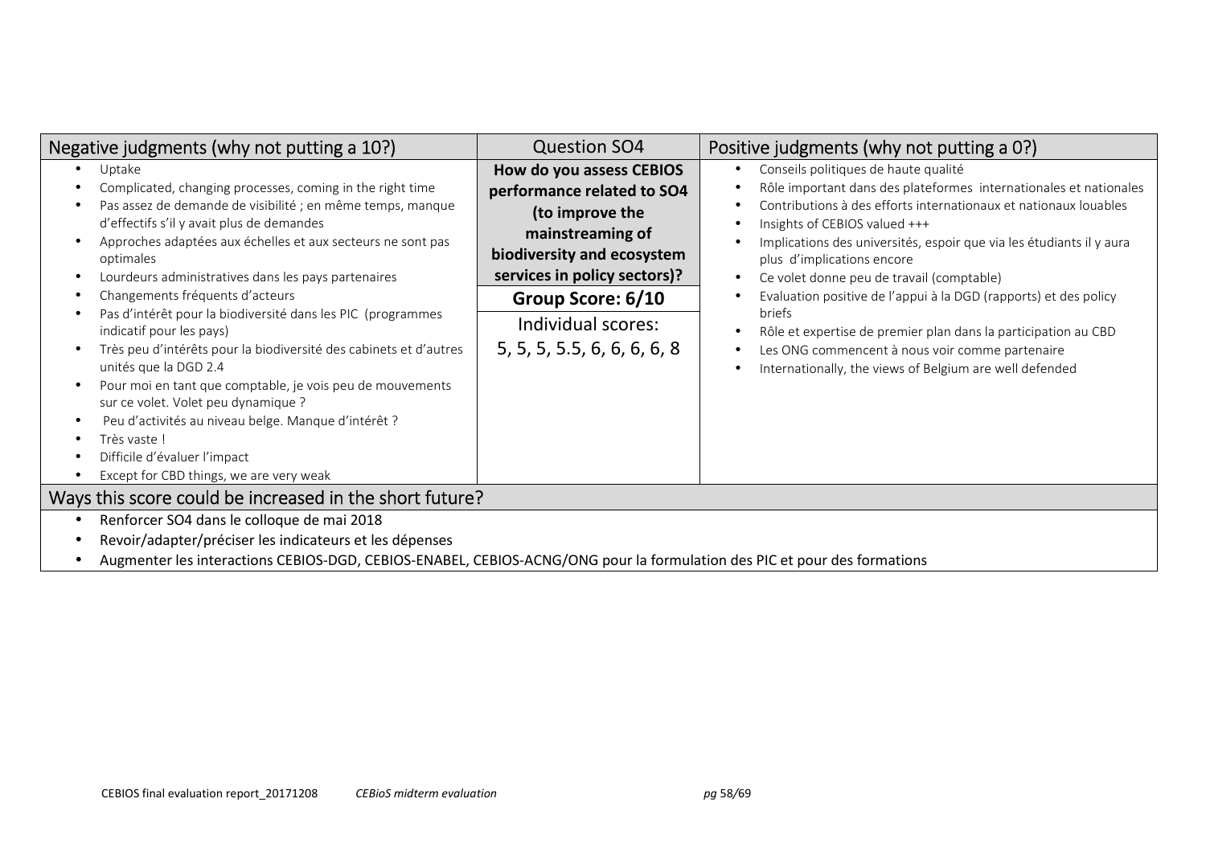| Negative judgments (why not putting a 10?) | Question SO4 | Positive judgments (why not putting a 0?) |
|---|---|---|
| • Uptake<br>• Complicated, changing processes, coming in the right time<br>• Pas assez de demande de visibilité ; en même temps, manque d'effectifs s'il y avait plus de demandes<br>• Approches adaptées aux échelles et aux secteurs ne sont pas optimales<br>• Lourdeurs administratives dans les pays partenaires<br>• Changements fréquents d'acteurs<br>• Pas d'intérêt pour la biodiversité dans les PIC (programmes indicatif pour les pays)<br>• Très peu d'intérêts pour la biodiversité des cabinets et d'autres unités que la DGD 2.4<br>• Pour moi en tant que comptable, je vois peu de mouvements sur ce volet. Volet peu dynamique ?<br>• Peu d'activités au niveau belge. Manque d'intérêt ?<br>• Très vaste !<br>• Difficile d'évaluer l'impact<br>• Except for CBD things, we are very weak | **How do you assess CEBIOS performance related to SO4 (to improve the mainstreaming of biodiversity and ecosystem services in policy sectors)?**<br>**Group Score: 6/10**<br>Individual scores:<br>5, 5, 5, 5.5, 6, 6, 6, 6, 8 | • Conseils politiques de haute qualité<br>• Rôle important dans des plateformes internationales et nationales<br>• Contributions à des efforts internationaux et nationaux louables<br>• Insights of CEBIOS valued +++<br>• Implications des universités, espoir que via les étudiants il y aura plus d'implications encore<br>• Ce volet donne peu de travail (comptable)<br>• Evaluation positive de l'appui à la DGD (rapports) et des policy briefs<br>• Rôle et expertise de premier plan dans la participation au CBD<br>• Les ONG commencent à nous voir comme partenaire<br>• Internationally, the views of Belgium are well defended |

## Ways this score could be increased in the short future?

- Renforcer SO4 dans le colloque de mai 2018
- Revoir/adapter/préciser les indicateurs et les dépenses
- Augmenter les interactions CEBIOS-DGD, CEBIOS-ENABEL, CEBIOS-ACNG/ONG pour la formulation des PIC et pour des formations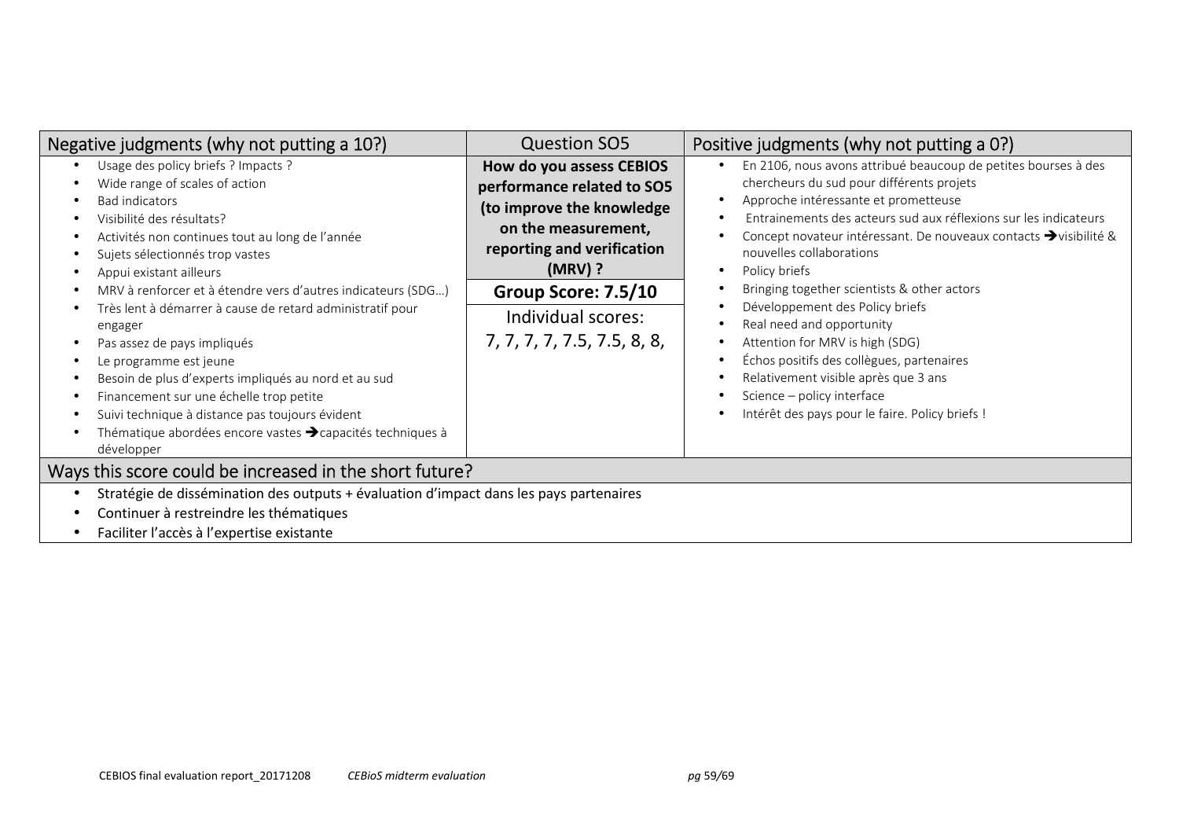| Negative judgments (why not putting a 10?) | Question SO5 | Positive judgments (why not putting a 0?) |
|---|---|---|
| • Usage des policy briefs ? Impacts ?<br>• Wide range of scales of action<br>• Bad indicators<br>• Visibilité des résultats?<br>• Activités non continues tout au long de l'année<br>• Sujets sélectionnés trop vastes<br>• Appui existant ailleurs<br>• MRV à renforcer et à étendre vers d'autres indicateurs (SDG…)<br>• Très lent à démarrer à cause de retard administratif pour engager<br>• Pas assez de pays impliqués<br>• Le programme est jeune<br>• Besoin de plus d'experts impliqués au nord et au sud<br>• Financement sur une échelle trop petite<br>• Suivi technique à distance pas toujours évident<br>• Thématique abordées encore vastes ➔capacités techniques à développer | **How do you assess CEBIOS performance related to SO5 (to improve the knowledge on the measurement, reporting and verification (MRV) ?**<br><br>**Group Score: 7.5/10**<br><br>Individual scores:<br>7, 7, 7, 7, 7.5, 7.5, 8, 8, | • En 2106, nous avons attribué beaucoup de petites bourses à des chercheurs du sud pour différents projets<br>• Approche intéressante et prometteuse<br>• Entrainements des acteurs sud aux réflexions sur les indicateurs<br>• Concept novateur intéressant. De nouveaux contacts ➔visibilité & nouvelles collaborations<br>• Policy briefs<br>• Bringing together scientists & other actors<br>• Développement des Policy briefs<br>• Real need and opportunity<br>• Attention for MRV is high (SDG)<br>• Échos positifs des collègues, partenaires<br>• Relativement visible après que 3 ans<br>• Science – policy interface<br>• Intérêt des pays pour le faire. Policy briefs ! |
| **Ways this score could be increased in the short future?** | | |
| • Stratégie de dissémination des outputs + évaluation d'impact dans les pays partenaires<br>• Continuer à restreindre les thématiques<br>• Faciliter l'accès à l'expertise existante | | |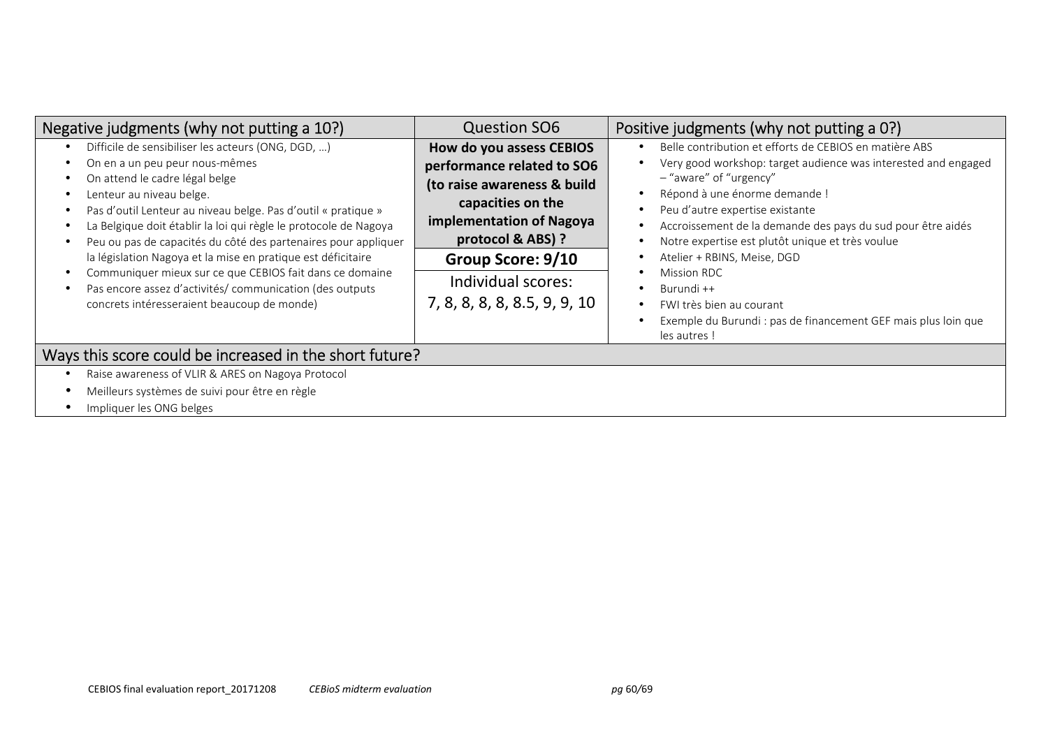| Negative judgments (why not putting a 10?) | Question SO6 | Positive judgments (why not putting a 0?) |
|---|---|---|
| • Difficile de sensibiliser les acteurs (ONG, DGD, …)<br>• On en a un peu peur nous-mêmes<br>• On attend le cadre légal belge<br>• Lenteur au niveau belge.<br>• Pas d'outil Lenteur au niveau belge. Pas d'outil « pratique »<br>• La Belgique doit établir la loi qui règle le protocole de Nagoya<br>• Peu ou pas de capacités du côté des partenaires pour appliquer la législation Nagoya et la mise en pratique est déficitaire<br>• Communiquer mieux sur ce que CEBIOS fait dans ce domaine<br>• Pas encore assez d'activités/ communication (des outputs concrets intéresseraient beaucoup de monde) | **How do you assess CEBIOS performance related to SO6 (to raise awareness & build capacities on the implementation of Nagoya protocol & ABS) ?**<br><br>**Group Score: 9/10**<br><br>Individual scores:<br>7, 8, 8, 8, 8.5, 9, 9, 10 | • Belle contribution et efforts de CEBIOS en matière ABS<br>• Very good workshop: target audience was interested and engaged – "aware" of "urgency"<br>• Répond à une énorme demande !<br>• Peu d'autre expertise existante<br>• Accroissement de la demande des pays du sud pour être aidés<br>• Notre expertise est plutôt unique et très voulue<br>• Atelier + RBINS, Meise, DGD<br>• Mission RDC<br>• Burundi ++<br>• FWI très bien au courant<br>• Exemple du Burundi : pas de financement GEF mais plus loin que les autres ! |

## Ways this score could be increased in the short future?

- Raise awareness of VLIR & ARES on Nagoya Protocol
- Meilleurs systèmes de suivi pour être en règle
- Impliquer les ONG belges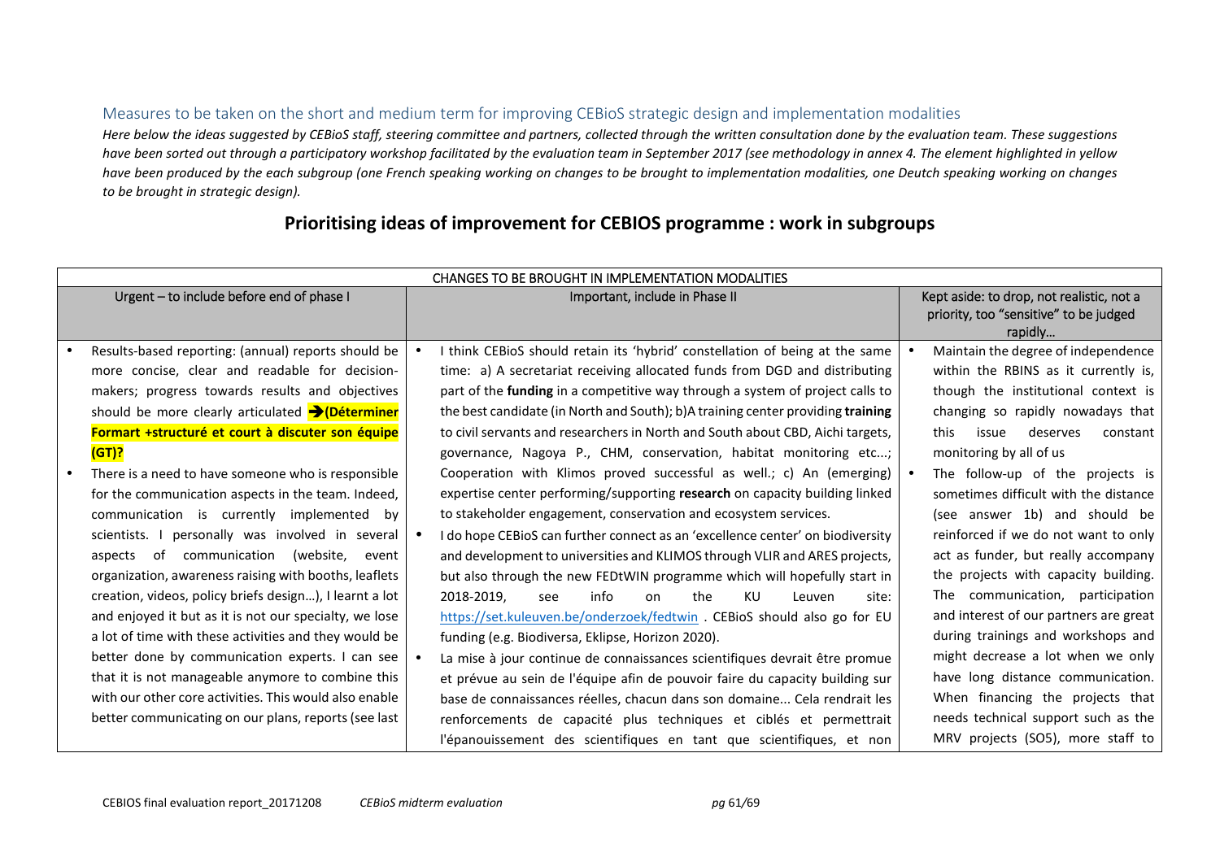## Measures to be taken on the short and medium term for improving CEBioS strategic design and implementation modalities

*Here below the ideas suggested by CEBioS staff, steering committee and partners, collected through the written consultation done by the evaluation team. These suggestions have been sorted out through a participatory workshop facilitated by the evaluation team in September 2017 (see methodology in annex 4. The element highlighted in yellow have been produced by the each subgroup (one French speaking working on changes to be brought to implementation modalities, one Deutch speaking working on changes to be brought in strategic design).*

# Prioritising ideas of improvement for CEBIOS programme : work in subgroups

| CHANGES TO BE BROUGHT IN IMPLEMENTATION MODALITIES | | |
|---|---|---|
| Urgent – to include before end of phase I | Important, include in Phase II | Kept aside: to drop, not realistic, not a priority, too "sensitive" to be judged rapidly… |
| • Results-based reporting: (annual) reports should be more concise, clear and readable for decision-makers; progress towards results and objectives should be more clearly articulated ➔**(Déterminer Formart +structuré et court à discuter son équipe (GT)?**<br>• There is a need to have someone who is responsible for the communication aspects in the team. Indeed, communication is currently implemented by scientists. I personally was involved in several aspects of communication (website, event organization, awareness raising with booths, leaflets creation, videos, policy briefs design…), I learnt a lot and enjoyed it but as it is not our specialty, we lose a lot of time with these activities and they would be better done by communication experts. I can see that it is not manageable anymore to combine this with our other core activities. This would also enable better communicating on our plans, reports (see last | • I think CEBioS should retain its 'hybrid' constellation of being at the same time: a) A secretariat receiving allocated funds from DGD and distributing part of the **funding** in a competitive way through a system of project calls to the best candidate (in North and South); b)A training center providing **training** to civil servants and researchers in North and South about CBD, Aichi targets, governance, Nagoya P., CHM, conservation, habitat monitoring etc...; Cooperation with Klimos proved successful as well.; c) An (emerging) expertise center performing/supporting **research** on capacity building linked to stakeholder engagement, conservation and ecosystem services.<br>• I do hope CEBioS can further connect as an 'excellence center' on biodiversity and development to universities and KLIMOS through VLIR and ARES projects, but also through the new FEDtWIN programme which will hopefully start in 2018-2019, see info on the KU Leuven site: https://set.kuleuven.be/onderzoek/fedtwin . CEBioS should also go for EU funding (e.g. Biodiversa, Eklipse, Horizon 2020).<br>• La mise à jour continue de connaissances scientifiques devrait être promue et prévue au sein de l'équipe afin de pouvoir faire du capacity building sur base de connaissances réelles, chacun dans son domaine... Cela rendrait les renforcements de capacité plus techniques et ciblés et permettrait l'épanouissement des scientifiques en tant que scientifiques, et non | • Maintain the degree of independence within the RBINS as it currently is, though the institutional context is changing so rapidly nowadays that this issue deserves constant monitoring by all of us<br>• The follow-up of the projects is sometimes difficult with the distance (see answer 1b) and should be reinforced if we do not want to only act as funder, but really accompany the projects with capacity building. The communication, participation and interest of our partners are great during trainings and workshops and might decrease a lot when we only have long distance communication. When financing the projects that needs technical support such as the MRV projects (SO5), more staff to |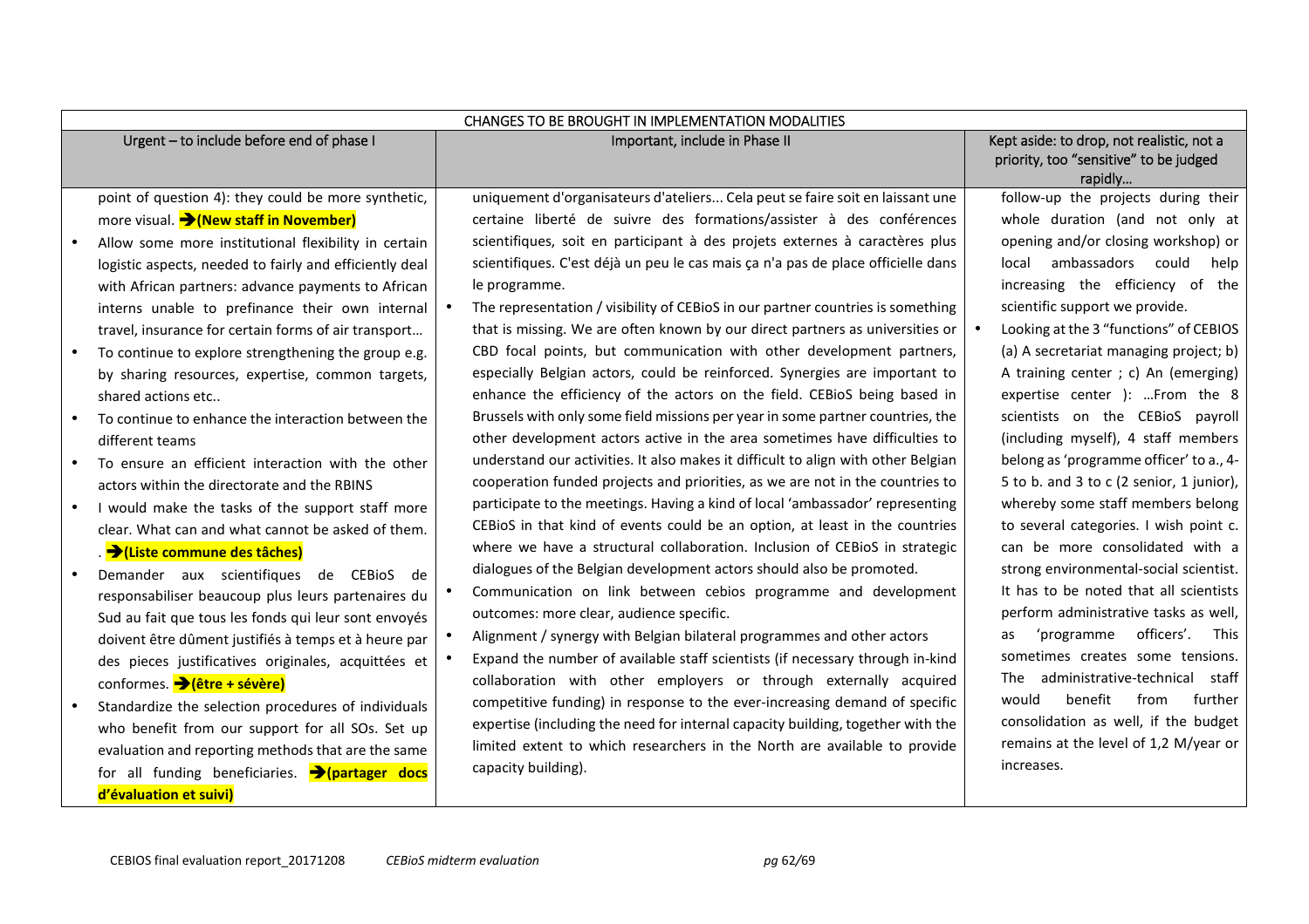| CHANGES TO BE BROUGHT IN IMPLEMENTATION MODALITIES | | |
|---|---|---|
| Urgent – to include before end of phase I | Important, include in Phase II | Kept aside: to drop, not realistic, not a priority, too "sensitive" to be judged rapidly… |
| point of question 4): they could be more synthetic, more visual. **→(New staff in November)**<br>• Allow some more institutional flexibility in certain logistic aspects, needed to fairly and efficiently deal with African partners: advance payments to African interns unable to prefinance their own internal travel, insurance for certain forms of air transport…<br>• To continue to explore strengthening the group e.g. by sharing resources, expertise, common targets, shared actions etc..<br>• To continue to enhance the interaction between the different teams<br>• To ensure an efficient interaction with the other actors within the directorate and the RBINS<br>• I would make the tasks of the support staff more clear. What can and what cannot be asked of them. . **→(Liste commune des tâches)**<br>• Demander aux scientifiques de CEBioS de responsabiliser beaucoup plus leurs partenaires du Sud au fait que tous les fonds qui leur sont envoyés doivent être dûment justifiés à temps et à heure par des pieces justificatives originales, acquittées et conformes. **→(être + sévère)**<br>• Standardize the selection procedures of individuals who benefit from our support for all SOs. Set up evaluation and reporting methods that are the same for all funding beneficiaries. **→(partager docs d'évaluation et suivi)** | uniquement d'organisateurs d'ateliers... Cela peut se faire soit en laissant une certaine liberté de suivre des formations/assister à des conférences scientifiques, soit en participant à des projets externes à caractères plus scientifiques. C'est déjà un peu le cas mais ça n'a pas de place officielle dans le programme.<br>• The representation / visibility of CEBioS in our partner countries is something that is missing. We are often known by our direct partners as universities or CBD focal points, but communication with other development partners, especially Belgian actors, could be reinforced. Synergies are important to enhance the efficiency of the actors on the field. CEBioS being based in Brussels with only some field missions per year in some partner countries, the other development actors active in the area sometimes have difficulties to understand our activities. It also makes it difficult to align with other Belgian cooperation funded projects and priorities, as we are not in the countries to participate to the meetings. Having a kind of local 'ambassador' representing CEBioS in that kind of events could be an option, at least in the countries where we have a structural collaboration. Inclusion of CEBioS in strategic dialogues of the Belgian development actors should also be promoted.<br>• Communication on link between cebios programme and development outcomes: more clear, audience specific.<br>• Alignment / synergy with Belgian bilateral programmes and other actors<br>• Expand the number of available staff scientists (if necessary through in-kind collaboration with other employers or through externally acquired competitive funding) in response to the ever-increasing demand of specific expertise (including the need for internal capacity building, together with the limited extent to which researchers in the North are available to provide capacity building). | follow-up the projects during their whole duration (and not only at opening and/or closing workshop) or local ambassadors could help increasing the efficiency of the scientific support we provide.<br>• Looking at the 3 "functions" of CEBIOS (a) A secretariat managing project; b) A training center ; c) An (emerging) expertise center ): …From the 8 scientists on the CEBioS payroll (including myself), 4 staff members belong as 'programme officer' to a., 4-5 to b. and 3 to c (2 senior, 1 junior), whereby some staff members belong to several categories. I wish point c. can be more consolidated with a strong environmental-social scientist. It has to be noted that all scientists perform administrative tasks as well, as 'programme officers'. This sometimes creates some tensions. The administrative-technical staff would benefit from further consolidation as well, if the budget remains at the level of 1,2 M/year or increases. |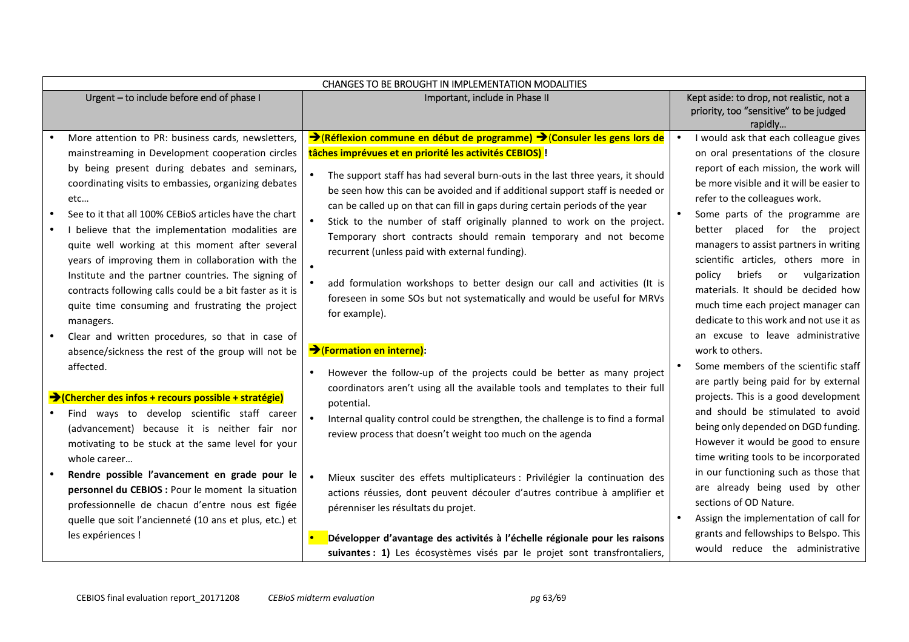| CHANGES TO BE BROUGHT IN IMPLEMENTATION MODALITIES | | |
|---|---|---|
| Urgent – to include before end of phase I | Important, include in Phase II | Kept aside: to drop, not realistic, not a priority, too "sensitive" to be judged rapidly… |
| • More attention to PR: business cards, newsletters, mainstreaming in Development cooperation circles by being present during debates and seminars, coordinating visits to embassies, organizing debates etc…<br>• See to it that all 100% CEBioS articles have the chart<br>• I believe that the implementation modalities are quite well working at this moment after several years of improving them in collaboration with the Institute and the partner countries. The signing of contracts following calls could be a bit faster as it is quite time consuming and frustrating the project managers.<br>• Clear and written procedures, so that in case of absence/sickness the rest of the group will not be affected.<br><br>**➔(Chercher des infos + recours possible + stratégie)**<br>• Find ways to develop scientific staff career (advancement) because it is neither fair nor motivating to be stuck at the same level for your whole career…<br>• **Rendre possible l'avancement en grade pour le personnel du CEBIOS :** Pour le moment la situation professionnelle de chacun d'entre nous est figée quelle que soit l'ancienneté (10 ans et plus, etc.) et les expériences ! | **➔(Réflexion commune en début de programme) ➔(Consuler les gens lors de tâches imprévues et en priorité les activités CEBIOS) !**<br>• The support staff has had several burn-outs in the last three years, it should be seen how this can be avoided and if additional support staff is needed or can be called up on that can fill in gaps during certain periods of the year<br>• Stick to the number of staff originally planned to work on the project. Temporary short contracts should remain temporary and not become recurrent (unless paid with external funding).<br>•<br>• add formulation workshops to better design our call and activities (It is foreseen in some SOs but not systematically and would be useful for MRVs for example).<br><br>**➔(Formation en interne):**<br>• However the follow-up of the projects could be better as many project coordinators aren't using all the available tools and templates to their full potential.<br>• Internal quality control could be strengthen, the challenge is to find a formal review process that doesn't weight too much on the agenda<br><br>• Mieux susciter des effets multiplicateurs : Privilégier la continuation des actions réussies, dont peuvent découler d'autres contribue à amplifier et pérenniser les résultats du projet.<br><br>• **Développer d'avantage des activités à l'échelle régionale pour les raisons suivantes : 1)** Les écosystèmes visés par le projet sont transfrontaliers, | • I would ask that each colleague gives on oral presentations of the closure report of each mission, the work will be more visible and it will be easier to refer to the colleagues work.<br>• Some parts of the programme are better placed for the project managers to assist partners in writing scientific articles, others more in policy briefs or vulgarization materials. It should be decided how much time each project manager can dedicate to this work and not use it as an excuse to leave administrative work to others.<br>• Some members of the scientific staff are partly being paid for by external projects. This is a good development and should be stimulated to avoid being only depended on DGD funding. However it would be good to ensure time writing tools to be incorporated in our functioning such as those that are already being used by other sections of OD Nature.<br>• Assign the implementation of call for grants and fellowships to Belspo. This would reduce the administrative |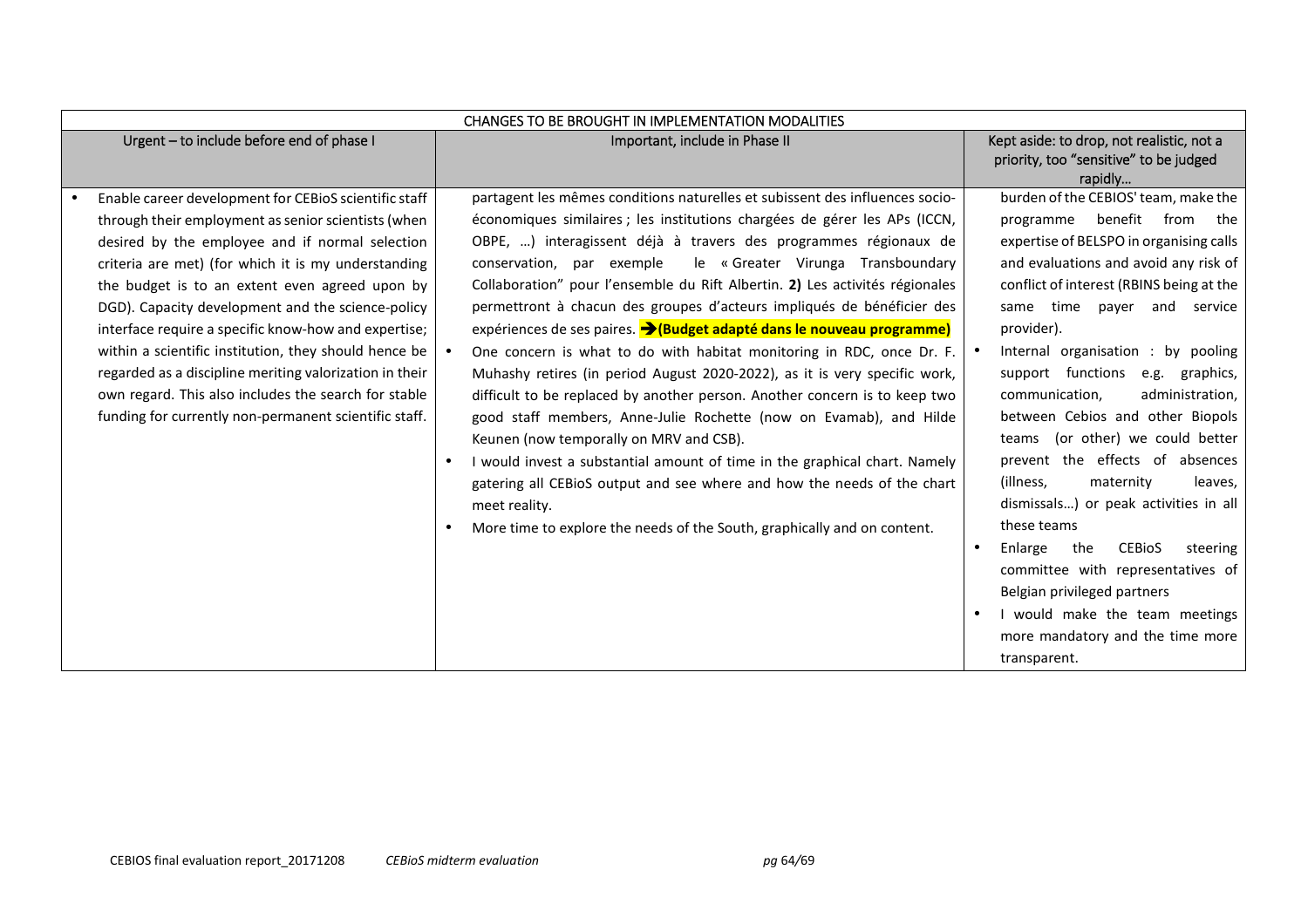| CHANGES TO BE BROUGHT IN IMPLEMENTATION MODALITIES | | |
|---|---|---|
| Urgent – to include before end of phase I | Important, include in Phase II | Kept aside: to drop, not realistic, not a priority, too "sensitive" to be judged rapidly… |
| • Enable career development for CEBioS scientific staff through their employment as senior scientists (when desired by the employee and if normal selection criteria are met) (for which it is my understanding the budget is to an extent even agreed upon by DGD). Capacity development and the science-policy interface require a specific know-how and expertise; within a scientific institution, they should hence be regarded as a discipline meriting valorization in their own regard. This also includes the search for stable funding for currently non-permanent scientific staff. | partagent les mêmes conditions naturelles et subissent des influences socio-économiques similaires ; les institutions chargées de gérer les APs (ICCN, OBPE, …) interagissent déjà à travers des programmes régionaux de conservation, par exemple le « Greater Virunga Transboundary Collaboration" pour l'ensemble du Rift Albertin. **2)** Les activités régionales permettront à chacun des groupes d'acteurs impliqués de bénéficier des expériences de ses paires. **➔(Budget adapté dans le nouveau programme)**<br>• One concern is what to do with habitat monitoring in RDC, once Dr. F. Muhashy retires (in period August 2020-2022), as it is very specific work, difficult to be replaced by another person. Another concern is to keep two good staff members, Anne-Julie Rochette (now on Evamab), and Hilde Keunen (now temporally on MRV and CSB).<br>• I would invest a substantial amount of time in the graphical chart. Namely gatering all CEBioS output and see where and how the needs of the chart meet reality.<br>• More time to explore the needs of the South, graphically and on content. | burden of the CEBIOS' team, make the programme benefit from the expertise of BELSPO in organising calls and evaluations and avoid any risk of conflict of interest (RBINS being at the same time payer and service provider).<br>• Internal organisation : by pooling support functions e.g. graphics, communication, administration, between Cebios and other Biopols teams (or other) we could better prevent the effects of absences (illness, maternity leaves, dismissals…) or peak activities in all these teams<br>• Enlarge the CEBioS steering committee with representatives of Belgian privileged partners<br>• I would make the team meetings more mandatory and the time more transparent. |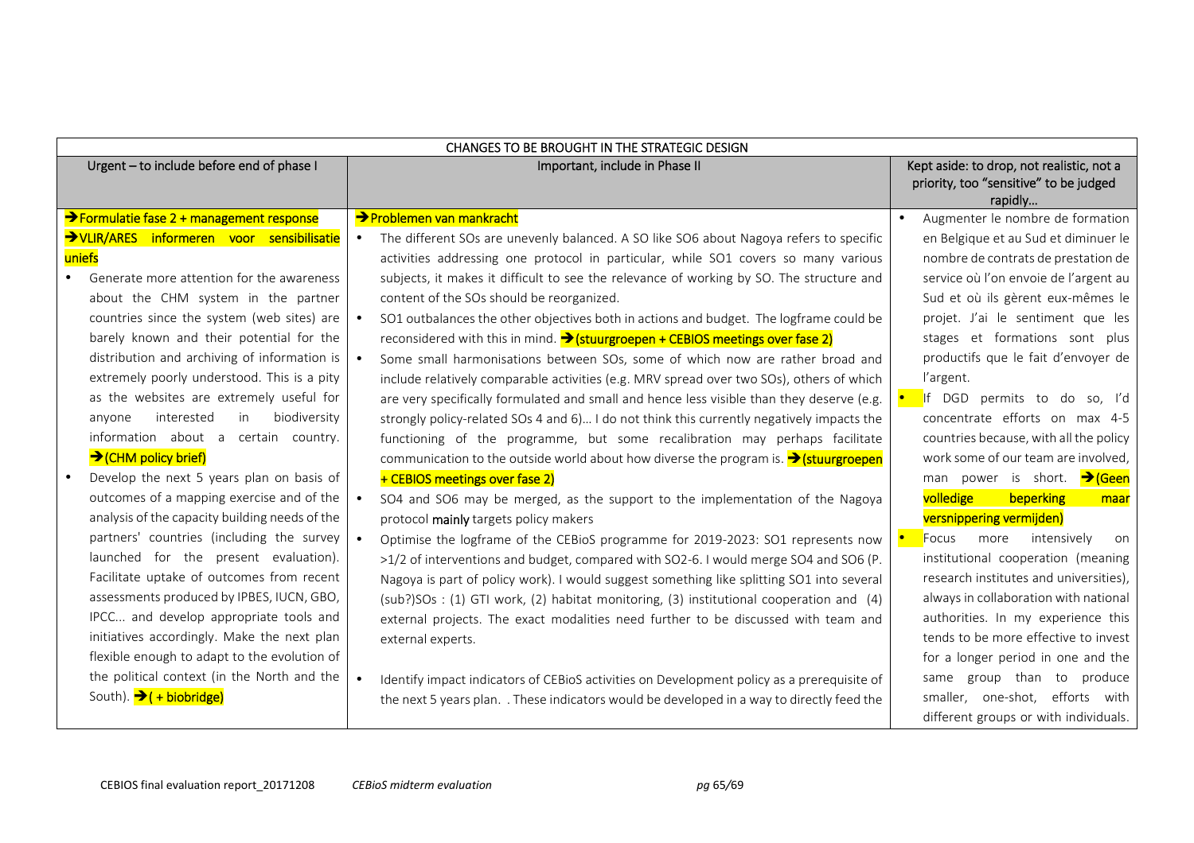| CHANGES TO BE BROUGHT IN THE STRATEGIC DESIGN | | |
|---|---|---|
| Urgent – to include before end of phase I | Important, include in Phase II | Kept aside: to drop, not realistic, not a priority, too "sensitive" to be judged rapidly… |
| ➔Formulatie fase 2 + management response<br>➔VLIR/ARES informeren voor sensibilisatie uniefs<br>• Generate more attention for the awareness about the CHM system in the partner countries since the system (web sites) are barely known and their potential for the distribution and archiving of information is extremely poorly understood. This is a pity as the websites are extremely useful for anyone interested in biodiversity information about a certain country. ➔(CHM policy brief)<br>• Develop the next 5 years plan on basis of outcomes of a mapping exercise and of the analysis of the capacity building needs of the partners' countries (including the survey launched for the present evaluation). Facilitate uptake of outcomes from recent assessments produced by IPBES, IUCN, GBO, IPCC... and develop appropriate tools and initiatives accordingly. Make the next plan flexible enough to adapt to the evolution of the political context (in the North and the South). ➔( + biobridge) | ➔Problemen van mankracht<br>• The different SOs are unevenly balanced. A SO like SO6 about Nagoya refers to specific activities addressing one protocol in particular, while SO1 covers so many various subjects, it makes it difficult to see the relevance of working by SO. The structure and content of the SOs should be reorganized.<br>• SO1 outbalances the other objectives both in actions and budget. The logframe could be reconsidered with this in mind. ➔(stuurgroepen + CEBIOS meetings over fase 2)<br>• Some small harmonisations between SOs, some of which now are rather broad and include relatively comparable activities (e.g. MRV spread over two SOs), others of which are very specifically formulated and small and hence less visible than they deserve (e.g. strongly policy-related SOs 4 and 6)… I do not think this currently negatively impacts the functioning of the programme, but some recalibration may perhaps facilitate communication to the outside world about how diverse the program is. ➔(stuurgroepen + CEBIOS meetings over fase 2)<br>• SO4 and SO6 may be merged, as the support to the implementation of the Nagoya protocol **mainly** targets policy makers<br>• Optimise the logframe of the CEBioS programme for 2019-2023: SO1 represents now >1/2 of interventions and budget, compared with SO2-6. I would merge SO4 and SO6 (P. Nagoya is part of policy work). I would suggest something like splitting SO1 into several (sub?)SOs : (1) GTI work, (2) habitat monitoring, (3) institutional cooperation and (4) external projects. The exact modalities need further to be discussed with team and external experts.<br><br>• Identify impact indicators of CEBioS activities on Development policy as a prerequisite of the next 5 years plan. . These indicators would be developed in a way to directly feed the | • Augmenter le nombre de formation en Belgique et au Sud et diminuer le nombre de contrats de prestation de service où l'on envoie de l'argent au Sud et où ils gèrent eux-mêmes le projet. J'ai le sentiment que les stages et formations sont plus productifs que le fait d'envoyer de l'argent.<br>• If DGD permits to do so, I'd concentrate efforts on max 4-5 countries because, with all the policy work some of our team are involved, man power is short. ➔(Geen volledige beperking maar versnippering vermijden)<br>• Focus more intensively on institutional cooperation (meaning research institutes and universities), always in collaboration with national authorities. In my experience this tends to be more effective to invest for a longer period in one and the same group than to produce smaller, one-shot, efforts with different groups or with individuals. |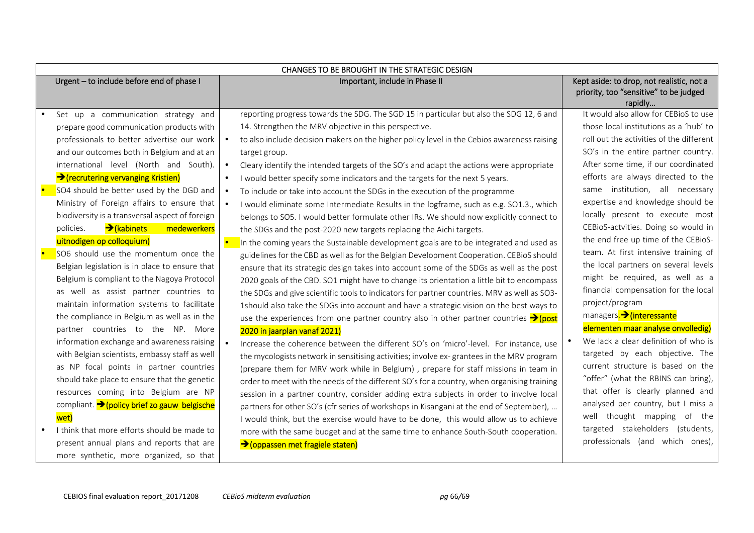| CHANGES TO BE BROUGHT IN THE STRATEGIC DESIGN | | |
|---|---|---|
| Urgent – to include before end of phase I | Important, include in Phase II | Kept aside: to drop, not realistic, not a priority, too "sensitive" to be judged rapidly… |
| • Set up a communication strategy and prepare good communication products with professionals to better advertise our work and our outcomes both in Belgium and at an international level (North and South). ➔(recrutering vervanging Kristien)<br>• SO4 should be better used by the DGD and Ministry of Foreign affairs to ensure that biodiversity is a transversal aspect of foreign policies. ➔(kabinets medewerkers uitnodigen op colloquium)<br>• SO6 should use the momentum once the Belgian legislation is in place to ensure that Belgium is compliant to the Nagoya Protocol as well as assist partner countries to maintain information systems to facilitate the compliance in Belgium as well as in the partner countries to the NP. More information exchange and awareness raising with Belgian scientists, embassy staff as well as NP focal points in partner countries should take place to ensure that the genetic resources coming into Belgium are NP compliant. ➔(policy brief zo gauw belgische wet)<br>• I think that more efforts should be made to present annual plans and reports that are more synthetic, more organized, so that | reporting progress towards the SDG. The SGD 15 in particular but also the SDG 12, 6 and 14. Strengthen the MRV objective in this perspective.<br>• to also include decision makers on the higher policy level in the Cebios awareness raising target group.<br>• Cleary identify the intended targets of the SO's and adapt the actions were appropriate<br>• I would better specify some indicators and the targets for the next 5 years.<br>• To include or take into account the SDGs in the execution of the programme<br>• I would eliminate some Intermediate Results in the logframe, such as e.g. SO1.3., which belongs to SO5. I would better formulate other IRs. We should now explicitly connect to the SDGs and the post-2020 new targets replacing the Aichi targets.<br>• In the coming years the Sustainable development goals are to be integrated and used as guidelines for the CBD as well as for the Belgian Development Cooperation. CEBioS should ensure that its strategic design takes into account some of the SDGs as well as the post 2020 goals of the CBD. SO1 might have to change its orientation a little bit to encompass the SDGs and give scientific tools to indicators for partner countries. MRV as well as SO3-1should also take the SDGs into account and have a strategic vision on the best ways to use the experiences from one partner country also in other partner countries ➔(post 2020 in jaarplan vanaf 2021)<br>• Increase the coherence between the different SO's on 'micro'-level. For instance, use the mycologists network in sensitising activities; involve ex- grantees in the MRV program (prepare them for MRV work while in Belgium) , prepare for staff missions in team in order to meet with the needs of the different SO's for a country, when organising training session in a partner country, consider adding extra subjects in order to involve local partners for other SO's (cfr series of workshops in Kisangani at the end of September), … I would think, but the exercise would have to be done, this would allow us to achieve more with the same budget and at the same time to enhance South-South cooperation. ➔(oppassen met fragiele staten) | It would also allow for CEBioS to use those local institutions as a 'hub' to roll out the activities of the different SO's in the entire partner country. After some time, if our coordinated efforts are always directed to the same institution, all necessary expertise and knowledge should be locally present to execute most CEBioS-actvities. Doing so would in the end free up time of the CEBioS-team. At first intensive training of the local partners on several levels might be required, as well as a financial compensation for the local project/program managers. ➔(interessante elementen maar analyse onvolledig)<br>• We lack a clear definition of who is targeted by each objective. The current structure is based on the "offer" (what the RBINS can bring), that offer is clearly planned and analysed per country, but I miss a well thought mapping of the targeted stakeholders (students, professionals (and which ones), |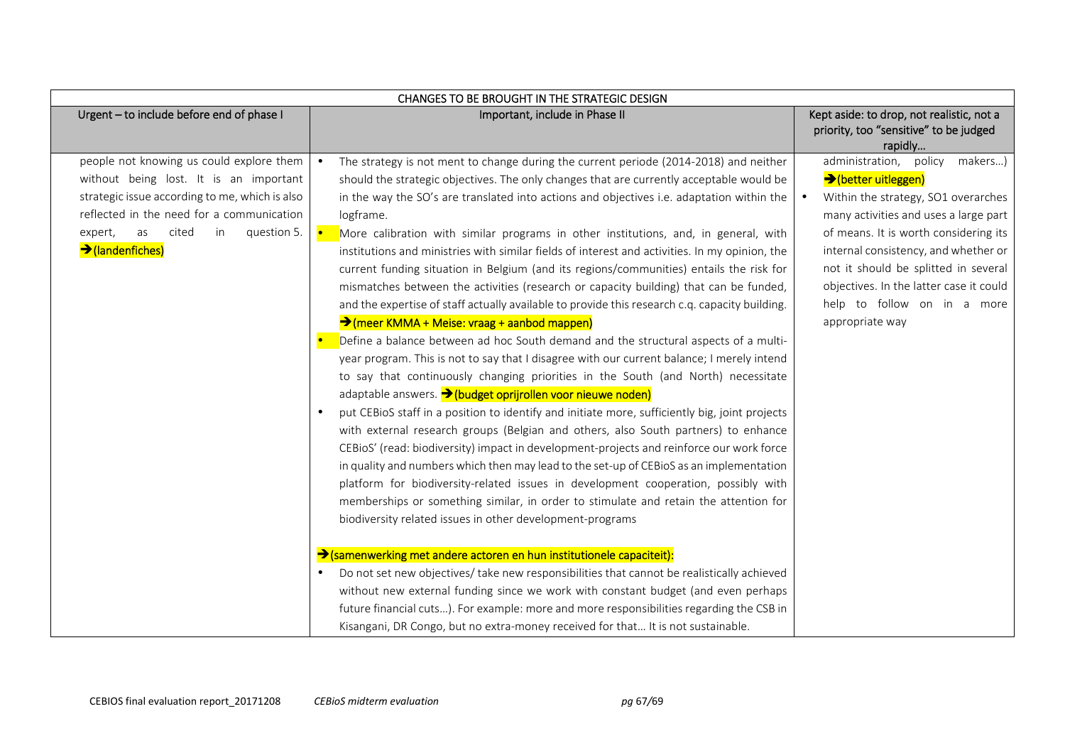| CHANGES TO BE BROUGHT IN THE STRATEGIC DESIGN | | |
|---|---|---|
| Urgent – to include before end of phase I | Important, include in Phase II | Kept aside: to drop, not realistic, not a priority, too "sensitive" to be judged rapidly… |
| people not knowing us could explore them without being lost. It is an important strategic issue according to me, which is also reflected in the need for a communication expert, as cited in question 5. →(landenfiches) | • The strategy is not ment to change during the current periode (2014-2018) and neither should the strategic objectives. The only changes that are currently acceptable would be in the way the SO's are translated into actions and objectives i.e. adaptation within the logframe.<br>• More calibration with similar programs in other institutions, and, in general, with institutions and ministries with similar fields of interest and activities. In my opinion, the current funding situation in Belgium (and its regions/communities) entails the risk for mismatches between the activities (research or capacity building) that can be funded, and the expertise of staff actually available to provide this research c.q. capacity building. →(meer KMMA + Meise: vraag + aanbod mappen)<br>• Define a balance between ad hoc South demand and the structural aspects of a multi-year program. This is not to say that I disagree with our current balance; I merely intend to say that continuously changing priorities in the South (and North) necessitate adaptable answers. →(budget oprijrollen voor nieuwe noden)<br>• put CEBioS staff in a position to identify and initiate more, sufficiently big, joint projects with external research groups (Belgian and others, also South partners) to enhance CEBioS' (read: biodiversity) impact in development-projects and reinforce our work force in quality and numbers which then may lead to the set-up of CEBioS as an implementation platform for biodiversity-related issues in development cooperation, possibly with memberships or something similar, in order to stimulate and retain the attention for biodiversity related issues in other development-programs<br><br>→(samenwerking met andere actoren en hun institutionele capaciteit):<br>• Do not set new objectives/ take new responsibilities that cannot be realistically achieved without new external funding since we work with constant budget (and even perhaps future financial cuts…). For example: more and more responsibilities regarding the CSB in Kisangani, DR Congo, but no extra-money received for that… It is not sustainable. | administration, policy makers…) →(better uitleggen)<br>• Within the strategy, SO1 overarches many activities and uses a large part of means. It is worth considering its internal consistency, and whether or not it should be splitted in several objectives. In the latter case it could help to follow on in a more appropriate way |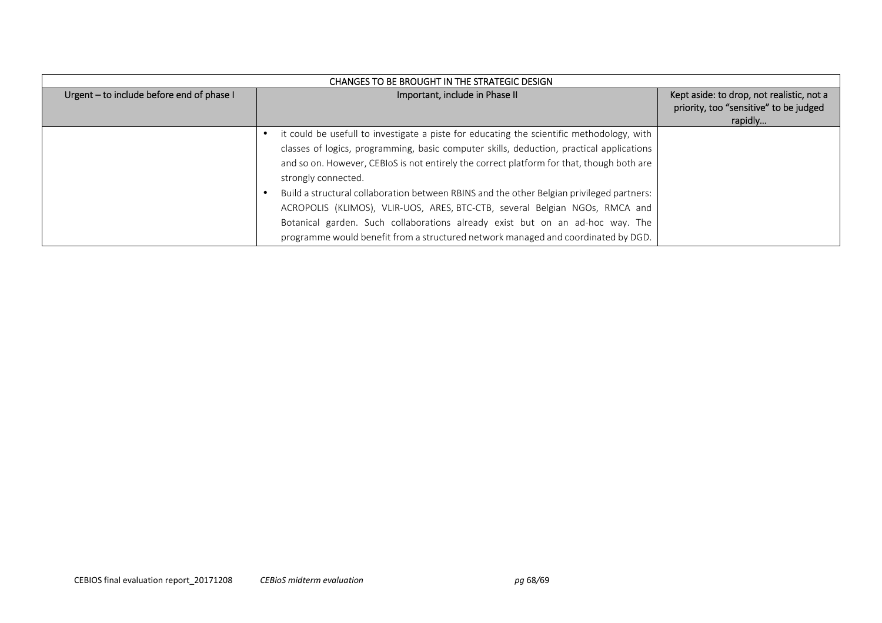| CHANGES TO BE BROUGHT IN THE STRATEGIC DESIGN | | |
|---|---|---|
| Urgent – to include before end of phase I | Important, include in Phase II | Kept aside: to drop, not realistic, not a priority, too "sensitive" to be judged rapidly… |
| | • it could be usefull to investigate a piste for educating the scientific methodology, with classes of logics, programming, basic computer skills, deduction, practical applications and so on. However, CEBIoS is not entirely the correct platform for that, though both are strongly connected.<br>• Build a structural collaboration between RBINS and the other Belgian privileged partners: ACROPOLIS (KLIMOS), VLIR-UOS, ARES, BTC-CTB, several Belgian NGOs, RMCA and Botanical garden. Such collaborations already exist but on an ad-hoc way. The programme would benefit from a structured network managed and coordinated by DGD. | |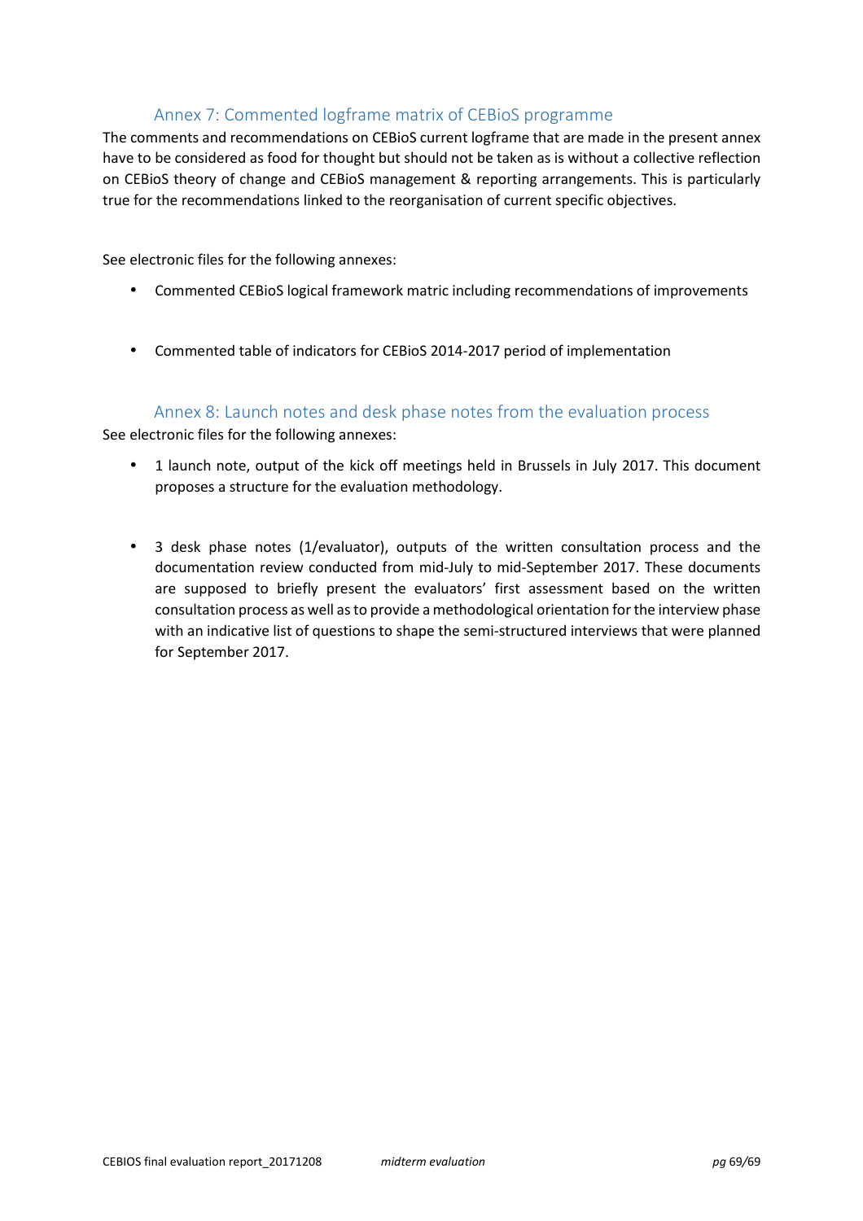## Annex 7: Commented logframe matrix of CEBioS programme

The comments and recommendations on CEBioS current logframe that are made in the present annex have to be considered as food for thought but should not be taken as is without a collective reflection on CEBioS theory of change and CEBioS management & reporting arrangements. This is particularly true for the recommendations linked to the reorganisation of current specific objectives.

See electronic files for the following annexes:

- Commented CEBioS logical framework matric including recommendations of improvements

- Commented table of indicators for CEBioS 2014-2017 period of implementation

## Annex 8: Launch notes and desk phase notes from the evaluation process

See electronic files for the following annexes:

- 1 launch note, output of the kick off meetings held in Brussels in July 2017. This document proposes a structure for the evaluation methodology.

- 3 desk phase notes (1/evaluator), outputs of the written consultation process and the documentation review conducted from mid-July to mid-September 2017. These documents are supposed to briefly present the evaluators' first assessment based on the written consultation process as well as to provide a methodological orientation for the interview phase with an indicative list of questions to shape the semi-structured interviews that were planned for September 2017.